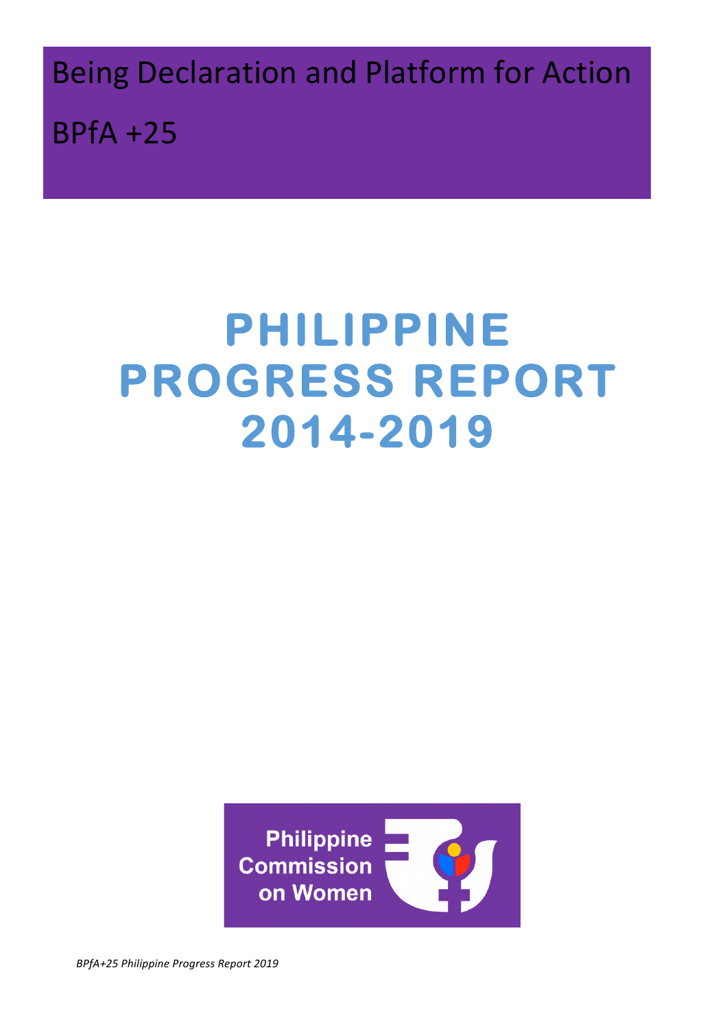Being Declaration and Platform for Action

BPfA +25

# PHILIPPINE PROGRESS REPORT 2014-2019

Philippine Commission on Women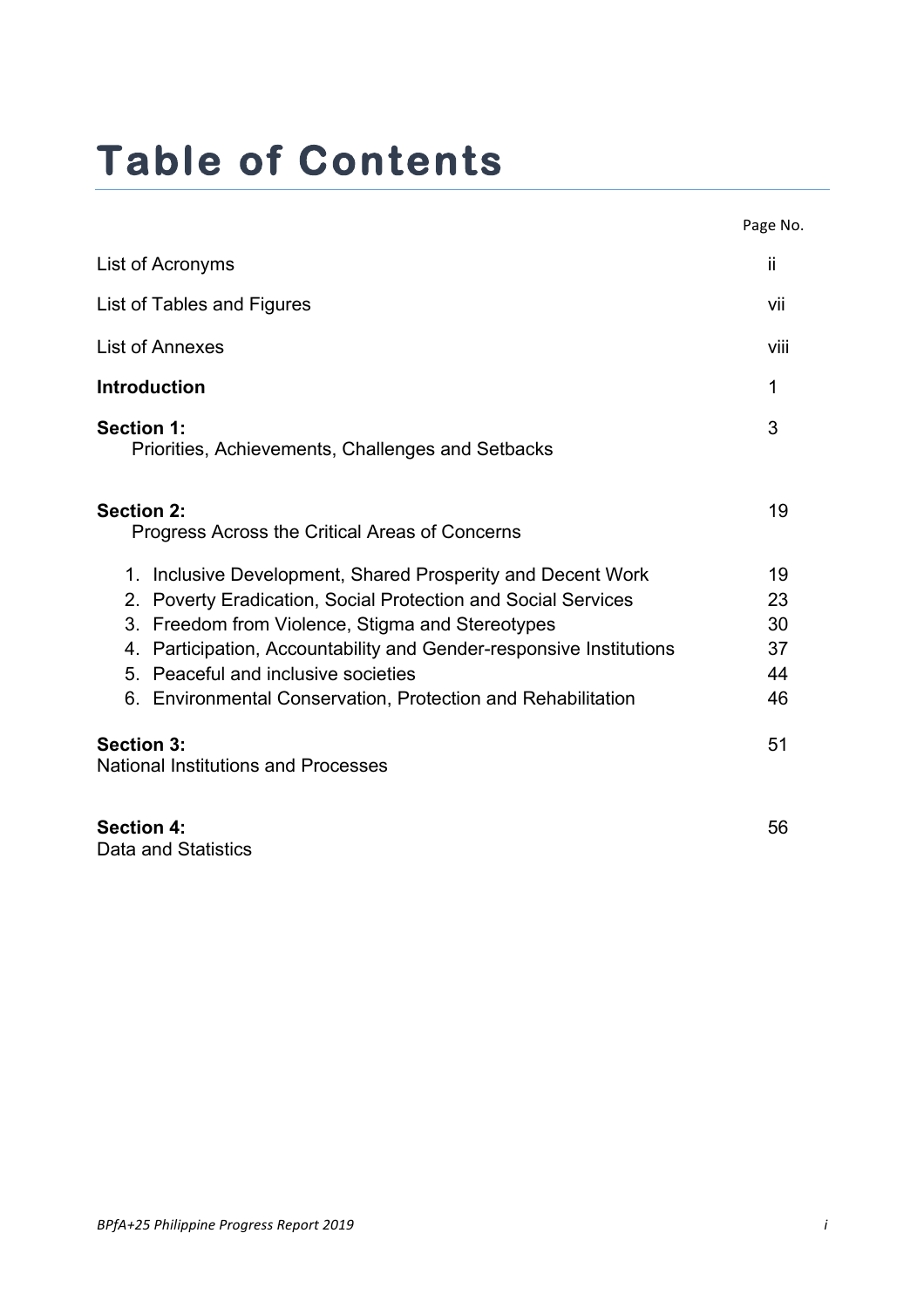# Table of Contents

| | Page No. |
|---|---|
| List of Acronyms | ii |
| List of Tables and Figures | vii |
| List of Annexes | viii |
| **Introduction** | 1 |
| **Section 1:** Priorities, Achievements, Challenges and Setbacks | 3 |
| **Section 2:** Progress Across the Critical Areas of Concerns | 19 |
| 1. Inclusive Development, Shared Prosperity and Decent Work | 19 |
| 2. Poverty Eradication, Social Protection and Social Services | 23 |
| 3. Freedom from Violence, Stigma and Stereotypes | 30 |
| 4. Participation, Accountability and Gender-responsive Institutions | 37 |
| 5. Peaceful and inclusive societies | 44 |
| 6. Environmental Conservation, Protection and Rehabilitation | 46 |
| **Section 3:** National Institutions and Processes | 51 |
| **Section 4:** Data and Statistics | 56 |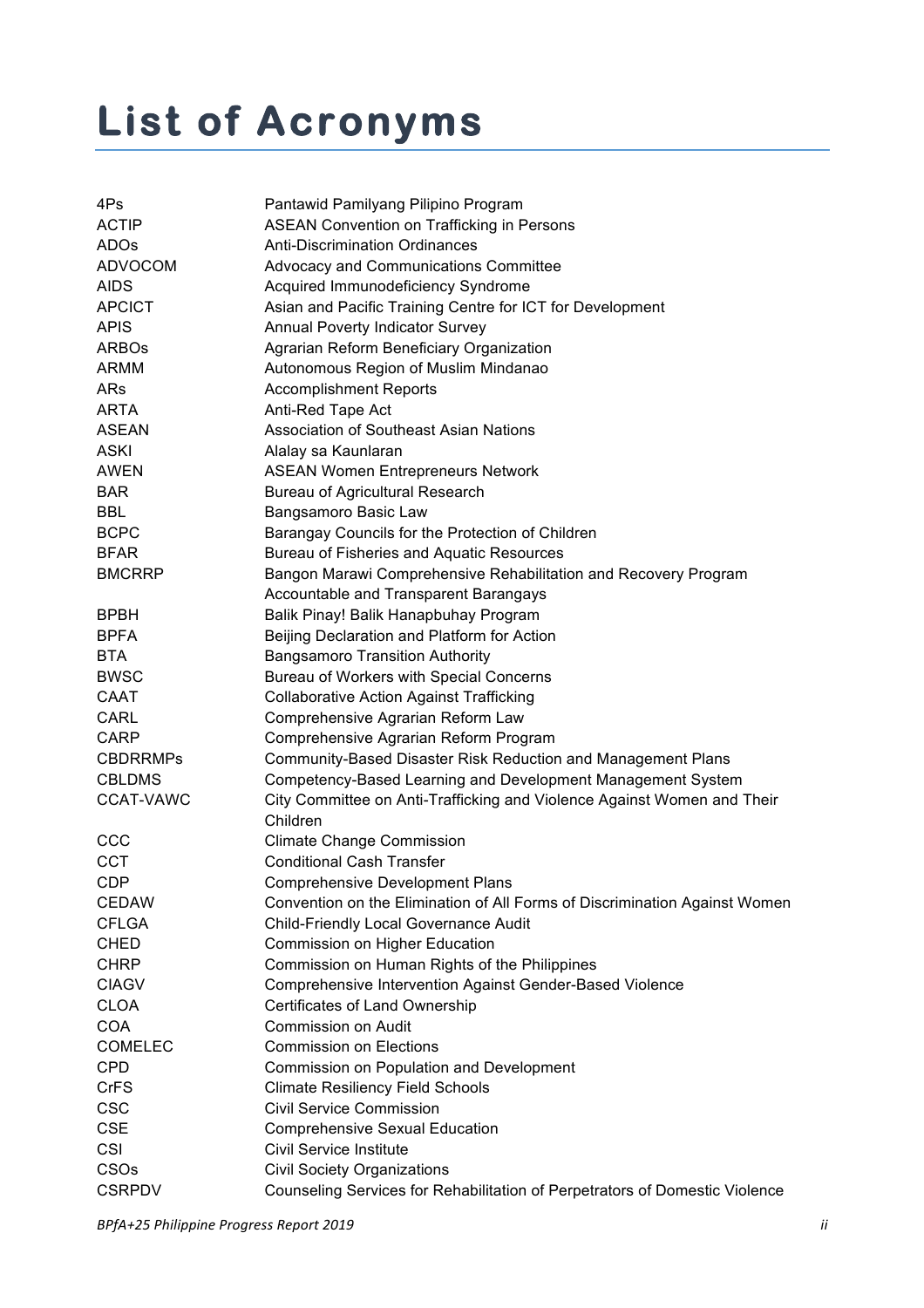# List of Acronyms

| | |
|---|---|
| 4Ps | Pantawid Pamilyang Pilipino Program |
| ACTIP | ASEAN Convention on Trafficking in Persons |
| ADOs | Anti-Discrimination Ordinances |
| ADVOCOM | Advocacy and Communications Committee |
| AIDS | Acquired Immunodeficiency Syndrome |
| APCICT | Asian and Pacific Training Centre for ICT for Development |
| APIS | Annual Poverty Indicator Survey |
| ARBOs | Agrarian Reform Beneficiary Organization |
| ARMM | Autonomous Region of Muslim Mindanao |
| ARs | Accomplishment Reports |
| ARTA | Anti-Red Tape Act |
| ASEAN | Association of Southeast Asian Nations |
| ASKI | Alalay sa Kaunlaran |
| AWEN | ASEAN Women Entrepreneurs Network |
| BAR | Bureau of Agricultural Research |
| BBL | Bangsamoro Basic Law |
| BCPC | Barangay Councils for the Protection of Children |
| BFAR | Bureau of Fisheries and Aquatic Resources |
| BMCRRP | Bangon Marawi Comprehensive Rehabilitation and Recovery Program |
| | Accountable and Transparent Barangays |
| BPBH | Balik Pinay! Balik Hanapbuhay Program |
| BPFA | Beijing Declaration and Platform for Action |
| BTA | Bangsamoro Transition Authority |
| BWSC | Bureau of Workers with Special Concerns |
| CAAT | Collaborative Action Against Trafficking |
| CARL | Comprehensive Agrarian Reform Law |
| CARP | Comprehensive Agrarian Reform Program |
| CBDRRMPs | Community-Based Disaster Risk Reduction and Management Plans |
| CBLDMS | Competency-Based Learning and Development Management System |
| CCAT-VAWC | City Committee on Anti-Trafficking and Violence Against Women and Their Children |
| CCC | Climate Change Commission |
| CCT | Conditional Cash Transfer |
| CDP | Comprehensive Development Plans |
| CEDAW | Convention on the Elimination of All Forms of Discrimination Against Women |
| CFLGA | Child-Friendly Local Governance Audit |
| CHED | Commission on Higher Education |
| CHRP | Commission on Human Rights of the Philippines |
| CIAGV | Comprehensive Intervention Against Gender-Based Violence |
| CLOA | Certificates of Land Ownership |
| COA | Commission on Audit |
| COMELEC | Commission on Elections |
| CPD | Commission on Population and Development |
| CrFS | Climate Resiliency Field Schools |
| CSC | Civil Service Commission |
| CSE | Comprehensive Sexual Education |
| CSI | Civil Service Institute |
| CSOs | Civil Society Organizations |
| CSRPDV | Counseling Services for Rehabilitation of Perpetrators of Domestic Violence |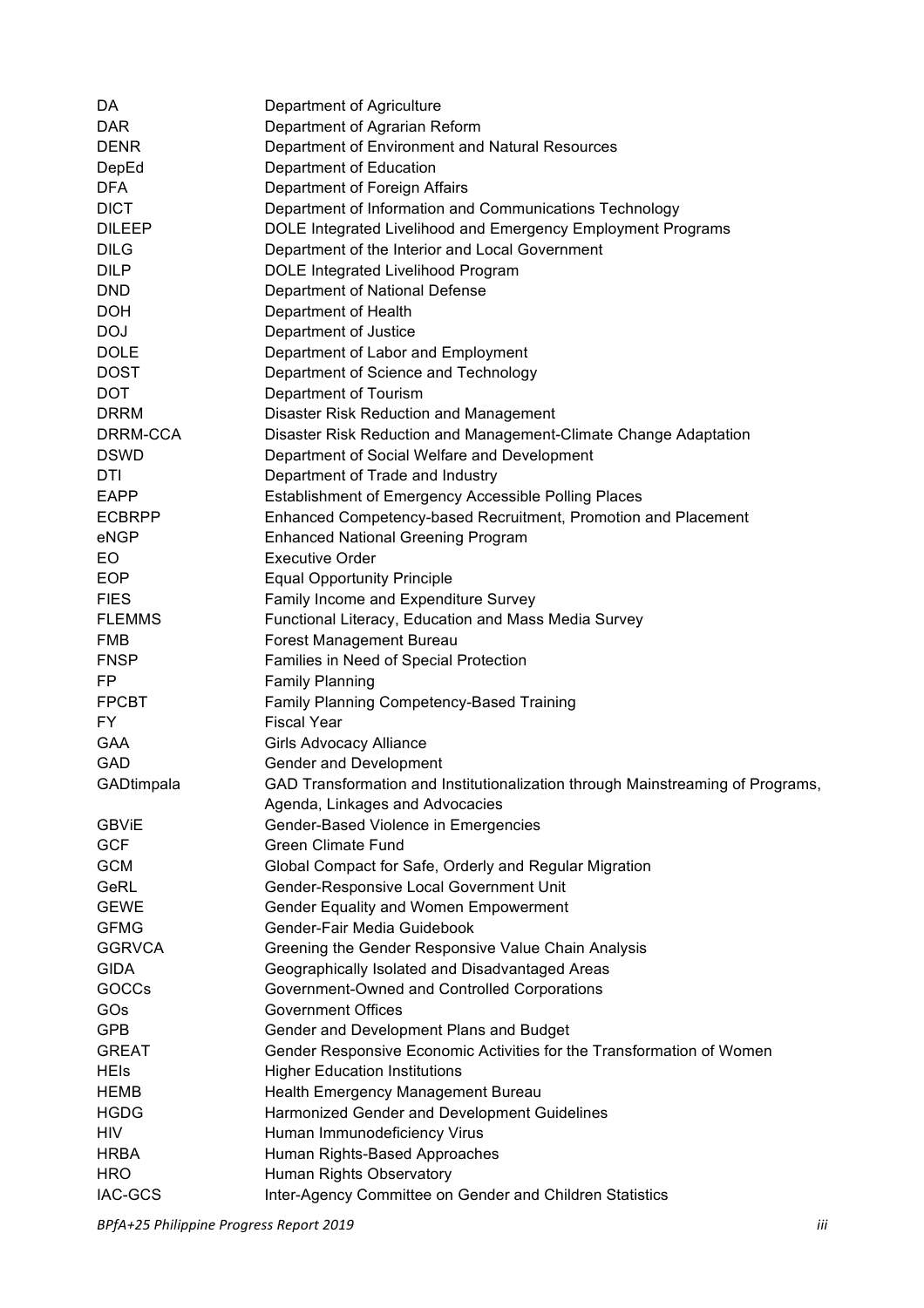| | |
|---|---|
| DA | Department of Agriculture |
| DAR | Department of Agrarian Reform |
| DENR | Department of Environment and Natural Resources |
| DepEd | Department of Education |
| DFA | Department of Foreign Affairs |
| DICT | Department of Information and Communications Technology |
| DILEEP | DOLE Integrated Livelihood and Emergency Employment Programs |
| DILG | Department of the Interior and Local Government |
| DILP | DOLE Integrated Livelihood Program |
| DND | Department of National Defense |
| DOH | Department of Health |
| DOJ | Department of Justice |
| DOLE | Department of Labor and Employment |
| DOST | Department of Science and Technology |
| DOT | Department of Tourism |
| DRRM | Disaster Risk Reduction and Management |
| DRRM-CCA | Disaster Risk Reduction and Management-Climate Change Adaptation |
| DSWD | Department of Social Welfare and Development |
| DTI | Department of Trade and Industry |
| EAPP | Establishment of Emergency Accessible Polling Places |
| ECBRPP | Enhanced Competency-based Recruitment, Promotion and Placement |
| eNGP | Enhanced National Greening Program |
| EO | Executive Order |
| EOP | Equal Opportunity Principle |
| FIES | Family Income and Expenditure Survey |
| FLEMMS | Functional Literacy, Education and Mass Media Survey |
| FMB | Forest Management Bureau |
| FNSP | Families in Need of Special Protection |
| FP | Family Planning |
| FPCBT | Family Planning Competency-Based Training |
| FY | Fiscal Year |
| GAA | Girls Advocacy Alliance |
| GAD | Gender and Development |
| GADtimpala | GAD Transformation and Institutionalization through Mainstreaming of Programs, Agenda, Linkages and Advocacies |
| GBViE | Gender-Based Violence in Emergencies |
| GCF | Green Climate Fund |
| GCM | Global Compact for Safe, Orderly and Regular Migration |
| GeRL | Gender-Responsive Local Government Unit |
| GEWE | Gender Equality and Women Empowerment |
| GFMG | Gender-Fair Media Guidebook |
| GGRVCA | Greening the Gender Responsive Value Chain Analysis |
| GIDA | Geographically Isolated and Disadvantaged Areas |
| GOCCs | Government-Owned and Controlled Corporations |
| GOs | Government Offices |
| GPB | Gender and Development Plans and Budget |
| GREAT | Gender Responsive Economic Activities for the Transformation of Women |
| HEIs | Higher Education Institutions |
| HEMB | Health Emergency Management Bureau |
| HGDG | Harmonized Gender and Development Guidelines |
| HIV | Human Immunodeficiency Virus |
| HRBA | Human Rights-Based Approaches |
| HRO | Human Rights Observatory |
| IAC-GCS | Inter-Agency Committee on Gender and Children Statistics |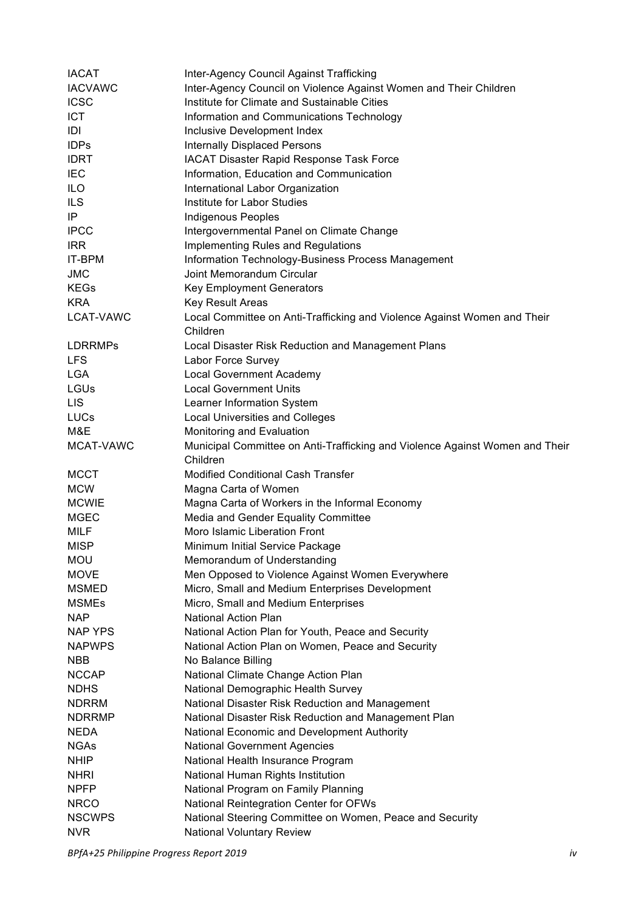| | |
|---|---|
| IACAT | Inter-Agency Council Against Trafficking |
| IACVAWC | Inter-Agency Council on Violence Against Women and Their Children |
| ICSC | Institute for Climate and Sustainable Cities |
| ICT | Information and Communications Technology |
| IDI | Inclusive Development Index |
| IDPs | Internally Displaced Persons |
| IDRT | IACAT Disaster Rapid Response Task Force |
| IEC | Information, Education and Communication |
| ILO | International Labor Organization |
| ILS | Institute for Labor Studies |
| IP | Indigenous Peoples |
| IPCC | Intergovernmental Panel on Climate Change |
| IRR | Implementing Rules and Regulations |
| IT-BPM | Information Technology-Business Process Management |
| JMC | Joint Memorandum Circular |
| KEGs | Key Employment Generators |
| KRA | Key Result Areas |
| LCAT-VAWC | Local Committee on Anti-Trafficking and Violence Against Women and Their Children |
| LDRRMPs | Local Disaster Risk Reduction and Management Plans |
| LFS | Labor Force Survey |
| LGA | Local Government Academy |
| LGUs | Local Government Units |
| LIS | Learner Information System |
| LUCs | Local Universities and Colleges |
| M&E | Monitoring and Evaluation |
| MCAT-VAWC | Municipal Committee on Anti-Trafficking and Violence Against Women and Their Children |
| MCCT | Modified Conditional Cash Transfer |
| MCW | Magna Carta of Women |
| MCWIE | Magna Carta of Workers in the Informal Economy |
| MGEC | Media and Gender Equality Committee |
| MILF | Moro Islamic Liberation Front |
| MISP | Minimum Initial Service Package |
| MOU | Memorandum of Understanding |
| MOVE | Men Opposed to Violence Against Women Everywhere |
| MSMED | Micro, Small and Medium Enterprises Development |
| MSMEs | Micro, Small and Medium Enterprises |
| NAP | National Action Plan |
| NAP YPS | National Action Plan for Youth, Peace and Security |
| NAPWPS | National Action Plan on Women, Peace and Security |
| NBB | No Balance Billing |
| NCCAP | National Climate Change Action Plan |
| NDHS | National Demographic Health Survey |
| NDRRM | National Disaster Risk Reduction and Management |
| NDRRMP | National Disaster Risk Reduction and Management Plan |
| NEDA | National Economic and Development Authority |
| NGAs | National Government Agencies |
| NHIP | National Health Insurance Program |
| NHRI | National Human Rights Institution |
| NPFP | National Program on Family Planning |
| NRCO | National Reintegration Center for OFWs |
| NSCWPS | National Steering Committee on Women, Peace and Security |
| NVR | National Voluntary Review |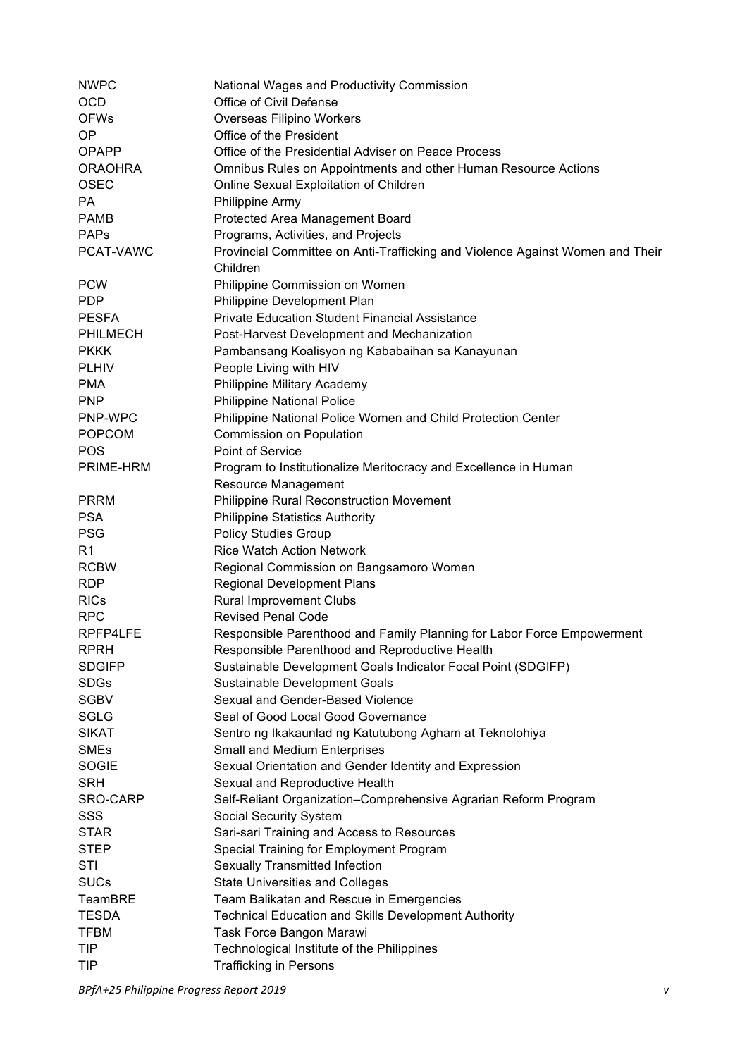| | |
|---|---|
| NWPC | National Wages and Productivity Commission |
| OCD | Office of Civil Defense |
| OFWs | Overseas Filipino Workers |
| OP | Office of the President |
| OPAPP | Office of the Presidential Adviser on Peace Process |
| ORAOHRA | Omnibus Rules on Appointments and other Human Resource Actions |
| OSEC | Online Sexual Exploitation of Children |
| PA | Philippine Army |
| PAMB | Protected Area Management Board |
| PAPs | Programs, Activities, and Projects |
| PCAT-VAWC | Provincial Committee on Anti-Trafficking and Violence Against Women and Their Children |
| PCW | Philippine Commission on Women |
| PDP | Philippine Development Plan |
| PESFA | Private Education Student Financial Assistance |
| PHILMECH | Post-Harvest Development and Mechanization |
| PKKK | Pambansang Koalisyon ng Kababaihan sa Kanayunan |
| PLHIV | People Living with HIV |
| PMA | Philippine Military Academy |
| PNP | Philippine National Police |
| PNP-WPC | Philippine National Police Women and Child Protection Center |
| POPCOM | Commission on Population |
| POS | Point of Service |
| PRIME-HRM | Program to Institutionalize Meritocracy and Excellence in Human Resource Management |
| PRRM | Philippine Rural Reconstruction Movement |
| PSA | Philippine Statistics Authority |
| PSG | Policy Studies Group |
| R1 | Rice Watch Action Network |
| RCBW | Regional Commission on Bangsamoro Women |
| RDP | Regional Development Plans |
| RICs | Rural Improvement Clubs |
| RPC | Revised Penal Code |
| RPFP4LFE | Responsible Parenthood and Family Planning for Labor Force Empowerment |
| RPRH | Responsible Parenthood and Reproductive Health |
| SDGIFP | Sustainable Development Goals Indicator Focal Point (SDGIFP) |
| SDGs | Sustainable Development Goals |
| SGBV | Sexual and Gender-Based Violence |
| SGLG | Seal of Good Local Good Governance |
| SIKAT | Sentro ng Ikakaunlad ng Katutubong Agham at Teknolohiya |
| SMEs | Small and Medium Enterprises |
| SOGIE | Sexual Orientation and Gender Identity and Expression |
| SRH | Sexual and Reproductive Health |
| SRO-CARP | Self-Reliant Organization–Comprehensive Agrarian Reform Program |
| SSS | Social Security System |
| STAR | Sari-sari Training and Access to Resources |
| STEP | Special Training for Employment Program |
| STI | Sexually Transmitted Infection |
| SUCs | State Universities and Colleges |
| TeamBRE | Team Balikatan and Rescue in Emergencies |
| TESDA | Technical Education and Skills Development Authority |
| TFBM | Task Force Bangon Marawi |
| TIP | Technological Institute of the Philippines |
| TIP | Trafficking in Persons |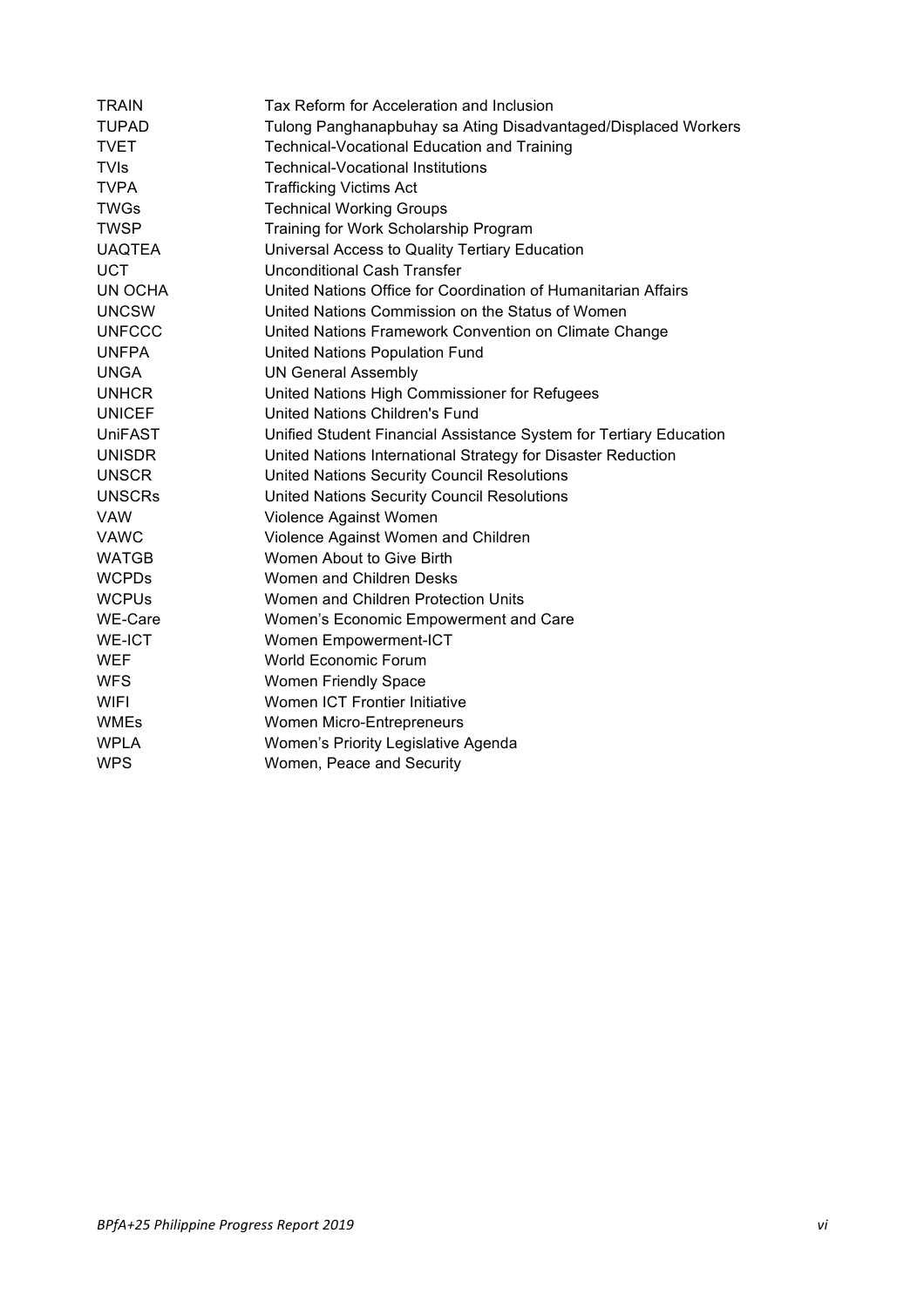| | |
|---|---|
| TRAIN | Tax Reform for Acceleration and Inclusion |
| TUPAD | Tulong Panghanapbuhay sa Ating Disadvantaged/Displaced Workers |
| TVET | Technical-Vocational Education and Training |
| TVIs | Technical-Vocational Institutions |
| TVPA | Trafficking Victims Act |
| TWGs | Technical Working Groups |
| TWSP | Training for Work Scholarship Program |
| UAQTEA | Universal Access to Quality Tertiary Education |
| UCT | Unconditional Cash Transfer |
| UN OCHA | United Nations Office for Coordination of Humanitarian Affairs |
| UNCSW | United Nations Commission on the Status of Women |
| UNFCCC | United Nations Framework Convention on Climate Change |
| UNFPA | United Nations Population Fund |
| UNGA | UN General Assembly |
| UNHCR | United Nations High Commissioner for Refugees |
| UNICEF | United Nations Children's Fund |
| UniFAST | Unified Student Financial Assistance System for Tertiary Education |
| UNISDR | United Nations International Strategy for Disaster Reduction |
| UNSCR | United Nations Security Council Resolutions |
| UNSCRs | United Nations Security Council Resolutions |
| VAW | Violence Against Women |
| VAWC | Violence Against Women and Children |
| WATGB | Women About to Give Birth |
| WCPDs | Women and Children Desks |
| WCPUs | Women and Children Protection Units |
| WE-Care | Women's Economic Empowerment and Care |
| WE-ICT | Women Empowerment-ICT |
| WEF | World Economic Forum |
| WFS | Women Friendly Space |
| WIFI | Women ICT Frontier Initiative |
| WMEs | Women Micro-Entrepreneurs |
| WPLA | Women's Priority Legislative Agenda |
| WPS | Women, Peace and Security |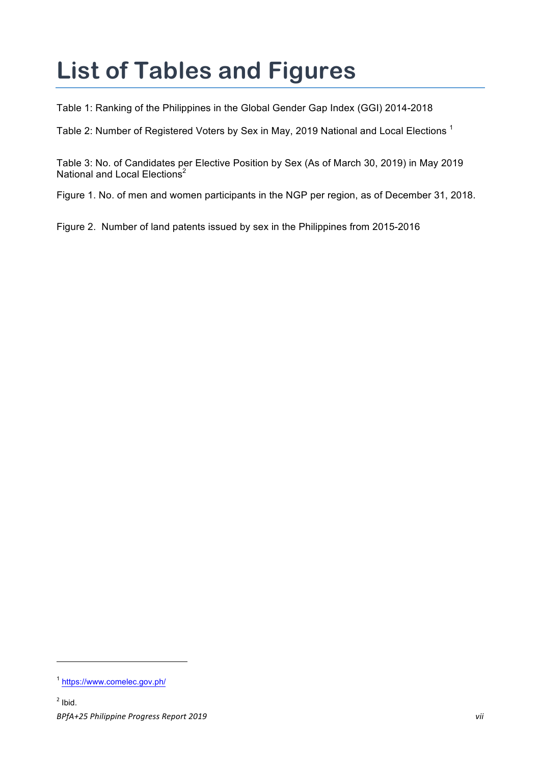# List of Tables and Figures

Table 1: Ranking of the Philippines in the Global Gender Gap Index (GGI) 2014-2018

Table 2: Number of Registered Voters by Sex in May, 2019 National and Local Elections [1]

Table 3: No. of Candidates per Elective Position by Sex (As of March 30, 2019) in May 2019 National and Local Elections[2]

Figure 1. No. of men and women participants in the NGP per region, as of December 31, 2018.

Figure 2. Number of land patents issued by sex in the Philippines from 2015-2016

[1] https://www.comelec.gov.ph/

[2] Ibid.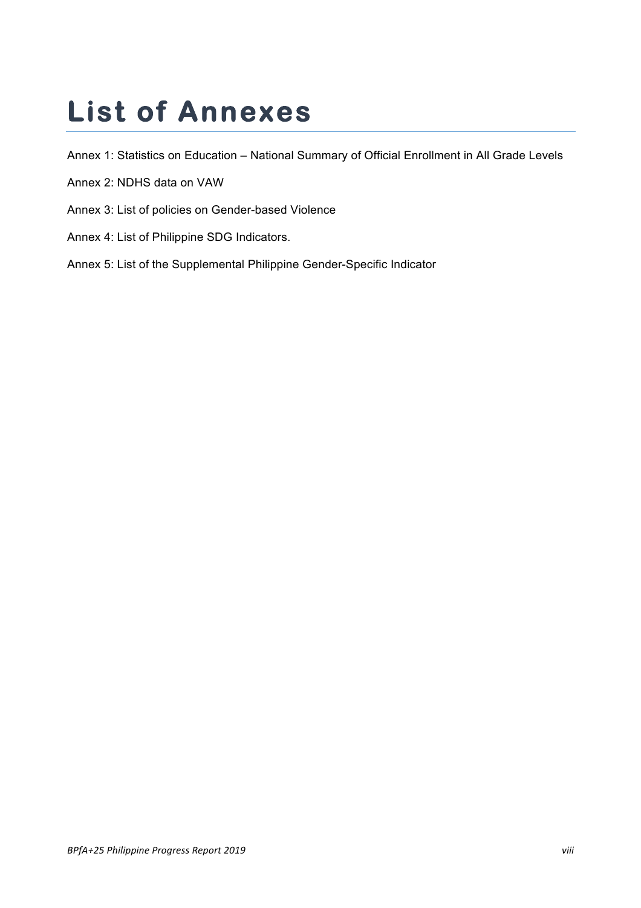# List of Annexes

Annex 1: Statistics on Education – National Summary of Official Enrollment in All Grade Levels

Annex 2: NDHS data on VAW

Annex 3: List of policies on Gender-based Violence

Annex 4: List of Philippine SDG Indicators.

Annex 5: List of the Supplemental Philippine Gender-Specific Indicator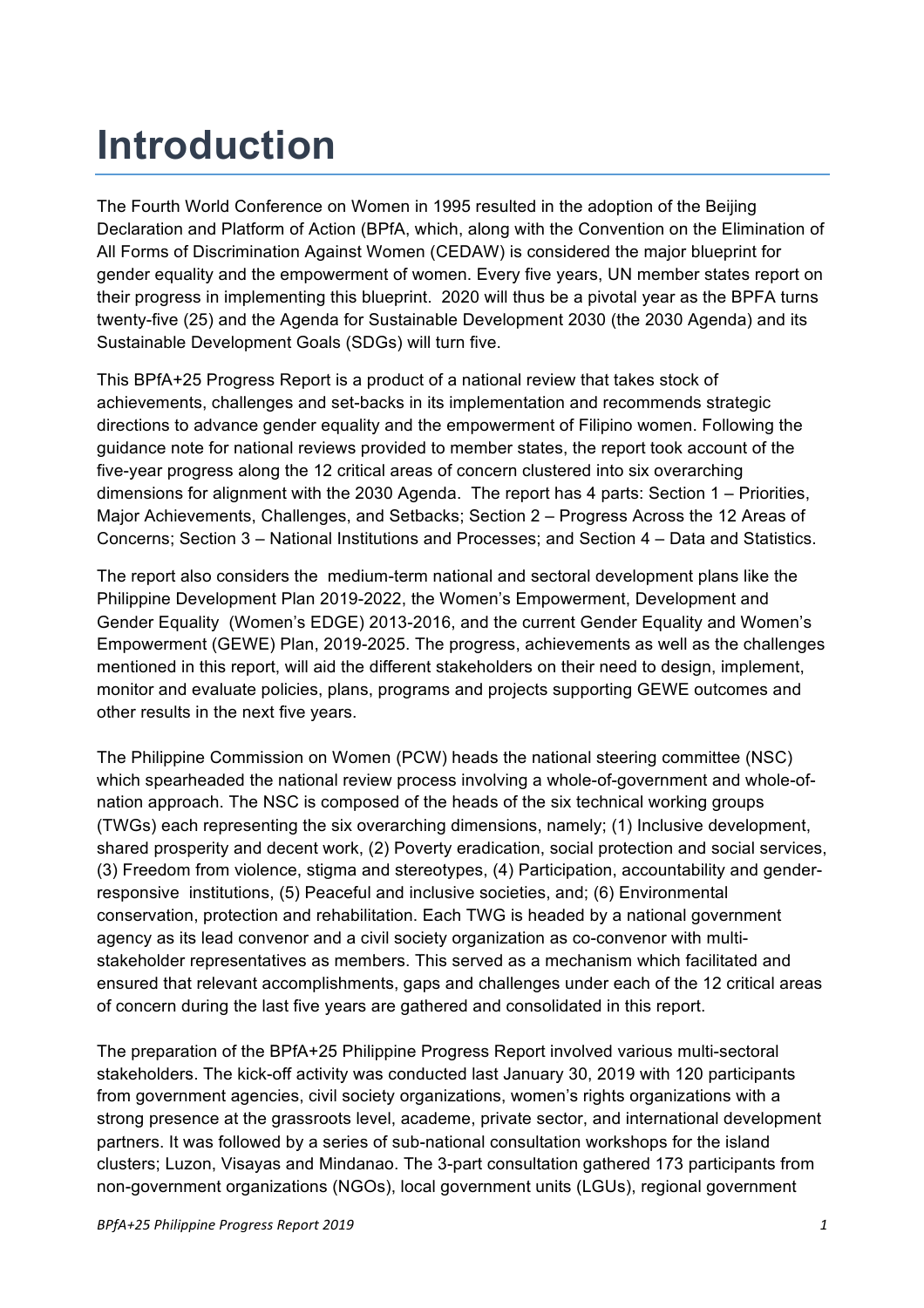# Introduction

The Fourth World Conference on Women in 1995 resulted in the adoption of the Beijing Declaration and Platform of Action (BPfA, which, along with the Convention on the Elimination of All Forms of Discrimination Against Women (CEDAW) is considered the major blueprint for gender equality and the empowerment of women. Every five years, UN member states report on their progress in implementing this blueprint. 2020 will thus be a pivotal year as the BPFA turns twenty-five (25) and the Agenda for Sustainable Development 2030 (the 2030 Agenda) and its Sustainable Development Goals (SDGs) will turn five.

This BPfA+25 Progress Report is a product of a national review that takes stock of achievements, challenges and set-backs in its implementation and recommends strategic directions to advance gender equality and the empowerment of Filipino women. Following the guidance note for national reviews provided to member states, the report took account of the five-year progress along the 12 critical areas of concern clustered into six overarching dimensions for alignment with the 2030 Agenda. The report has 4 parts: Section 1 – Priorities, Major Achievements, Challenges, and Setbacks; Section 2 – Progress Across the 12 Areas of Concerns; Section 3 – National Institutions and Processes; and Section 4 – Data and Statistics.

The report also considers the medium-term national and sectoral development plans like the Philippine Development Plan 2019-2022, the Women's Empowerment, Development and Gender Equality (Women's EDGE) 2013-2016, and the current Gender Equality and Women's Empowerment (GEWE) Plan, 2019-2025. The progress, achievements as well as the challenges mentioned in this report, will aid the different stakeholders on their need to design, implement, monitor and evaluate policies, plans, programs and projects supporting GEWE outcomes and other results in the next five years.

The Philippine Commission on Women (PCW) heads the national steering committee (NSC) which spearheaded the national review process involving a whole-of-government and whole-of-nation approach. The NSC is composed of the heads of the six technical working groups (TWGs) each representing the six overarching dimensions, namely; (1) Inclusive development, shared prosperity and decent work, (2) Poverty eradication, social protection and social services, (3) Freedom from violence, stigma and stereotypes, (4) Participation, accountability and gender-responsive institutions, (5) Peaceful and inclusive societies, and; (6) Environmental conservation, protection and rehabilitation. Each TWG is headed by a national government agency as its lead convenor and a civil society organization as co-convenor with multi-stakeholder representatives as members. This served as a mechanism which facilitated and ensured that relevant accomplishments, gaps and challenges under each of the 12 critical areas of concern during the last five years are gathered and consolidated in this report.

The preparation of the BPfA+25 Philippine Progress Report involved various multi-sectoral stakeholders. The kick-off activity was conducted last January 30, 2019 with 120 participants from government agencies, civil society organizations, women's rights organizations with a strong presence at the grassroots level, academe, private sector, and international development partners. It was followed by a series of sub-national consultation workshops for the island clusters; Luzon, Visayas and Mindanao. The 3-part consultation gathered 173 participants from non-government organizations (NGOs), local government units (LGUs), regional government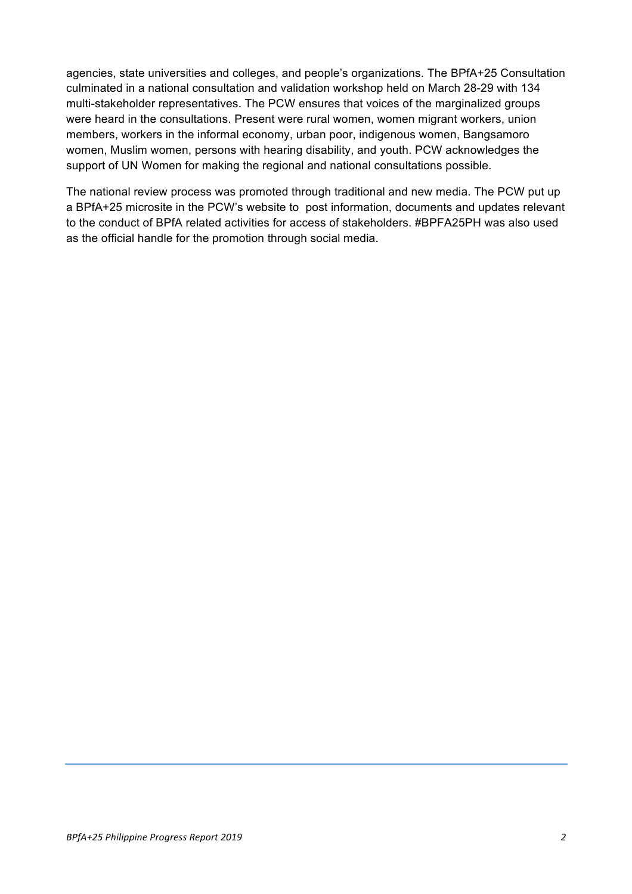agencies, state universities and colleges, and people's organizations. The BPfA+25 Consultation culminated in a national consultation and validation workshop held on March 28-29 with 134 multi-stakeholder representatives. The PCW ensures that voices of the marginalized groups were heard in the consultations. Present were rural women, women migrant workers, union members, workers in the informal economy, urban poor, indigenous women, Bangsamoro women, Muslim women, persons with hearing disability, and youth. PCW acknowledges the support of UN Women for making the regional and national consultations possible.

The national review process was promoted through traditional and new media. The PCW put up a BPfA+25 microsite in the PCW's website to post information, documents and updates relevant to the conduct of BPfA related activities for access of stakeholders. #BPFA25PH was also used as the official handle for the promotion through social media.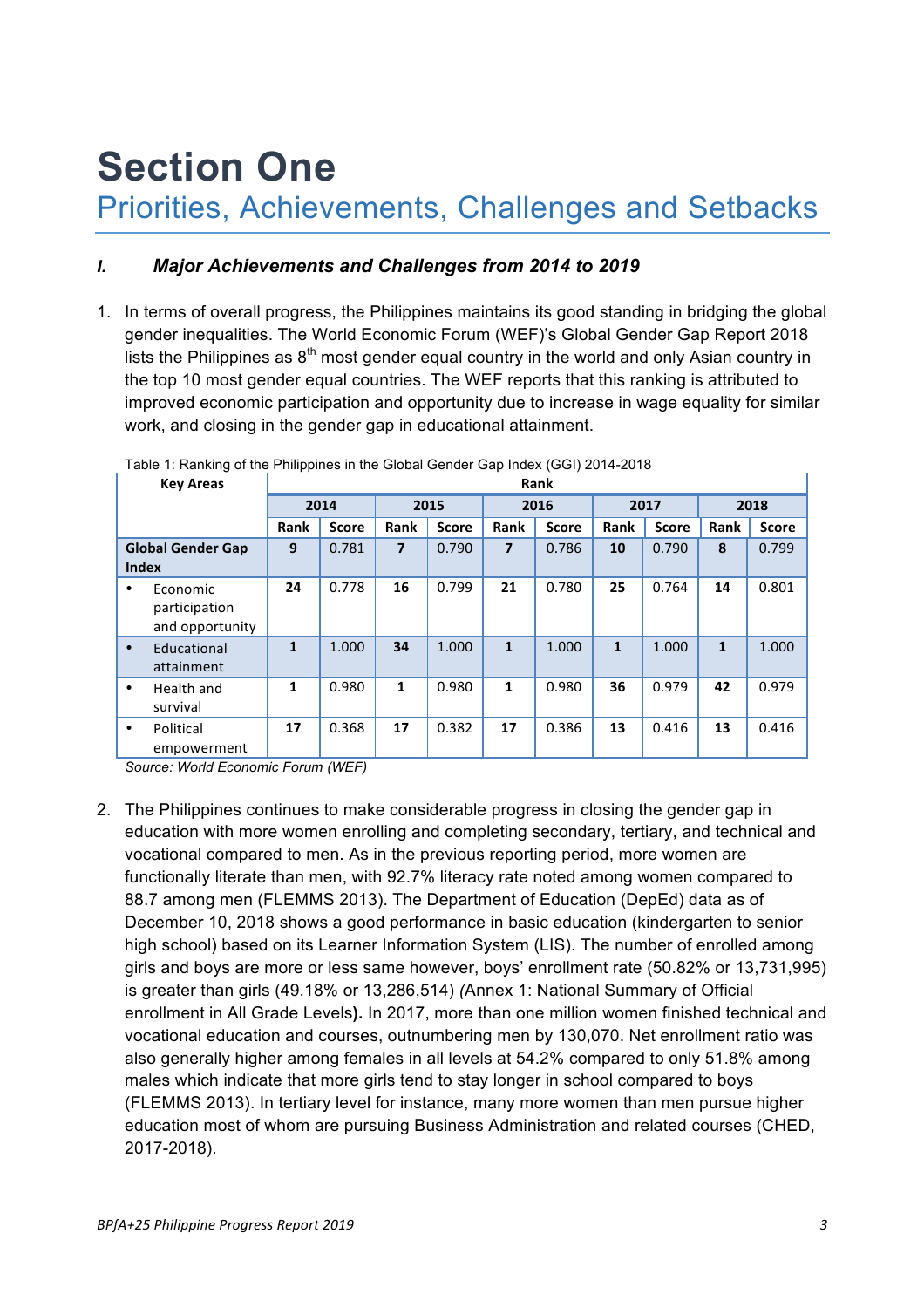# Section One

## Priorities, Achievements, Challenges and Setbacks

### *I. Major Achievements and Challenges from 2014 to 2019*

1. In terms of overall progress, the Philippines maintains its good standing in bridging the global gender inequalities. The World Economic Forum (WEF)'s Global Gender Gap Report 2018 lists the Philippines as 8th most gender equal country in the world and only Asian country in the top 10 most gender equal countries. The WEF reports that this ranking is attributed to improved economic participation and opportunity due to increase in wage equality for similar work, and closing in the gender gap in educational attainment.

Table 1: Ranking of the Philippines in the Global Gender Gap Index (GGI) 2014-2018

| Key Areas | Rank | | | | | | | | | |
|---|---|---|---|---|---|---|---|---|---|---|
| | 2014 | | 2015 | | 2016 | | 2017 | | 2018 | |
| | Rank | Score | Rank | Score | Rank | Score | Rank | Score | Rank | Score |
| **Global Gender Gap Index** | **9** | 0.781 | **7** | 0.790 | **7** | 0.786 | **10** | 0.790 | **8** | 0.799 |
| • Economic participation and opportunity | **24** | 0.778 | **16** | 0.799 | **21** | 0.780 | **25** | 0.764 | **14** | 0.801 |
| • Educational attainment | **1** | 1.000 | **34** | 1.000 | **1** | 1.000 | **1** | 1.000 | **1** | 1.000 |
| • Health and survival | **1** | 0.980 | **1** | 0.980 | **1** | 0.980 | **36** | 0.979 | **42** | 0.979 |
| • Political empowerment | **17** | 0.368 | **17** | 0.382 | **17** | 0.386 | **13** | 0.416 | **13** | 0.416 |

*Source: World Economic Forum (WEF)*

2. The Philippines continues to make considerable progress in closing the gender gap in education with more women enrolling and completing secondary, tertiary, and technical and vocational compared to men. As in the previous reporting period, more women are functionally literate than men, with 92.7% literacy rate noted among women compared to 88.7 among men (FLEMMS 2013). The Department of Education (DepEd) data as of December 10, 2018 shows a good performance in basic education (kindergarten to senior high school) based on its Learner Information System (LIS). The number of enrolled among girls and boys are more or less same however, boys' enrollment rate (50.82% or 13,731,995) is greater than girls (49.18% or 13,286,514) *(*Annex 1: National Summary of Official enrollment in All Grade Levels**)**. In 2017, more than one million women finished technical and vocational education and courses, outnumbering men by 130,070. Net enrollment ratio was also generally higher among females in all levels at 54.2% compared to only 51.8% among males which indicate that more girls tend to stay longer in school compared to boys (FLEMMS 2013). In tertiary level for instance, many more women than men pursue higher education most of whom are pursuing Business Administration and related courses (CHED, 2017-2018).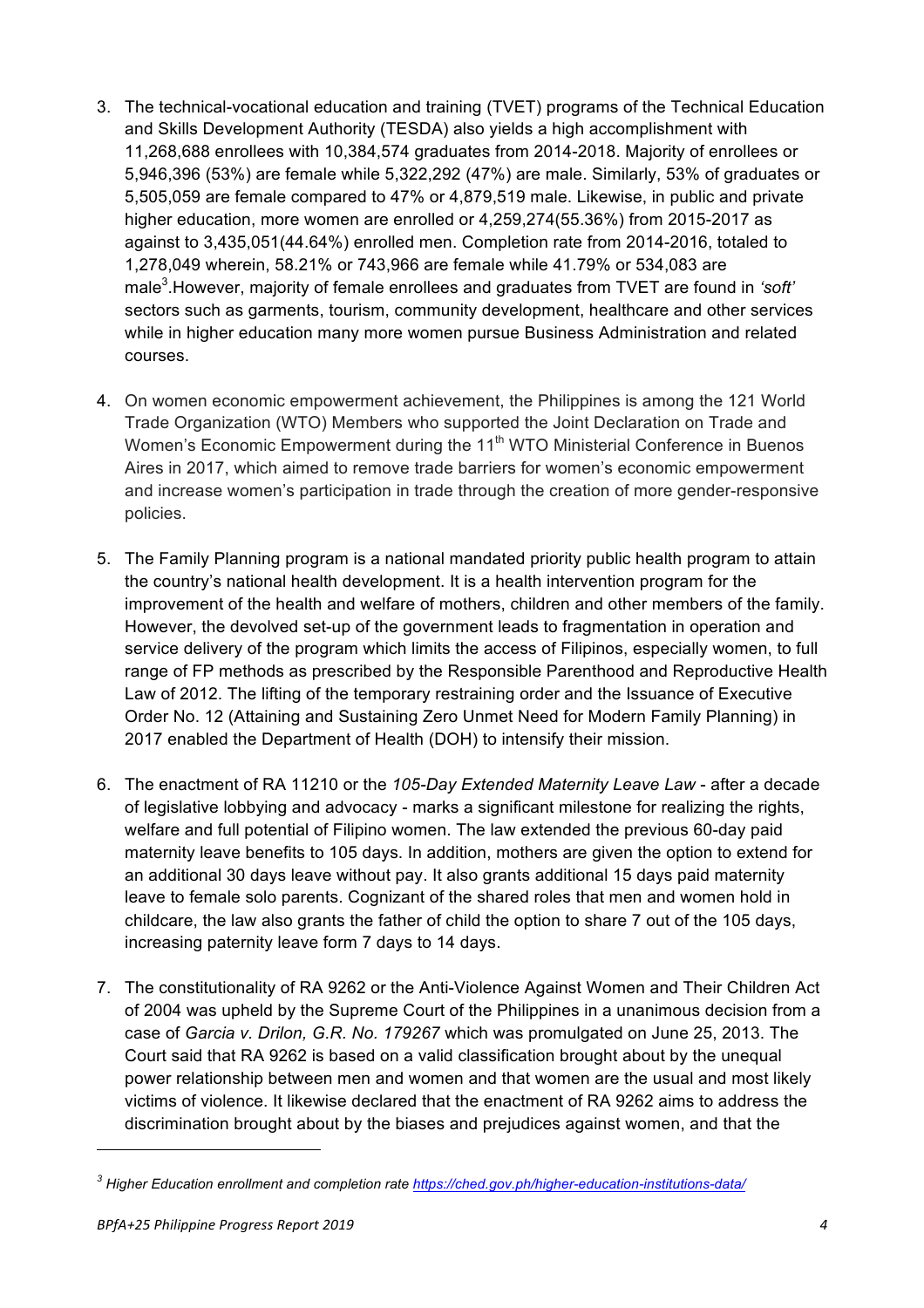3. The technical-vocational education and training (TVET) programs of the Technical Education and Skills Development Authority (TESDA) also yields a high accomplishment with 11,268,688 enrollees with 10,384,574 graduates from 2014-2018. Majority of enrollees or 5,946,396 (53%) are female while 5,322,292 (47%) are male. Similarly, 53% of graduates or 5,505,059 are female compared to 47% or 4,879,519 male. Likewise, in public and private higher education, more women are enrolled or 4,259,274(55.36%) from 2015-2017 as against to 3,435,051(44.64%) enrolled men. Completion rate from 2014-2016, totaled to 1,278,049 wherein, 58.21% or 743,966 are female while 41.79% or 534,083 are male[3].However, majority of female enrollees and graduates from TVET are found in *'soft'* sectors such as garments, tourism, community development, healthcare and other services while in higher education many more women pursue Business Administration and related courses.

4. On women economic empowerment achievement, the Philippines is among the 121 World Trade Organization (WTO) Members who supported the Joint Declaration on Trade and Women's Economic Empowerment during the 11th WTO Ministerial Conference in Buenos Aires in 2017, which aimed to remove trade barriers for women's economic empowerment and increase women's participation in trade through the creation of more gender-responsive policies.

5. The Family Planning program is a national mandated priority public health program to attain the country's national health development. It is a health intervention program for the improvement of the health and welfare of mothers, children and other members of the family. However, the devolved set-up of the government leads to fragmentation in operation and service delivery of the program which limits the access of Filipinos, especially women, to full range of FP methods as prescribed by the Responsible Parenthood and Reproductive Health Law of 2012. The lifting of the temporary restraining order and the Issuance of Executive Order No. 12 (Attaining and Sustaining Zero Unmet Need for Modern Family Planning) in 2017 enabled the Department of Health (DOH) to intensify their mission.

6. The enactment of RA 11210 or the *105-Day Extended Maternity Leave Law* - after a decade of legislative lobbying and advocacy - marks a significant milestone for realizing the rights, welfare and full potential of Filipino women. The law extended the previous 60-day paid maternity leave benefits to 105 days. In addition, mothers are given the option to extend for an additional 30 days leave without pay. It also grants additional 15 days paid maternity leave to female solo parents. Cognizant of the shared roles that men and women hold in childcare, the law also grants the father of child the option to share 7 out of the 105 days, increasing paternity leave form 7 days to 14 days.

7. The constitutionality of RA 9262 or the Anti-Violence Against Women and Their Children Act of 2004 was upheld by the Supreme Court of the Philippines in a unanimous decision from a case of *Garcia v. Drilon, G.R. No. 179267* which was promulgated on June 25, 2013. The Court said that RA 9262 is based on a valid classification brought about by the unequal power relationship between men and women and that women are the usual and most likely victims of violence. It likewise declared that the enactment of RA 9262 aims to address the discrimination brought about by the biases and prejudices against women, and that the

---

[3] *Higher Education enrollment and completion rate https://ched.gov.ph/higher-education-institutions-data/*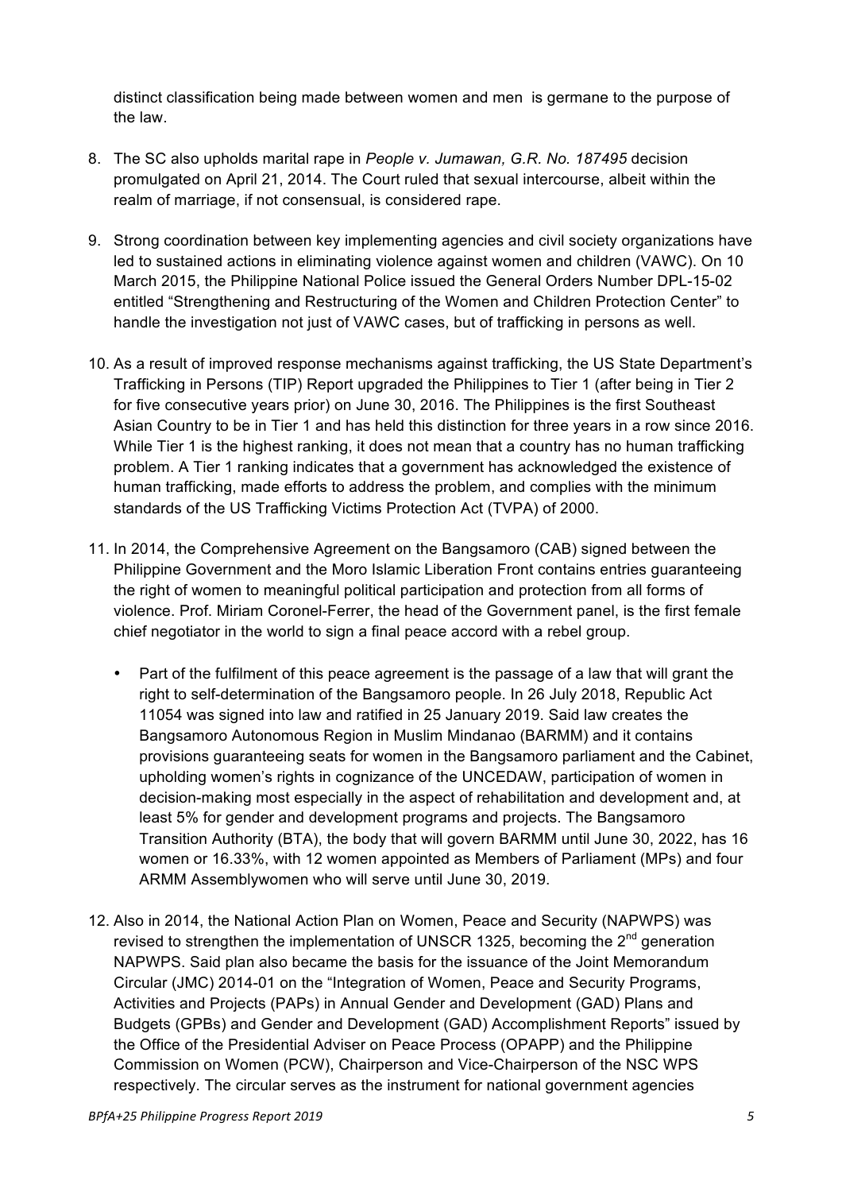distinct classification being made between women and men is germane to the purpose of the law.

8. The SC also upholds marital rape in *People v. Jumawan, G.R. No. 187495* decision promulgated on April 21, 2014. The Court ruled that sexual intercourse, albeit within the realm of marriage, if not consensual, is considered rape.

9. Strong coordination between key implementing agencies and civil society organizations have led to sustained actions in eliminating violence against women and children (VAWC). On 10 March 2015, the Philippine National Police issued the General Orders Number DPL-15-02 entitled "Strengthening and Restructuring of the Women and Children Protection Center" to handle the investigation not just of VAWC cases, but of trafficking in persons as well.

10. As a result of improved response mechanisms against trafficking, the US State Department's Trafficking in Persons (TIP) Report upgraded the Philippines to Tier 1 (after being in Tier 2 for five consecutive years prior) on June 30, 2016. The Philippines is the first Southeast Asian Country to be in Tier 1 and has held this distinction for three years in a row since 2016. While Tier 1 is the highest ranking, it does not mean that a country has no human trafficking problem. A Tier 1 ranking indicates that a government has acknowledged the existence of human trafficking, made efforts to address the problem, and complies with the minimum standards of the US Trafficking Victims Protection Act (TVPA) of 2000.

11. In 2014, the Comprehensive Agreement on the Bangsamoro (CAB) signed between the Philippine Government and the Moro Islamic Liberation Front contains entries guaranteeing the right of women to meaningful political participation and protection from all forms of violence. Prof. Miriam Coronel-Ferrer, the head of the Government panel, is the first female chief negotiator in the world to sign a final peace accord with a rebel group.

    - Part of the fulfilment of this peace agreement is the passage of a law that will grant the right to self-determination of the Bangsamoro people. In 26 July 2018, Republic Act 11054 was signed into law and ratified in 25 January 2019. Said law creates the Bangsamoro Autonomous Region in Muslim Mindanao (BARMM) and it contains provisions guaranteeing seats for women in the Bangsamoro parliament and the Cabinet, upholding women's rights in cognizance of the UNCEDAW, participation of women in decision-making most especially in the aspect of rehabilitation and development and, at least 5% for gender and development programs and projects. The Bangsamoro Transition Authority (BTA), the body that will govern BARMM until June 30, 2022, has 16 women or 16.33%, with 12 women appointed as Members of Parliament (MPs) and four ARMM Assemblywomen who will serve until June 30, 2019.

12. Also in 2014, the National Action Plan on Women, Peace and Security (NAPWPS) was revised to strengthen the implementation of UNSCR 1325, becoming the 2nd generation NAPWPS. Said plan also became the basis for the issuance of the Joint Memorandum Circular (JMC) 2014-01 on the "Integration of Women, Peace and Security Programs, Activities and Projects (PAPs) in Annual Gender and Development (GAD) Plans and Budgets (GPBs) and Gender and Development (GAD) Accomplishment Reports" issued by the Office of the Presidential Adviser on Peace Process (OPAPP) and the Philippine Commission on Women (PCW), Chairperson and Vice-Chairperson of the NSC WPS respectively. The circular serves as the instrument for national government agencies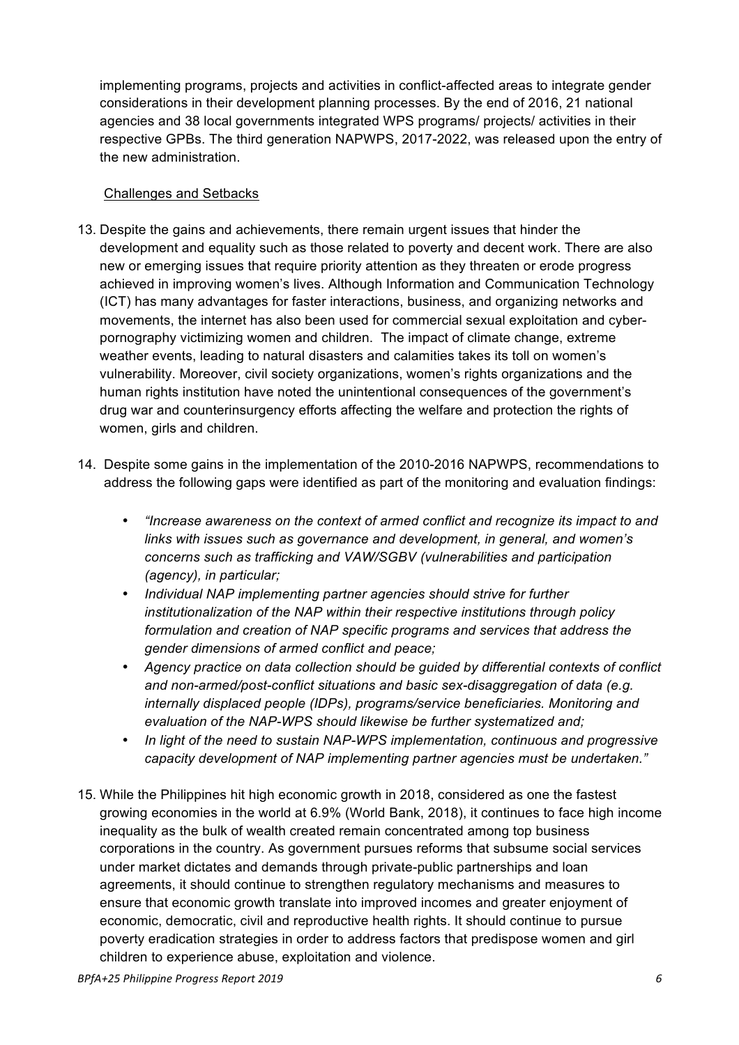implementing programs, projects and activities in conflict-affected areas to integrate gender considerations in their development planning processes. By the end of 2016, 21 national agencies and 38 local governments integrated WPS programs/ projects/ activities in their respective GPBs. The third generation NAPWPS, 2017-2022, was released upon the entry of the new administration.

Challenges and Setbacks

13. Despite the gains and achievements, there remain urgent issues that hinder the development and equality such as those related to poverty and decent work. There are also new or emerging issues that require priority attention as they threaten or erode progress achieved in improving women's lives. Although Information and Communication Technology (ICT) has many advantages for faster interactions, business, and organizing networks and movements, the internet has also been used for commercial sexual exploitation and cyber-pornography victimizing women and children. The impact of climate change, extreme weather events, leading to natural disasters and calamities takes its toll on women's vulnerability. Moreover, civil society organizations, women's rights organizations and the human rights institution have noted the unintentional consequences of the government's drug war and counterinsurgency efforts affecting the welfare and protection the rights of women, girls and children.

14. Despite some gains in the implementation of the 2010-2016 NAPWPS, recommendations to address the following gaps were identified as part of the monitoring and evaluation findings:

    - *"Increase awareness on the context of armed conflict and recognize its impact to and links with issues such as governance and development, in general, and women's concerns such as trafficking and VAW/SGBV (vulnerabilities and participation (agency), in particular;*
    - *Individual NAP implementing partner agencies should strive for further institutionalization of the NAP within their respective institutions through policy formulation and creation of NAP specific programs and services that address the gender dimensions of armed conflict and peace;*
    - *Agency practice on data collection should be guided by differential contexts of conflict and non-armed/post-conflict situations and basic sex-disaggregation of data (e.g. internally displaced people (IDPs), programs/service beneficiaries. Monitoring and evaluation of the NAP-WPS should likewise be further systematized and;*
    - *In light of the need to sustain NAP-WPS implementation, continuous and progressive capacity development of NAP implementing partner agencies must be undertaken."*

15. While the Philippines hit high economic growth in 2018, considered as one the fastest growing economies in the world at 6.9% (World Bank, 2018), it continues to face high income inequality as the bulk of wealth created remain concentrated among top business corporations in the country. As government pursues reforms that subsume social services under market dictates and demands through private-public partnerships and loan agreements, it should continue to strengthen regulatory mechanisms and measures to ensure that economic growth translate into improved incomes and greater enjoyment of economic, democratic, civil and reproductive health rights. It should continue to pursue poverty eradication strategies in order to address factors that predispose women and girl children to experience abuse, exploitation and violence.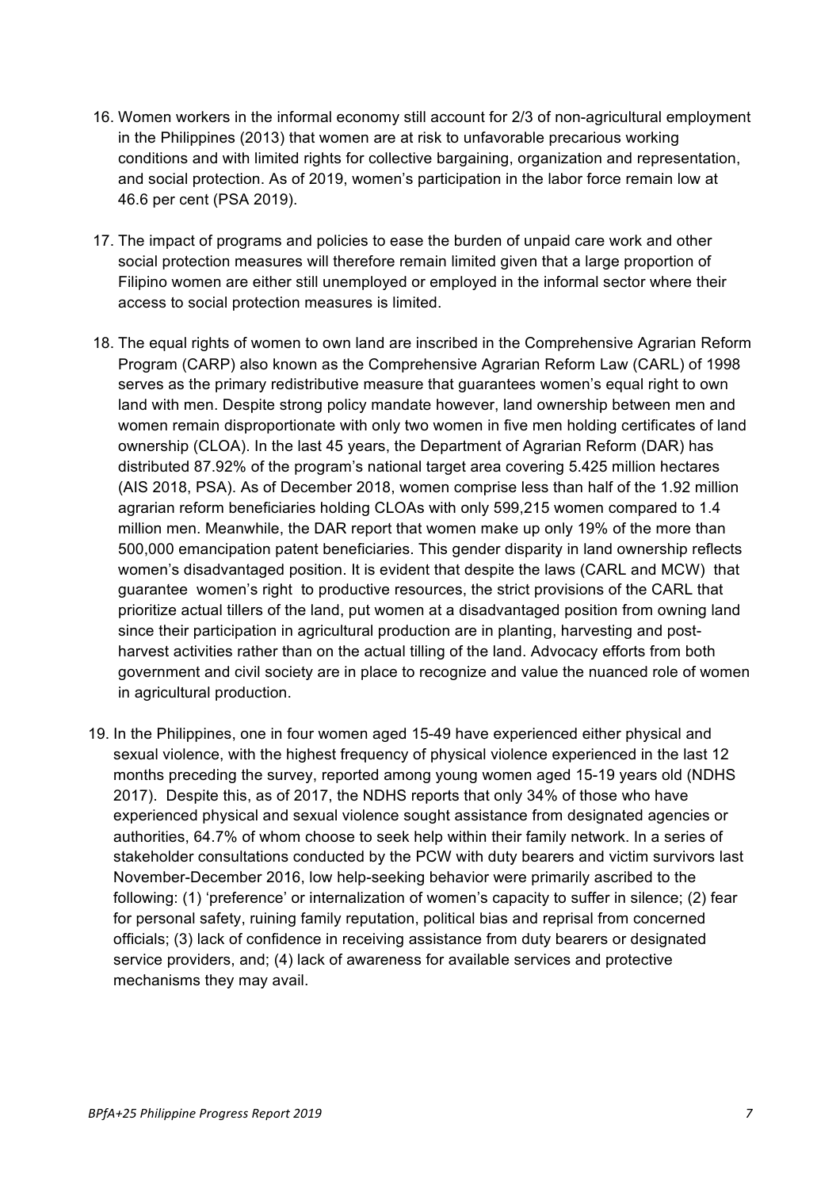16. Women workers in the informal economy still account for 2/3 of non-agricultural employment in the Philippines (2013) that women are at risk to unfavorable precarious working conditions and with limited rights for collective bargaining, organization and representation, and social protection. As of 2019, women's participation in the labor force remain low at 46.6 per cent (PSA 2019).

17. The impact of programs and policies to ease the burden of unpaid care work and other social protection measures will therefore remain limited given that a large proportion of Filipino women are either still unemployed or employed in the informal sector where their access to social protection measures is limited.

18. The equal rights of women to own land are inscribed in the Comprehensive Agrarian Reform Program (CARP) also known as the Comprehensive Agrarian Reform Law (CARL) of 1998 serves as the primary redistributive measure that guarantees women's equal right to own land with men. Despite strong policy mandate however, land ownership between men and women remain disproportionate with only two women in five men holding certificates of land ownership (CLOA). In the last 45 years, the Department of Agrarian Reform (DAR) has distributed 87.92% of the program's national target area covering 5.425 million hectares (AIS 2018, PSA). As of December 2018, women comprise less than half of the 1.92 million agrarian reform beneficiaries holding CLOAs with only 599,215 women compared to 1.4 million men. Meanwhile, the DAR report that women make up only 19% of the more than 500,000 emancipation patent beneficiaries. This gender disparity in land ownership reflects women's disadvantaged position. It is evident that despite the laws (CARL and MCW) that guarantee women's right to productive resources, the strict provisions of the CARL that prioritize actual tillers of the land, put women at a disadvantaged position from owning land since their participation in agricultural production are in planting, harvesting and post-harvest activities rather than on the actual tilling of the land. Advocacy efforts from both government and civil society are in place to recognize and value the nuanced role of women in agricultural production.

19. In the Philippines, one in four women aged 15-49 have experienced either physical and sexual violence, with the highest frequency of physical violence experienced in the last 12 months preceding the survey, reported among young women aged 15-19 years old (NDHS 2017). Despite this, as of 2017, the NDHS reports that only 34% of those who have experienced physical and sexual violence sought assistance from designated agencies or authorities, 64.7% of whom choose to seek help within their family network. In a series of stakeholder consultations conducted by the PCW with duty bearers and victim survivors last November-December 2016, low help-seeking behavior were primarily ascribed to the following: (1) 'preference' or internalization of women's capacity to suffer in silence; (2) fear for personal safety, ruining family reputation, political bias and reprisal from concerned officials; (3) lack of confidence in receiving assistance from duty bearers or designated service providers, and; (4) lack of awareness for available services and protective mechanisms they may avail.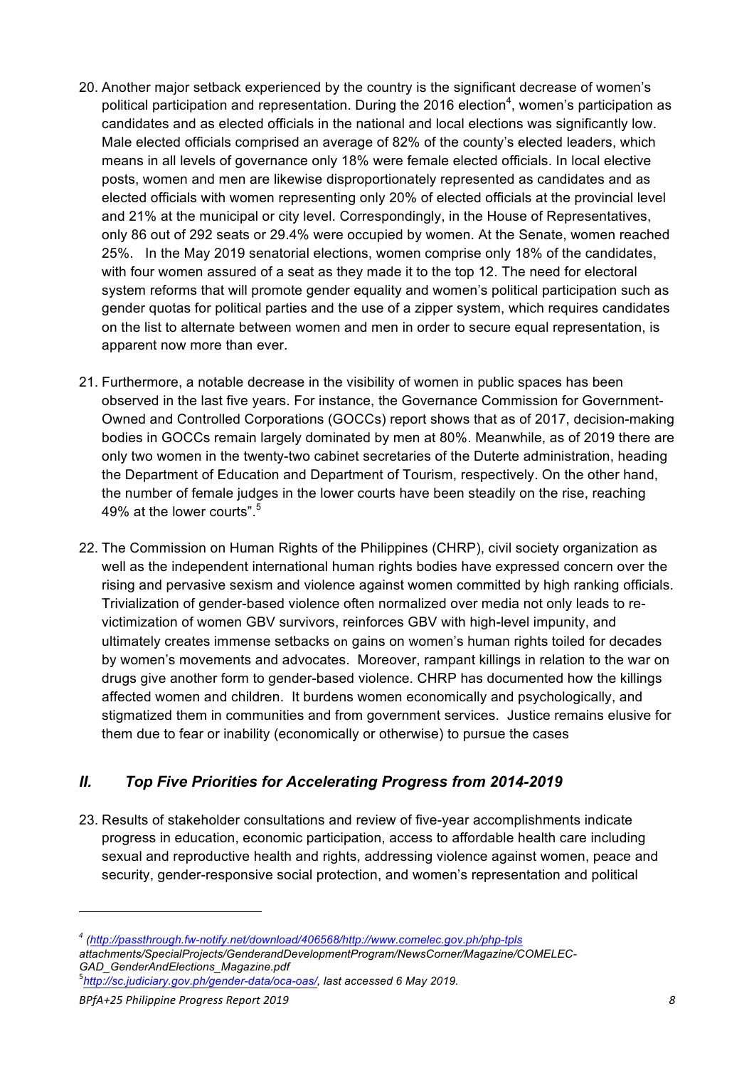20. Another major setback experienced by the country is the significant decrease of women's political participation and representation. During the 2016 election[4], women's participation as candidates and as elected officials in the national and local elections was significantly low. Male elected officials comprised an average of 82% of the county's elected leaders, which means in all levels of governance only 18% were female elected officials. In local elective posts, women and men are likewise disproportionately represented as candidates and as elected officials with women representing only 20% of elected officials at the provincial level and 21% at the municipal or city level. Correspondingly, in the House of Representatives, only 86 out of 292 seats or 29.4% were occupied by women. At the Senate, women reached 25%. In the May 2019 senatorial elections, women comprise only 18% of the candidates, with four women assured of a seat as they made it to the top 12. The need for electoral system reforms that will promote gender equality and women's political participation such as gender quotas for political parties and the use of a zipper system, which requires candidates on the list to alternate between women and men in order to secure equal representation, is apparent now more than ever.

21. Furthermore, a notable decrease in the visibility of women in public spaces has been observed in the last five years. For instance, the Governance Commission for Government-Owned and Controlled Corporations (GOCCs) report shows that as of 2017, decision-making bodies in GOCCs remain largely dominated by men at 80%. Meanwhile, as of 2019 there are only two women in the twenty-two cabinet secretaries of the Duterte administration, heading the Department of Education and Department of Tourism, respectively. On the other hand, the number of female judges in the lower courts have been steadily on the rise, reaching 49% at the lower courts".[5]

22. The Commission on Human Rights of the Philippines (CHRP), civil society organization as well as the independent international human rights bodies have expressed concern over the rising and pervasive sexism and violence against women committed by high ranking officials. Trivialization of gender-based violence often normalized over media not only leads to re-victimization of women GBV survivors, reinforces GBV with high-level impunity, and ultimately creates immense setbacks on gains on women's human rights toiled for decades by women's movements and advocates. Moreover, rampant killings in relation to the war on drugs give another form to gender-based violence. CHRP has documented how the killings affected women and children. It burdens women economically and psychologically, and stigmatized them in communities and from government services. Justice remains elusive for them due to fear or inability (economically or otherwise) to pursue the cases

## *II. Top Five Priorities for Accelerating Progress from 2014-2019*

23. Results of stakeholder consultations and review of five-year accomplishments indicate progress in education, economic participation, access to affordable health care including sexual and reproductive health and rights, addressing violence against women, peace and security, gender-responsive social protection, and women's representation and political

---

[4] *(http://passthrough.fw-notify.net/download/406568/http://www.comelec.gov.ph/php-tpls attachments/SpecialProjects/GenderandDevelopmentProgram/NewsCorner/Magazine/COMELEC-GAD_GenderAndElections_Magazine.pdf*

[5] *http://sc.judiciary.gov.ph/gender-data/oca-oas/, last accessed 6 May 2019.*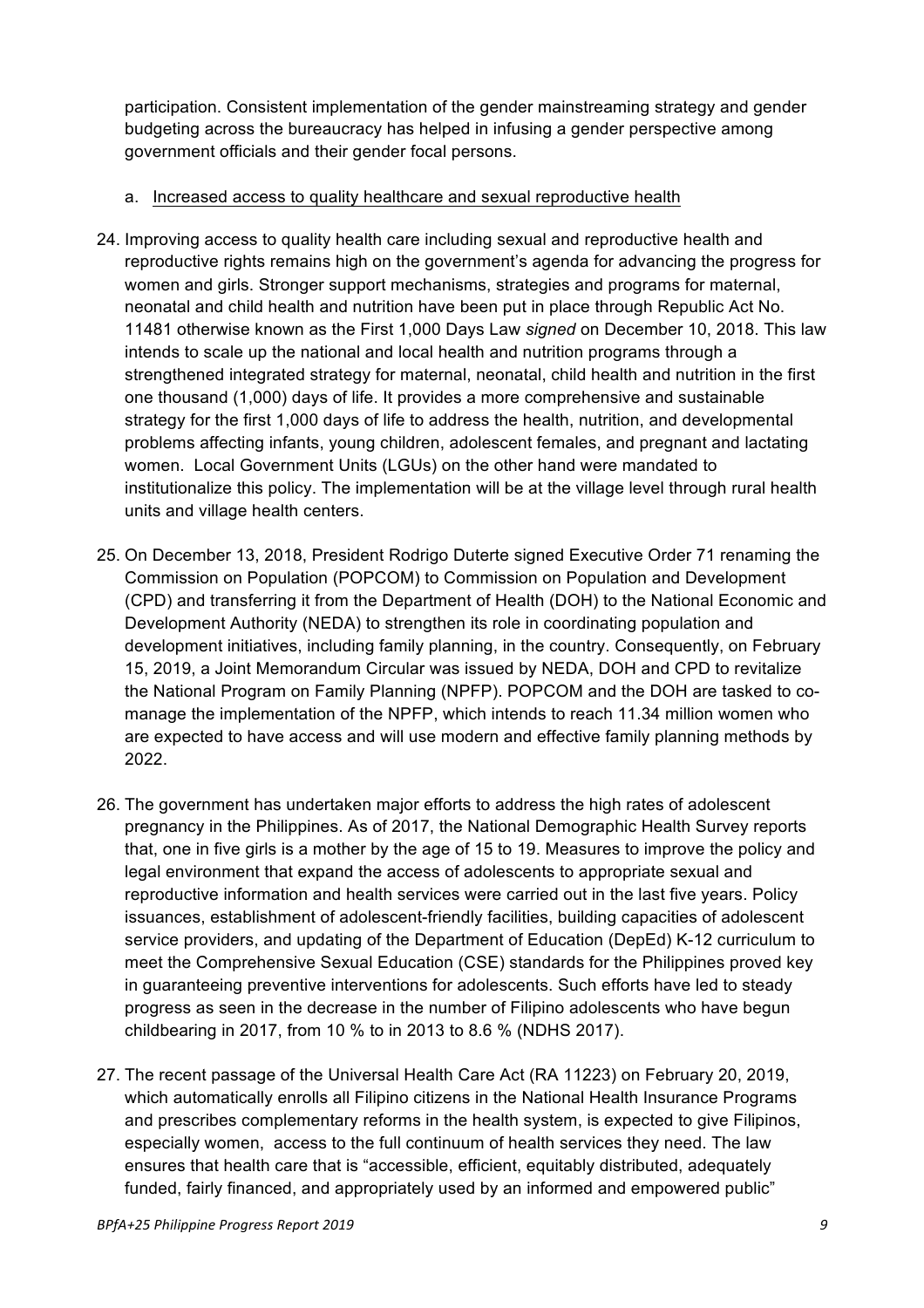participation. Consistent implementation of the gender mainstreaming strategy and gender budgeting across the bureaucracy has helped in infusing a gender perspective among government officials and their gender focal persons.

a. Increased access to quality healthcare and sexual reproductive health

24. Improving access to quality health care including sexual and reproductive health and reproductive rights remains high on the government's agenda for advancing the progress for women and girls. Stronger support mechanisms, strategies and programs for maternal, neonatal and child health and nutrition have been put in place through Republic Act No. 11481 otherwise known as the First 1,000 Days Law *signed* on December 10, 2018. This law intends to scale up the national and local health and nutrition programs through a strengthened integrated strategy for maternal, neonatal, child health and nutrition in the first one thousand (1,000) days of life. It provides a more comprehensive and sustainable strategy for the first 1,000 days of life to address the health, nutrition, and developmental problems affecting infants, young children, adolescent females, and pregnant and lactating women. Local Government Units (LGUs) on the other hand were mandated to institutionalize this policy. The implementation will be at the village level through rural health units and village health centers.

25. On December 13, 2018, President Rodrigo Duterte signed Executive Order 71 renaming the Commission on Population (POPCOM) to Commission on Population and Development (CPD) and transferring it from the Department of Health (DOH) to the National Economic and Development Authority (NEDA) to strengthen its role in coordinating population and development initiatives, including family planning, in the country. Consequently, on February 15, 2019, a Joint Memorandum Circular was issued by NEDA, DOH and CPD to revitalize the National Program on Family Planning (NPFP). POPCOM and the DOH are tasked to co-manage the implementation of the NPFP, which intends to reach 11.34 million women who are expected to have access and will use modern and effective family planning methods by 2022.

26. The government has undertaken major efforts to address the high rates of adolescent pregnancy in the Philippines. As of 2017, the National Demographic Health Survey reports that, one in five girls is a mother by the age of 15 to 19. Measures to improve the policy and legal environment that expand the access of adolescents to appropriate sexual and reproductive information and health services were carried out in the last five years. Policy issuances, establishment of adolescent-friendly facilities, building capacities of adolescent service providers, and updating of the Department of Education (DepEd) K-12 curriculum to meet the Comprehensive Sexual Education (CSE) standards for the Philippines proved key in guaranteeing preventive interventions for adolescents. Such efforts have led to steady progress as seen in the decrease in the number of Filipino adolescents who have begun childbearing in 2017, from 10 % to in 2013 to 8.6 % (NDHS 2017).

27. The recent passage of the Universal Health Care Act (RA 11223) on February 20, 2019, which automatically enrolls all Filipino citizens in the National Health Insurance Programs and prescribes complementary reforms in the health system, is expected to give Filipinos, especially women, access to the full continuum of health services they need. The law ensures that health care that is "accessible, efficient, equitably distributed, adequately funded, fairly financed, and appropriately used by an informed and empowered public"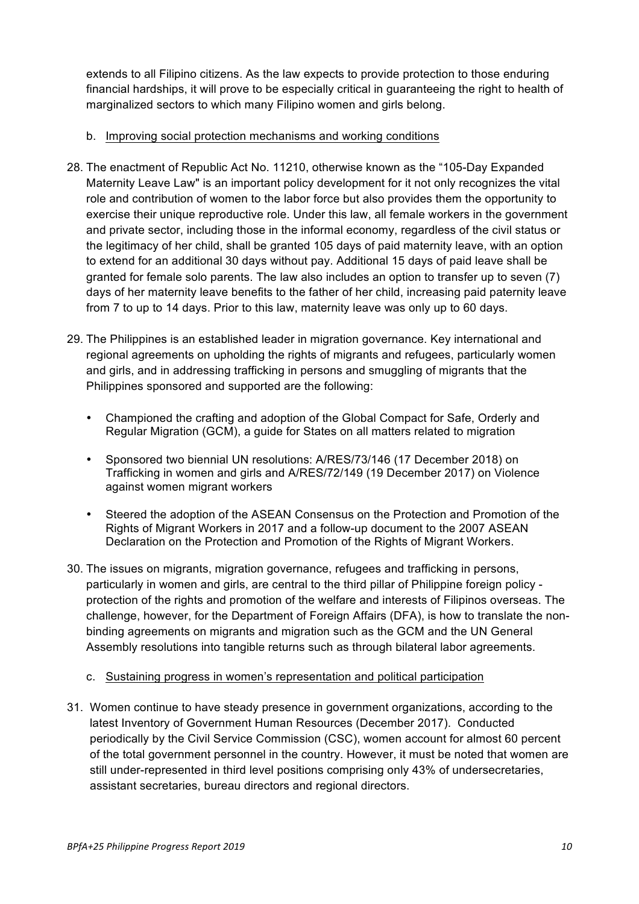extends to all Filipino citizens. As the law expects to provide protection to those enduring financial hardships, it will prove to be especially critical in guaranteeing the right to health of marginalized sectors to which many Filipino women and girls belong.

b. Improving social protection mechanisms and working conditions

28. The enactment of Republic Act No. 11210, otherwise known as the "105-Day Expanded Maternity Leave Law" is an important policy development for it not only recognizes the vital role and contribution of women to the labor force but also provides them the opportunity to exercise their unique reproductive role. Under this law, all female workers in the government and private sector, including those in the informal economy, regardless of the civil status or the legitimacy of her child, shall be granted 105 days of paid maternity leave, with an option to extend for an additional 30 days without pay. Additional 15 days of paid leave shall be granted for female solo parents. The law also includes an option to transfer up to seven (7) days of her maternity leave benefits to the father of her child, increasing paid paternity leave from 7 to up to 14 days. Prior to this law, maternity leave was only up to 60 days.

29. The Philippines is an established leader in migration governance. Key international and regional agreements on upholding the rights of migrants and refugees, particularly women and girls, and in addressing trafficking in persons and smuggling of migrants that the Philippines sponsored and supported are the following:

   - Championed the crafting and adoption of the Global Compact for Safe, Orderly and Regular Migration (GCM), a guide for States on all matters related to migration
   - Sponsored two biennial UN resolutions: A/RES/73/146 (17 December 2018) on Trafficking in women and girls and A/RES/72/149 (19 December 2017) on Violence against women migrant workers
   - Steered the adoption of the ASEAN Consensus on the Protection and Promotion of the Rights of Migrant Workers in 2017 and a follow-up document to the 2007 ASEAN Declaration on the Protection and Promotion of the Rights of Migrant Workers.

30. The issues on migrants, migration governance, refugees and trafficking in persons, particularly in women and girls, are central to the third pillar of Philippine foreign policy - protection of the rights and promotion of the welfare and interests of Filipinos overseas. The challenge, however, for the Department of Foreign Affairs (DFA), is how to translate the non-binding agreements on migrants and migration such as the GCM and the UN General Assembly resolutions into tangible returns such as through bilateral labor agreements.

c. Sustaining progress in women's representation and political participation

31. Women continue to have steady presence in government organizations, according to the latest Inventory of Government Human Resources (December 2017). Conducted periodically by the Civil Service Commission (CSC), women account for almost 60 percent of the total government personnel in the country. However, it must be noted that women are still under-represented in third level positions comprising only 43% of undersecretaries, assistant secretaries, bureau directors and regional directors.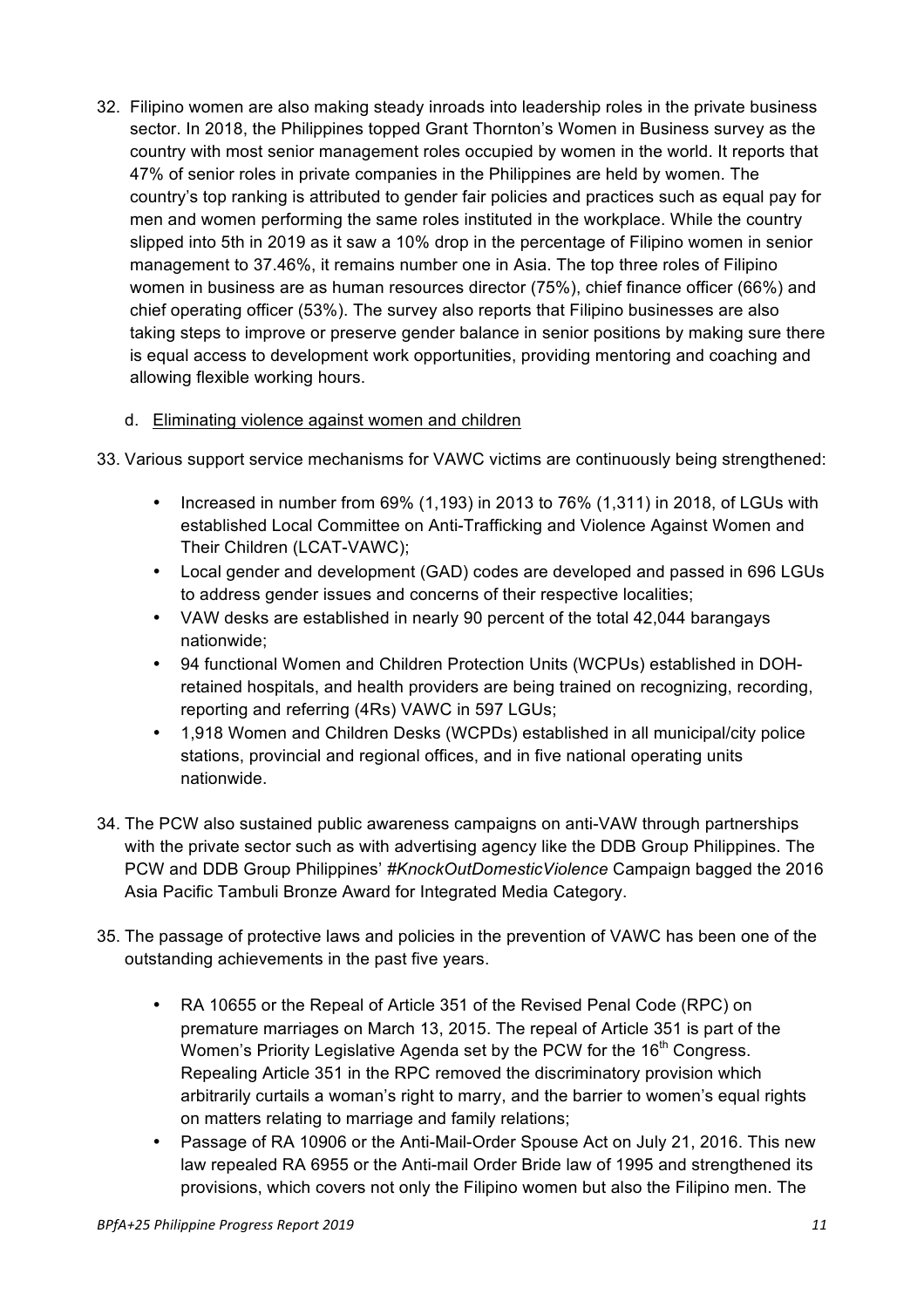32. Filipino women are also making steady inroads into leadership roles in the private business sector. In 2018, the Philippines topped Grant Thornton's Women in Business survey as the country with most senior management roles occupied by women in the world. It reports that 47% of senior roles in private companies in the Philippines are held by women. The country's top ranking is attributed to gender fair policies and practices such as equal pay for men and women performing the same roles instituted in the workplace. While the country slipped into 5th in 2019 as it saw a 10% drop in the percentage of Filipino women in senior management to 37.46%, it remains number one in Asia. The top three roles of Filipino women in business are as human resources director (75%), chief finance officer (66%) and chief operating officer (53%). The survey also reports that Filipino businesses are also taking steps to improve or preserve gender balance in senior positions by making sure there is equal access to development work opportunities, providing mentoring and coaching and allowing flexible working hours.

d. Eliminating violence against women and children

33. Various support service mechanisms for VAWC victims are continuously being strengthened:

- Increased in number from 69% (1,193) in 2013 to 76% (1,311) in 2018, of LGUs with established Local Committee on Anti-Trafficking and Violence Against Women and Their Children (LCAT-VAWC);
- Local gender and development (GAD) codes are developed and passed in 696 LGUs to address gender issues and concerns of their respective localities;
- VAW desks are established in nearly 90 percent of the total 42,044 barangays nationwide;
- 94 functional Women and Children Protection Units (WCPUs) established in DOH-retained hospitals, and health providers are being trained on recognizing, recording, reporting and referring (4Rs) VAWC in 597 LGUs;
- 1,918 Women and Children Desks (WCPDs) established in all municipal/city police stations, provincial and regional offices, and in five national operating units nationwide.

34. The PCW also sustained public awareness campaigns on anti-VAW through partnerships with the private sector such as with advertising agency like the DDB Group Philippines. The PCW and DDB Group Philippines' *#KnockOutDomesticViolence* Campaign bagged the 2016 Asia Pacific Tambuli Bronze Award for Integrated Media Category.

35. The passage of protective laws and policies in the prevention of VAWC has been one of the outstanding achievements in the past five years.

- RA 10655 or the Repeal of Article 351 of the Revised Penal Code (RPC) on premature marriages on March 13, 2015. The repeal of Article 351 is part of the Women's Priority Legislative Agenda set by the PCW for the 16th Congress. Repealing Article 351 in the RPC removed the discriminatory provision which arbitrarily curtails a woman's right to marry, and the barrier to women's equal rights on matters relating to marriage and family relations;
- Passage of RA 10906 or the Anti-Mail-Order Spouse Act on July 21, 2016. This new law repealed RA 6955 or the Anti-mail Order Bride law of 1995 and strengthened its provisions, which covers not only the Filipino women but also the Filipino men. The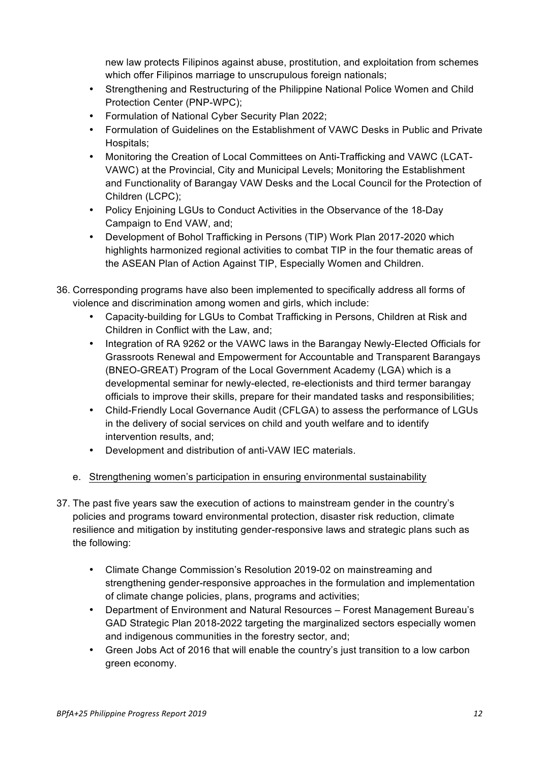new law protects Filipinos against abuse, prostitution, and exploitation from schemes which offer Filipinos marriage to unscrupulous foreign nationals;

- Strengthening and Restructuring of the Philippine National Police Women and Child Protection Center (PNP-WPC);
- Formulation of National Cyber Security Plan 2022;
- Formulation of Guidelines on the Establishment of VAWC Desks in Public and Private Hospitals;
- Monitoring the Creation of Local Committees on Anti-Trafficking and VAWC (LCAT-VAWC) at the Provincial, City and Municipal Levels; Monitoring the Establishment and Functionality of Barangay VAW Desks and the Local Council for the Protection of Children (LCPC);
- Policy Enjoining LGUs to Conduct Activities in the Observance of the 18-Day Campaign to End VAW, and;
- Development of Bohol Trafficking in Persons (TIP) Work Plan 2017-2020 which highlights harmonized regional activities to combat TIP in the four thematic areas of the ASEAN Plan of Action Against TIP, Especially Women and Children.

36. Corresponding programs have also been implemented to specifically address all forms of violence and discrimination among women and girls, which include:
    - Capacity-building for LGUs to Combat Trafficking in Persons, Children at Risk and Children in Conflict with the Law, and;
    - Integration of RA 9262 or the VAWC laws in the Barangay Newly-Elected Officials for Grassroots Renewal and Empowerment for Accountable and Transparent Barangays (BNEO-GREAT) Program of the Local Government Academy (LGA) which is a developmental seminar for newly-elected, re-electionists and third termer barangay officials to improve their skills, prepare for their mandated tasks and responsibilities;
    - Child-Friendly Local Governance Audit (CFLGA) to assess the performance of LGUs in the delivery of social services on child and youth welfare and to identify intervention results, and;
    - Development and distribution of anti-VAW IEC materials.

e. Strengthening women's participation in ensuring environmental sustainability

37. The past five years saw the execution of actions to mainstream gender in the country's policies and programs toward environmental protection, disaster risk reduction, climate resilience and mitigation by instituting gender-responsive laws and strategic plans such as the following:
    - Climate Change Commission's Resolution 2019-02 on mainstreaming and strengthening gender-responsive approaches in the formulation and implementation of climate change policies, plans, programs and activities;
    - Department of Environment and Natural Resources – Forest Management Bureau's GAD Strategic Plan 2018-2022 targeting the marginalized sectors especially women and indigenous communities in the forestry sector, and;
    - Green Jobs Act of 2016 that will enable the country's just transition to a low carbon green economy.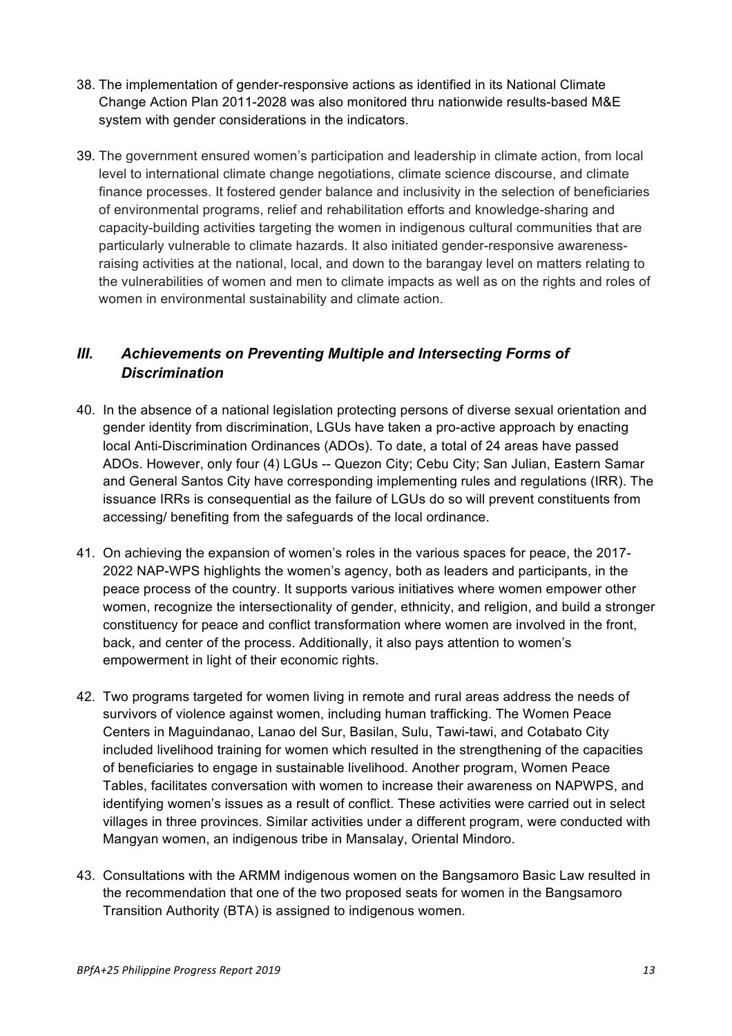38. The implementation of gender-responsive actions as identified in its National Climate Change Action Plan 2011-2028 was also monitored thru nationwide results-based M&E system with gender considerations in the indicators.

39. The government ensured women's participation and leadership in climate action, from local level to international climate change negotiations, climate science discourse, and climate finance processes. It fostered gender balance and inclusivity in the selection of beneficiaries of environmental programs, relief and rehabilitation efforts and knowledge-sharing and capacity-building activities targeting the women in indigenous cultural communities that are particularly vulnerable to climate hazards. It also initiated gender-responsive awareness-raising activities at the national, local, and down to the barangay level on matters relating to the vulnerabilities of women and men to climate impacts as well as on the rights and roles of women in environmental sustainability and climate action.

## *III. Achievements on Preventing Multiple and Intersecting Forms of Discrimination*

40. In the absence of a national legislation protecting persons of diverse sexual orientation and gender identity from discrimination, LGUs have taken a pro-active approach by enacting local Anti-Discrimination Ordinances (ADOs). To date, a total of 24 areas have passed ADOs. However, only four (4) LGUs -- Quezon City; Cebu City; San Julian, Eastern Samar and General Santos City have corresponding implementing rules and regulations (IRR). The issuance IRRs is consequential as the failure of LGUs do so will prevent constituents from accessing/ benefiting from the safeguards of the local ordinance.

41. On achieving the expansion of women's roles in the various spaces for peace, the 2017-2022 NAP-WPS highlights the women's agency, both as leaders and participants, in the peace process of the country. It supports various initiatives where women empower other women, recognize the intersectionality of gender, ethnicity, and religion, and build a stronger constituency for peace and conflict transformation where women are involved in the front, back, and center of the process. Additionally, it also pays attention to women's empowerment in light of their economic rights.

42. Two programs targeted for women living in remote and rural areas address the needs of survivors of violence against women, including human trafficking. The Women Peace Centers in Maguindanao, Lanao del Sur, Basilan, Sulu, Tawi-tawi, and Cotabato City included livelihood training for women which resulted in the strengthening of the capacities of beneficiaries to engage in sustainable livelihood. Another program, Women Peace Tables, facilitates conversation with women to increase their awareness on NAPWPS, and identifying women's issues as a result of conflict. These activities were carried out in select villages in three provinces. Similar activities under a different program, were conducted with Mangyan women, an indigenous tribe in Mansalay, Oriental Mindoro.

43. Consultations with the ARMM indigenous women on the Bangsamoro Basic Law resulted in the recommendation that one of the two proposed seats for women in the Bangsamoro Transition Authority (BTA) is assigned to indigenous women.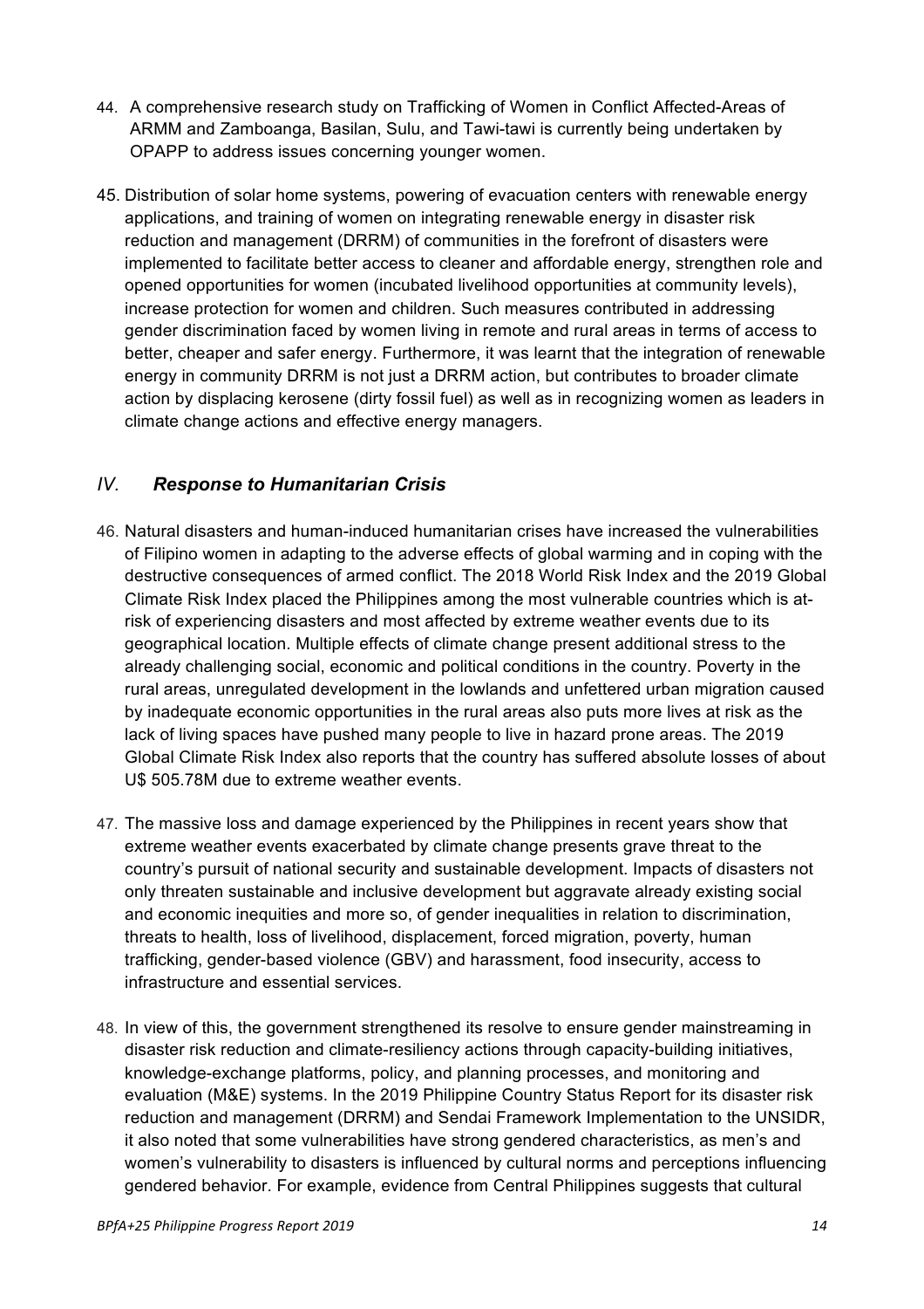44. A comprehensive research study on Trafficking of Women in Conflict Affected-Areas of ARMM and Zamboanga, Basilan, Sulu, and Tawi-tawi is currently being undertaken by OPAPP to address issues concerning younger women.

45. Distribution of solar home systems, powering of evacuation centers with renewable energy applications, and training of women on integrating renewable energy in disaster risk reduction and management (DRRM) of communities in the forefront of disasters were implemented to facilitate better access to cleaner and affordable energy, strengthen role and opened opportunities for women (incubated livelihood opportunities at community levels), increase protection for women and children. Such measures contributed in addressing gender discrimination faced by women living in remote and rural areas in terms of access to better, cheaper and safer energy. Furthermore, it was learnt that the integration of renewable energy in community DRRM is not just a DRRM action, but contributes to broader climate action by displacing kerosene (dirty fossil fuel) as well as in recognizing women as leaders in climate change actions and effective energy managers.

## *IV. Response to Humanitarian Crisis*

46. Natural disasters and human-induced humanitarian crises have increased the vulnerabilities of Filipino women in adapting to the adverse effects of global warming and in coping with the destructive consequences of armed conflict. The 2018 World Risk Index and the 2019 Global Climate Risk Index placed the Philippines among the most vulnerable countries which is at-risk of experiencing disasters and most affected by extreme weather events due to its geographical location. Multiple effects of climate change present additional stress to the already challenging social, economic and political conditions in the country. Poverty in the rural areas, unregulated development in the lowlands and unfettered urban migration caused by inadequate economic opportunities in the rural areas also puts more lives at risk as the lack of living spaces have pushed many people to live in hazard prone areas. The 2019 Global Climate Risk Index also reports that the country has suffered absolute losses of about U$ 505.78M due to extreme weather events.

47. The massive loss and damage experienced by the Philippines in recent years show that extreme weather events exacerbated by climate change presents grave threat to the country's pursuit of national security and sustainable development. Impacts of disasters not only threaten sustainable and inclusive development but aggravate already existing social and economic inequities and more so, of gender inequalities in relation to discrimination, threats to health, loss of livelihood, displacement, forced migration, poverty, human trafficking, gender-based violence (GBV) and harassment, food insecurity, access to infrastructure and essential services.

48. In view of this, the government strengthened its resolve to ensure gender mainstreaming in disaster risk reduction and climate-resiliency actions through capacity-building initiatives, knowledge-exchange platforms, policy, and planning processes, and monitoring and evaluation (M&E) systems. In the 2019 Philippine Country Status Report for its disaster risk reduction and management (DRRM) and Sendai Framework Implementation to the UNSIDR, it also noted that some vulnerabilities have strong gendered characteristics, as men's and women's vulnerability to disasters is influenced by cultural norms and perceptions influencing gendered behavior. For example, evidence from Central Philippines suggests that cultural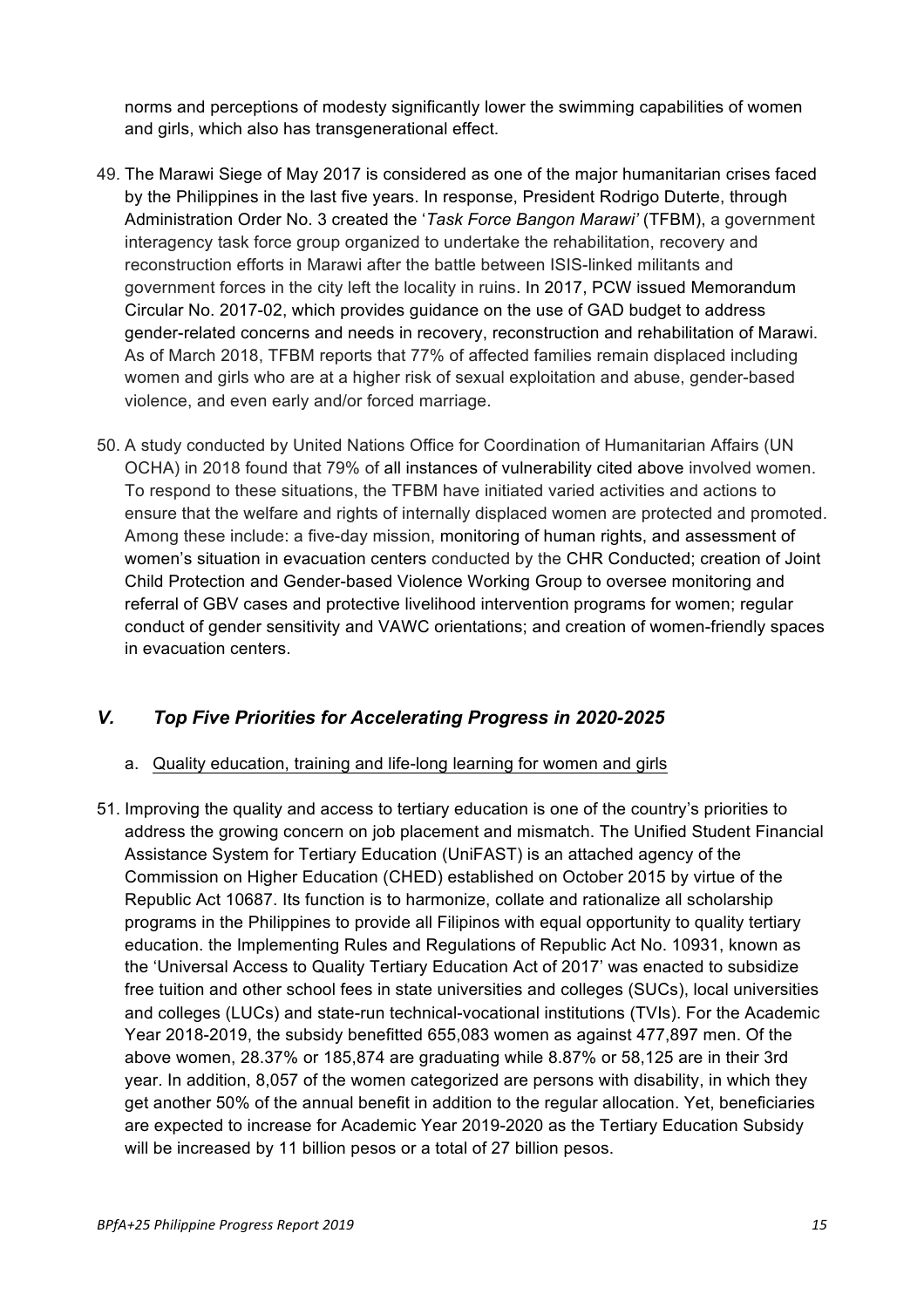norms and perceptions of modesty significantly lower the swimming capabilities of women and girls, which also has transgenerational effect.

49. The Marawi Siege of May 2017 is considered as one of the major humanitarian crises faced by the Philippines in the last five years. In response, President Rodrigo Duterte, through Administration Order No. 3 created the '*Task Force Bangon Marawi*' (TFBM), a government interagency task force group organized to undertake the rehabilitation, recovery and reconstruction efforts in Marawi after the battle between ISIS-linked militants and government forces in the city left the locality in ruins. In 2017, PCW issued Memorandum Circular No. 2017-02, which provides guidance on the use of GAD budget to address gender-related concerns and needs in recovery, reconstruction and rehabilitation of Marawi. As of March 2018, TFBM reports that 77% of affected families remain displaced including women and girls who are at a higher risk of sexual exploitation and abuse, gender-based violence, and even early and/or forced marriage.

50. A study conducted by United Nations Office for Coordination of Humanitarian Affairs (UN OCHA) in 2018 found that 79% of all instances of vulnerability cited above involved women. To respond to these situations, the TFBM have initiated varied activities and actions to ensure that the welfare and rights of internally displaced women are protected and promoted. Among these include: a five-day mission, monitoring of human rights, and assessment of women's situation in evacuation centers conducted by the CHR Conducted; creation of Joint Child Protection and Gender-based Violence Working Group to oversee monitoring and referral of GBV cases and protective livelihood intervention programs for women; regular conduct of gender sensitivity and VAWC orientations; and creation of women-friendly spaces in evacuation centers.

## *V. Top Five Priorities for Accelerating Progress in 2020-2025*

a. Quality education, training and life-long learning for women and girls

51. Improving the quality and access to tertiary education is one of the country's priorities to address the growing concern on job placement and mismatch. The Unified Student Financial Assistance System for Tertiary Education (UniFAST) is an attached agency of the Commission on Higher Education (CHED) established on October 2015 by virtue of the Republic Act 10687. Its function is to harmonize, collate and rationalize all scholarship programs in the Philippines to provide all Filipinos with equal opportunity to quality tertiary education. the Implementing Rules and Regulations of Republic Act No. 10931, known as the 'Universal Access to Quality Tertiary Education Act of 2017' was enacted to subsidize free tuition and other school fees in state universities and colleges (SUCs), local universities and colleges (LUCs) and state-run technical-vocational institutions (TVIs). For the Academic Year 2018-2019, the subsidy benefitted 655,083 women as against 477,897 men. Of the above women, 28.37% or 185,874 are graduating while 8.87% or 58,125 are in their 3rd year. In addition, 8,057 of the women categorized are persons with disability, in which they get another 50% of the annual benefit in addition to the regular allocation. Yet, beneficiaries are expected to increase for Academic Year 2019-2020 as the Tertiary Education Subsidy will be increased by 11 billion pesos or a total of 27 billion pesos.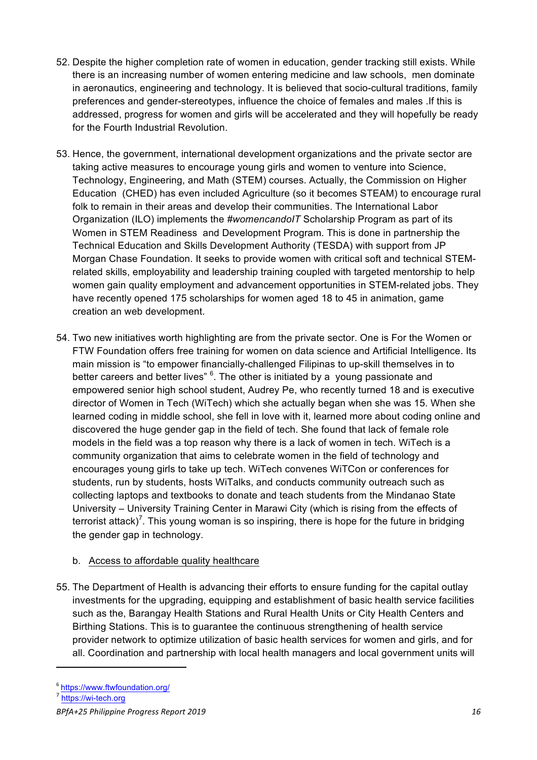52. Despite the higher completion rate of women in education, gender tracking still exists. While there is an increasing number of women entering medicine and law schools, men dominate in aeronautics, engineering and technology. It is believed that socio-cultural traditions, family preferences and gender-stereotypes, influence the choice of females and males .If this is addressed, progress for women and girls will be accelerated and they will hopefully be ready for the Fourth Industrial Revolution.

53. Hence, the government, international development organizations and the private sector are taking active measures to encourage young girls and women to venture into Science, Technology, Engineering, and Math (STEM) courses. Actually, the Commission on Higher Education (CHED) has even included Agriculture (so it becomes STEAM) to encourage rural folk to remain in their areas and develop their communities. The International Labor Organization (ILO) implements the *#womencandoIT* Scholarship Program as part of its Women in STEM Readiness and Development Program. This is done in partnership the Technical Education and Skills Development Authority (TESDA) with support from JP Morgan Chase Foundation. It seeks to provide women with critical soft and technical STEM-related skills, employability and leadership training coupled with targeted mentorship to help women gain quality employment and advancement opportunities in STEM-related jobs. They have recently opened 175 scholarships for women aged 18 to 45 in animation, game creation an web development.

54. Two new initiatives worth highlighting are from the private sector. One is For the Women or FTW Foundation offers free training for women on data science and Artificial Intelligence. Its main mission is "to empower financially-challenged Filipinas to up-skill themselves in to better careers and better lives" [6]. The other is initiated by a young passionate and empowered senior high school student, Audrey Pe, who recently turned 18 and is executive director of Women in Tech (WiTech) which she actually began when she was 15. When she learned coding in middle school, she fell in love with it, learned more about coding online and discovered the huge gender gap in the field of tech. She found that lack of female role models in the field was a top reason why there is a lack of women in tech. WiTech is a community organization that aims to celebrate women in the field of technology and encourages young girls to take up tech. WiTech convenes WiTCon or conferences for students, run by students, hosts WiTalks, and conducts community outreach such as collecting laptops and textbooks to donate and teach students from the Mindanao State University – University Training Center in Marawi City (which is rising from the effects of terrorist attack)[7]. This young woman is so inspiring, there is hope for the future in bridging the gender gap in technology.

b. Access to affordable quality healthcare

55. The Department of Health is advancing their efforts to ensure funding for the capital outlay investments for the upgrading, equipping and establishment of basic health service facilities such as the, Barangay Health Stations and Rural Health Units or City Health Centers and Birthing Stations. This is to guarantee the continuous strengthening of health service provider network to optimize utilization of basic health services for women and girls, and for all. Coordination and partnership with local health managers and local government units will

---

[6] https://www.ftwfoundation.org/

[7] https://wi-tech.org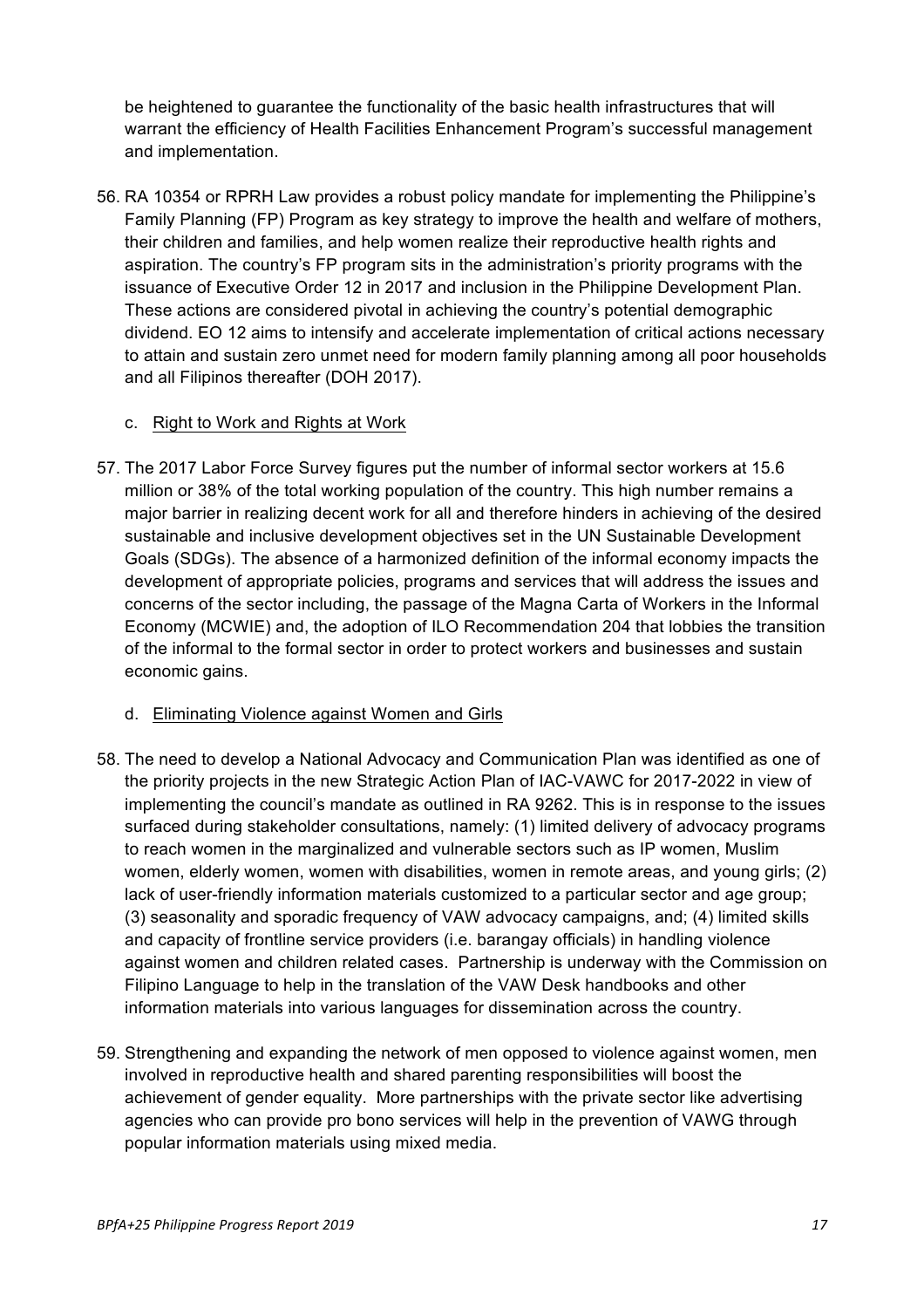be heightened to guarantee the functionality of the basic health infrastructures that will warrant the efficiency of Health Facilities Enhancement Program's successful management and implementation.

56. RA 10354 or RPRH Law provides a robust policy mandate for implementing the Philippine's Family Planning (FP) Program as key strategy to improve the health and welfare of mothers, their children and families, and help women realize their reproductive health rights and aspiration. The country's FP program sits in the administration's priority programs with the issuance of Executive Order 12 in 2017 and inclusion in the Philippine Development Plan. These actions are considered pivotal in achieving the country's potential demographic dividend. EO 12 aims to intensify and accelerate implementation of critical actions necessary to attain and sustain zero unmet need for modern family planning among all poor households and all Filipinos thereafter (DOH 2017).

c. Right to Work and Rights at Work

57. The 2017 Labor Force Survey figures put the number of informal sector workers at 15.6 million or 38% of the total working population of the country. This high number remains a major barrier in realizing decent work for all and therefore hinders in achieving of the desired sustainable and inclusive development objectives set in the UN Sustainable Development Goals (SDGs). The absence of a harmonized definition of the informal economy impacts the development of appropriate policies, programs and services that will address the issues and concerns of the sector including, the passage of the Magna Carta of Workers in the Informal Economy (MCWIE) and, the adoption of ILO Recommendation 204 that lobbies the transition of the informal to the formal sector in order to protect workers and businesses and sustain economic gains.

d. Eliminating Violence against Women and Girls

58. The need to develop a National Advocacy and Communication Plan was identified as one of the priority projects in the new Strategic Action Plan of IAC-VAWC for 2017-2022 in view of implementing the council's mandate as outlined in RA 9262. This is in response to the issues surfaced during stakeholder consultations, namely: (1) limited delivery of advocacy programs to reach women in the marginalized and vulnerable sectors such as IP women, Muslim women, elderly women, women with disabilities, women in remote areas, and young girls; (2) lack of user-friendly information materials customized to a particular sector and age group; (3) seasonality and sporadic frequency of VAW advocacy campaigns, and; (4) limited skills and capacity of frontline service providers (i.e. barangay officials) in handling violence against women and children related cases. Partnership is underway with the Commission on Filipino Language to help in the translation of the VAW Desk handbooks and other information materials into various languages for dissemination across the country.

59. Strengthening and expanding the network of men opposed to violence against women, men involved in reproductive health and shared parenting responsibilities will boost the achievement of gender equality. More partnerships with the private sector like advertising agencies who can provide pro bono services will help in the prevention of VAWG through popular information materials using mixed media.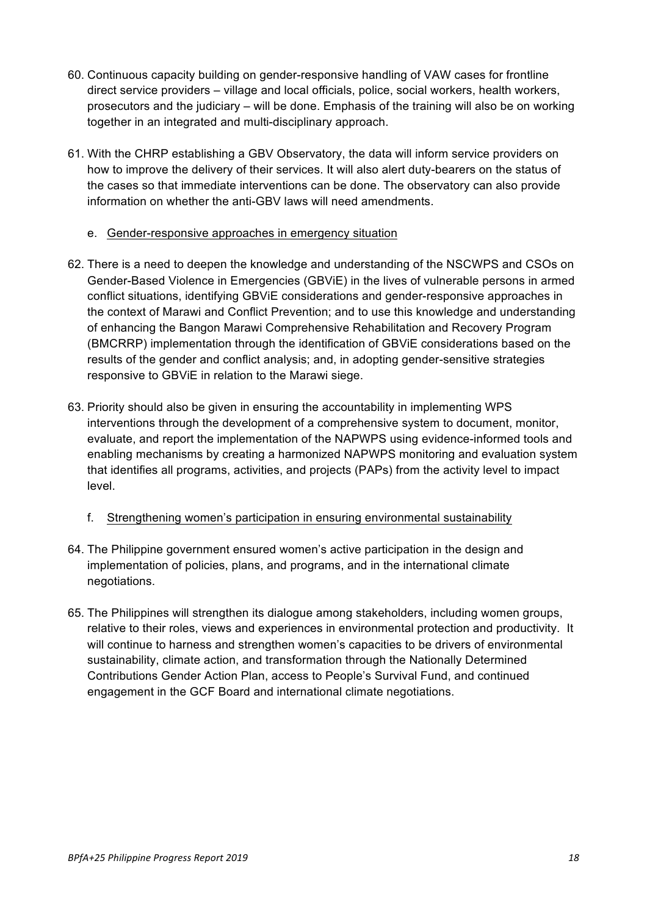60. Continuous capacity building on gender-responsive handling of VAW cases for frontline direct service providers – village and local officials, police, social workers, health workers, prosecutors and the judiciary – will be done. Emphasis of the training will also be on working together in an integrated and multi-disciplinary approach.

61. With the CHRP establishing a GBV Observatory, the data will inform service providers on how to improve the delivery of their services. It will also alert duty-bearers on the status of the cases so that immediate interventions can be done. The observatory can also provide information on whether the anti-GBV laws will need amendments.

e. Gender-responsive approaches in emergency situation

62. There is a need to deepen the knowledge and understanding of the NSCWPS and CSOs on Gender-Based Violence in Emergencies (GBViE) in the lives of vulnerable persons in armed conflict situations, identifying GBViE considerations and gender-responsive approaches in the context of Marawi and Conflict Prevention; and to use this knowledge and understanding of enhancing the Bangon Marawi Comprehensive Rehabilitation and Recovery Program (BMCRRP) implementation through the identification of GBViE considerations based on the results of the gender and conflict analysis; and, in adopting gender-sensitive strategies responsive to GBViE in relation to the Marawi siege.

63. Priority should also be given in ensuring the accountability in implementing WPS interventions through the development of a comprehensive system to document, monitor, evaluate, and report the implementation of the NAPWPS using evidence-informed tools and enabling mechanisms by creating a harmonized NAPWPS monitoring and evaluation system that identifies all programs, activities, and projects (PAPs) from the activity level to impact level.

f. Strengthening women's participation in ensuring environmental sustainability

64. The Philippine government ensured women's active participation in the design and implementation of policies, plans, and programs, and in the international climate negotiations.

65. The Philippines will strengthen its dialogue among stakeholders, including women groups, relative to their roles, views and experiences in environmental protection and productivity. It will continue to harness and strengthen women's capacities to be drivers of environmental sustainability, climate action, and transformation through the Nationally Determined Contributions Gender Action Plan, access to People's Survival Fund, and continued engagement in the GCF Board and international climate negotiations.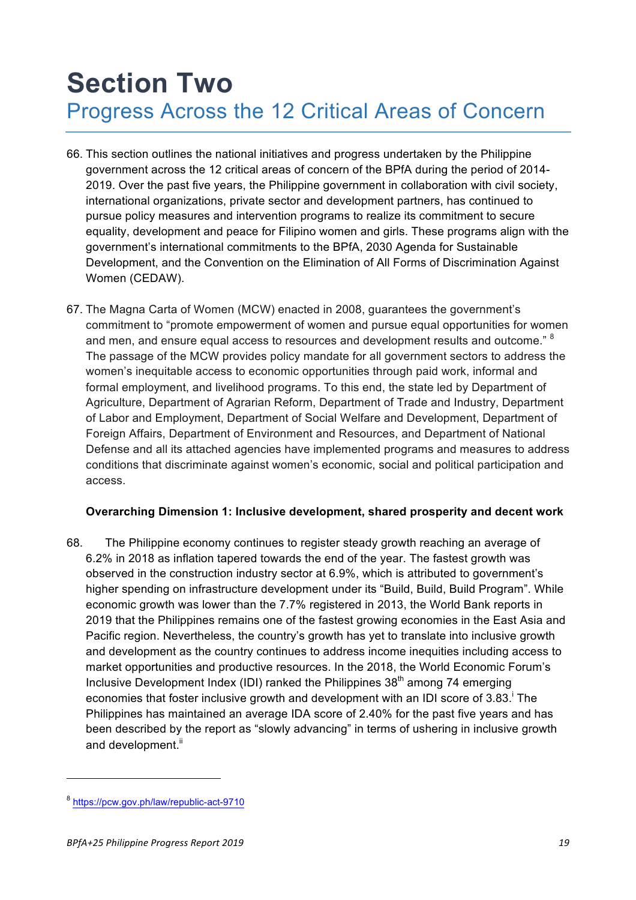# Section Two

## Progress Across the 12 Critical Areas of Concern

66. This section outlines the national initiatives and progress undertaken by the Philippine government across the 12 critical areas of concern of the BPfA during the period of 2014-2019. Over the past five years, the Philippine government in collaboration with civil society, international organizations, private sector and development partners, has continued to pursue policy measures and intervention programs to realize its commitment to secure equality, development and peace for Filipino women and girls. These programs align with the government's international commitments to the BPfA, 2030 Agenda for Sustainable Development, and the Convention on the Elimination of All Forms of Discrimination Against Women (CEDAW).

67. The Magna Carta of Women (MCW) enacted in 2008, guarantees the government's commitment to "promote empowerment of women and pursue equal opportunities for women and men, and ensure equal access to resources and development results and outcome." [8] The passage of the MCW provides policy mandate for all government sectors to address the women's inequitable access to economic opportunities through paid work, informal and formal employment, and livelihood programs. To this end, the state led by Department of Agriculture, Department of Agrarian Reform, Department of Trade and Industry, Department of Labor and Employment, Department of Social Welfare and Development, Department of Foreign Affairs, Department of Environment and Resources, and Department of National Defense and all its attached agencies have implemented programs and measures to address conditions that discriminate against women's economic, social and political participation and access.

**Overarching Dimension 1: Inclusive development, shared prosperity and decent work**

68. The Philippine economy continues to register steady growth reaching an average of 6.2% in 2018 as inflation tapered towards the end of the year. The fastest growth was observed in the construction industry sector at 6.9%, which is attributed to government's higher spending on infrastructure development under its "Build, Build, Build Program". While economic growth was lower than the 7.7% registered in 2013, the World Bank reports in 2019 that the Philippines remains one of the fastest growing economies in the East Asia and Pacific region. Nevertheless, the country's growth has yet to translate into inclusive growth and development as the country continues to address income inequities including access to market opportunities and productive resources. In the 2018, the World Economic Forum's Inclusive Development Index (IDI) ranked the Philippines 38th among 74 emerging economies that foster inclusive growth and development with an IDI score of 3.83.[i] The Philippines has maintained an average IDA score of 2.40% for the past five years and has been described by the report as "slowly advancing" in terms of ushering in inclusive growth and development.[ii]

---

[8] https://pcw.gov.ph/law/republic-act-9710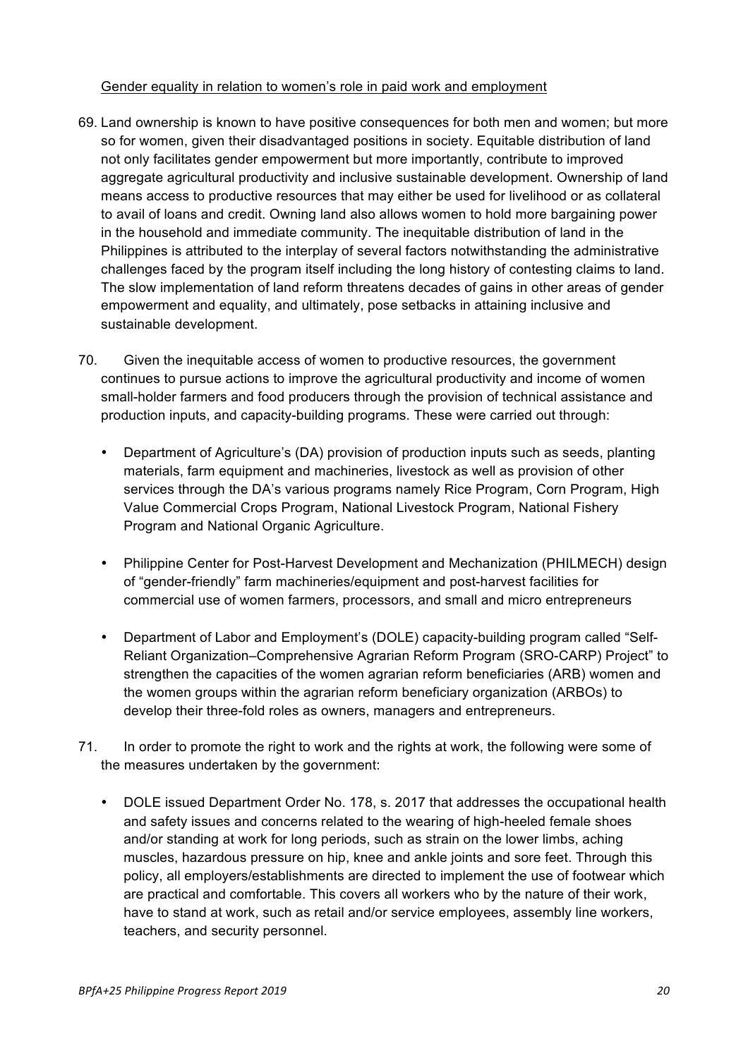Gender equality in relation to women's role in paid work and employment

69. Land ownership is known to have positive consequences for both men and women; but more so for women, given their disadvantaged positions in society. Equitable distribution of land not only facilitates gender empowerment but more importantly, contribute to improved aggregate agricultural productivity and inclusive sustainable development. Ownership of land means access to productive resources that may either be used for livelihood or as collateral to avail of loans and credit. Owning land also allows women to hold more bargaining power in the household and immediate community. The inequitable distribution of land in the Philippines is attributed to the interplay of several factors notwithstanding the administrative challenges faced by the program itself including the long history of contesting claims to land. The slow implementation of land reform threatens decades of gains in other areas of gender empowerment and equality, and ultimately, pose setbacks in attaining inclusive and sustainable development.

70. Given the inequitable access of women to productive resources, the government continues to pursue actions to improve the agricultural productivity and income of women small-holder farmers and food producers through the provision of technical assistance and production inputs, and capacity-building programs. These were carried out through:

- Department of Agriculture's (DA) provision of production inputs such as seeds, planting materials, farm equipment and machineries, livestock as well as provision of other services through the DA's various programs namely Rice Program, Corn Program, High Value Commercial Crops Program, National Livestock Program, National Fishery Program and National Organic Agriculture.

- Philippine Center for Post-Harvest Development and Mechanization (PHILMECH) design of "gender-friendly" farm machineries/equipment and post-harvest facilities for commercial use of women farmers, processors, and small and micro entrepreneurs

- Department of Labor and Employment's (DOLE) capacity-building program called "Self-Reliant Organization–Comprehensive Agrarian Reform Program (SRO-CARP) Project" to strengthen the capacities of the women agrarian reform beneficiaries (ARB) women and the women groups within the agrarian reform beneficiary organization (ARBOs) to develop their three-fold roles as owners, managers and entrepreneurs.

71. In order to promote the right to work and the rights at work, the following were some of the measures undertaken by the government:

- DOLE issued Department Order No. 178, s. 2017 that addresses the occupational health and safety issues and concerns related to the wearing of high-heeled female shoes and/or standing at work for long periods, such as strain on the lower limbs, aching muscles, hazardous pressure on hip, knee and ankle joints and sore feet. Through this policy, all employers/establishments are directed to implement the use of footwear which are practical and comfortable. This covers all workers who by the nature of their work, have to stand at work, such as retail and/or service employees, assembly line workers, teachers, and security personnel.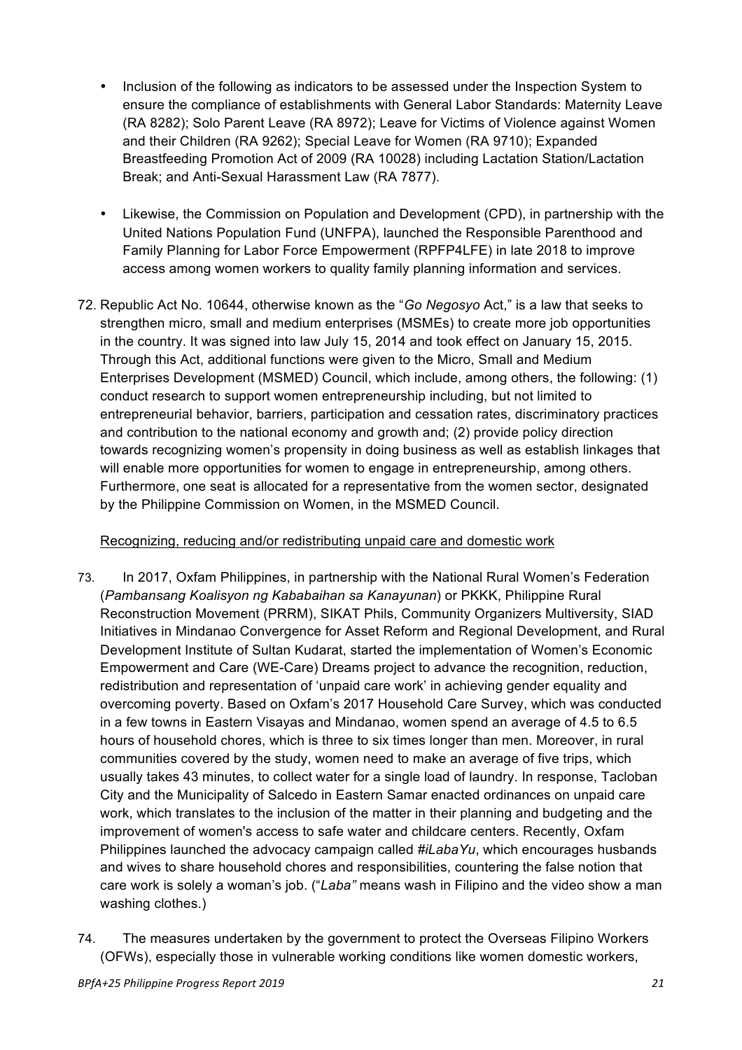- Inclusion of the following as indicators to be assessed under the Inspection System to ensure the compliance of establishments with General Labor Standards: Maternity Leave (RA 8282); Solo Parent Leave (RA 8972); Leave for Victims of Violence against Women and their Children (RA 9262); Special Leave for Women (RA 9710); Expanded Breastfeeding Promotion Act of 2009 (RA 10028) including Lactation Station/Lactation Break; and Anti-Sexual Harassment Law (RA 7877).

- Likewise, the Commission on Population and Development (CPD), in partnership with the United Nations Population Fund (UNFPA), launched the Responsible Parenthood and Family Planning for Labor Force Empowerment (RPFP4LFE) in late 2018 to improve access among women workers to quality family planning information and services.

72. Republic Act No. 10644, otherwise known as the "*Go Negosyo* Act," is a law that seeks to strengthen micro, small and medium enterprises (MSMEs) to create more job opportunities in the country. It was signed into law July 15, 2014 and took effect on January 15, 2015. Through this Act, additional functions were given to the Micro, Small and Medium Enterprises Development (MSMED) Council, which include, among others, the following: (1) conduct research to support women entrepreneurship including, but not limited to entrepreneurial behavior, barriers, participation and cessation rates, discriminatory practices and contribution to the national economy and growth and; (2) provide policy direction towards recognizing women's propensity in doing business as well as establish linkages that will enable more opportunities for women to engage in entrepreneurship, among others. Furthermore, one seat is allocated for a representative from the women sector, designated by the Philippine Commission on Women, in the MSMED Council.

<u>Recognizing, reducing and/or redistributing unpaid care and domestic work</u>

73. In 2017, Oxfam Philippines, in partnership with the National Rural Women's Federation (*Pambansang Koalisyon ng Kababaihan sa Kanayunan*) or PKKK, Philippine Rural Reconstruction Movement (PRRM), SIKAT Phils, Community Organizers Multiversity, SIAD Initiatives in Mindanao Convergence for Asset Reform and Regional Development, and Rural Development Institute of Sultan Kudarat, started the implementation of Women's Economic Empowerment and Care (WE-Care) Dreams project to advance the recognition, reduction, redistribution and representation of 'unpaid care work' in achieving gender equality and overcoming poverty. Based on Oxfam's 2017 Household Care Survey, which was conducted in a few towns in Eastern Visayas and Mindanao, women spend an average of 4.5 to 6.5 hours of household chores, which is three to six times longer than men. Moreover, in rural communities covered by the study, women need to make an average of five trips, which usually takes 43 minutes, to collect water for a single load of laundry. In response, Tacloban City and the Municipality of Salcedo in Eastern Samar enacted ordinances on unpaid care work, which translates to the inclusion of the matter in their planning and budgeting and the improvement of women's access to safe water and childcare centers. Recently, Oxfam Philippines launched the advocacy campaign called *#iLabaYu*, which encourages husbands and wives to share household chores and responsibilities, countering the false notion that care work is solely a woman's job. ("*Laba"* means wash in Filipino and the video show a man washing clothes.)

74. The measures undertaken by the government to protect the Overseas Filipino Workers (OFWs), especially those in vulnerable working conditions like women domestic workers,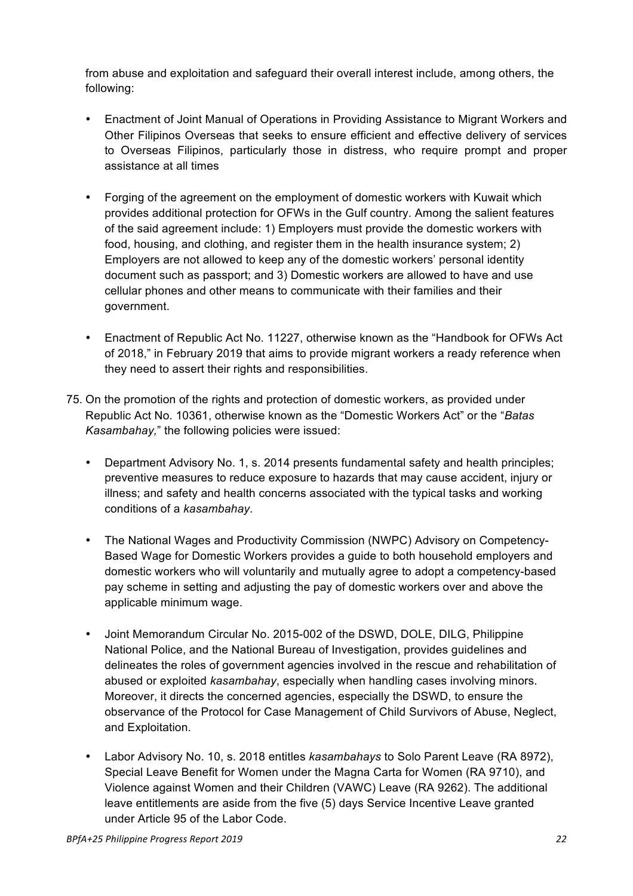from abuse and exploitation and safeguard their overall interest include, among others, the following:

- Enactment of Joint Manual of Operations in Providing Assistance to Migrant Workers and Other Filipinos Overseas that seeks to ensure efficient and effective delivery of services to Overseas Filipinos, particularly those in distress, who require prompt and proper assistance at all times

- Forging of the agreement on the employment of domestic workers with Kuwait which provides additional protection for OFWs in the Gulf country. Among the salient features of the said agreement include: 1) Employers must provide the domestic workers with food, housing, and clothing, and register them in the health insurance system; 2) Employers are not allowed to keep any of the domestic workers' personal identity document such as passport; and 3) Domestic workers are allowed to have and use cellular phones and other means to communicate with their families and their government.

- Enactment of Republic Act No. 11227, otherwise known as the "Handbook for OFWs Act of 2018," in February 2019 that aims to provide migrant workers a ready reference when they need to assert their rights and responsibilities.

75. On the promotion of the rights and protection of domestic workers, as provided under Republic Act No. 10361, otherwise known as the "Domestic Workers Act" or the "*Batas Kasambahay,*" the following policies were issued:

    - Department Advisory No. 1, s. 2014 presents fundamental safety and health principles; preventive measures to reduce exposure to hazards that may cause accident, injury or illness; and safety and health concerns associated with the typical tasks and working conditions of a *kasambahay*.

    - The National Wages and Productivity Commission (NWPC) Advisory on Competency-Based Wage for Domestic Workers provides a guide to both household employers and domestic workers who will voluntarily and mutually agree to adopt a competency-based pay scheme in setting and adjusting the pay of domestic workers over and above the applicable minimum wage.

    - Joint Memorandum Circular No. 2015-002 of the DSWD, DOLE, DILG, Philippine National Police, and the National Bureau of Investigation, provides guidelines and delineates the roles of government agencies involved in the rescue and rehabilitation of abused or exploited *kasambahay*, especially when handling cases involving minors. Moreover, it directs the concerned agencies, especially the DSWD, to ensure the observance of the Protocol for Case Management of Child Survivors of Abuse, Neglect, and Exploitation.

    - Labor Advisory No. 10, s. 2018 entitles *kasambahays* to Solo Parent Leave (RA 8972), Special Leave Benefit for Women under the Magna Carta for Women (RA 9710), and Violence against Women and their Children (VAWC) Leave (RA 9262). The additional leave entitlements are aside from the five (5) days Service Incentive Leave granted under Article 95 of the Labor Code.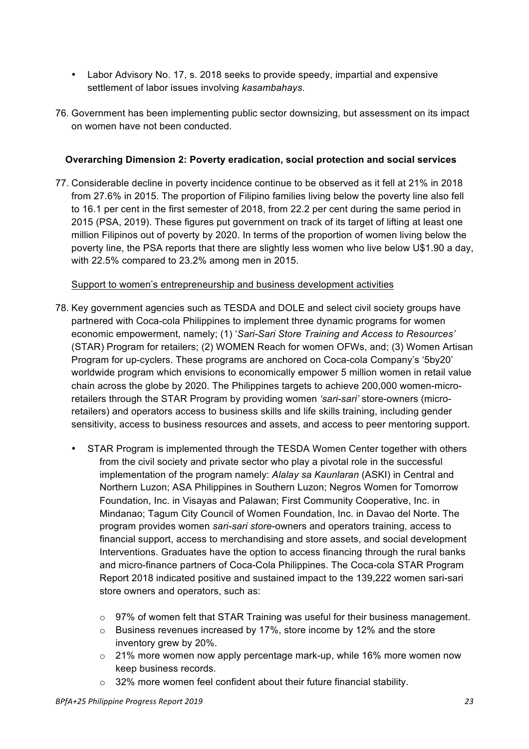- Labor Advisory No. 17, s. 2018 seeks to provide speedy, impartial and expensive settlement of labor issues involving *kasambahays*.

76. Government has been implementing public sector downsizing, but assessment on its impact on women have not been conducted.

**Overarching Dimension 2: Poverty eradication, social protection and social services**

77. Considerable decline in poverty incidence continue to be observed as it fell at 21% in 2018 from 27.6% in 2015. The proportion of Filipino families living below the poverty line also fell to 16.1 per cent in the first semester of 2018, from 22.2 per cent during the same period in 2015 (PSA, 2019). These figures put government on track of its target of lifting at least one million Filipinos out of poverty by 2020. In terms of the proportion of women living below the poverty line, the PSA reports that there are slightly less women who live below U$1.90 a day, with 22.5% compared to 23.2% among men in 2015.

<u>Support to women's entrepreneurship and business development activities</u>

78. Key government agencies such as TESDA and DOLE and select civil society groups have partnered with Coca-cola Philippines to implement three dynamic programs for women economic empowerment, namely; (1) '*Sari-Sari Store Training and Access to Resources'* (STAR) Program for retailers; (2) WOMEN Reach for women OFWs, and; (3) Women Artisan Program for up-cyclers. These programs are anchored on Coca-cola Company's '5by20' worldwide program which envisions to economically empower 5 million women in retail value chain across the globe by 2020. The Philippines targets to achieve 200,000 women-micro-retailers through the STAR Program by providing women *'sari-sari'* store-owners (micro-retailers) and operators access to business skills and life skills training, including gender sensitivity, access to business resources and assets, and access to peer mentoring support.

    - STAR Program is implemented through the TESDA Women Center together with others from the civil society and private sector who play a pivotal role in the successful implementation of the program namely: *Alalay sa Kaunlaran* (ASKI) in Central and Northern Luzon; ASA Philippines in Southern Luzon; Negros Women for Tomorrow Foundation, Inc. in Visayas and Palawan; First Community Cooperative, Inc. in Mindanao; Tagum City Council of Women Foundation, Inc. in Davao del Norte. The program provides women *sari-sari store*-owners and operators training, access to financial support, access to merchandising and store assets, and social development Interventions. Graduates have the option to access financing through the rural banks and micro-finance partners of Coca-Cola Philippines. The Coca-cola STAR Program Report 2018 indicated positive and sustained impact to the 139,222 women sari-sari store owners and operators, such as:
        - 97% of women felt that STAR Training was useful for their business management.
        - Business revenues increased by 17%, store income by 12% and the store inventory grew by 20%.
        - 21% more women now apply percentage mark-up, while 16% more women now keep business records.
        - 32% more women feel confident about their future financial stability.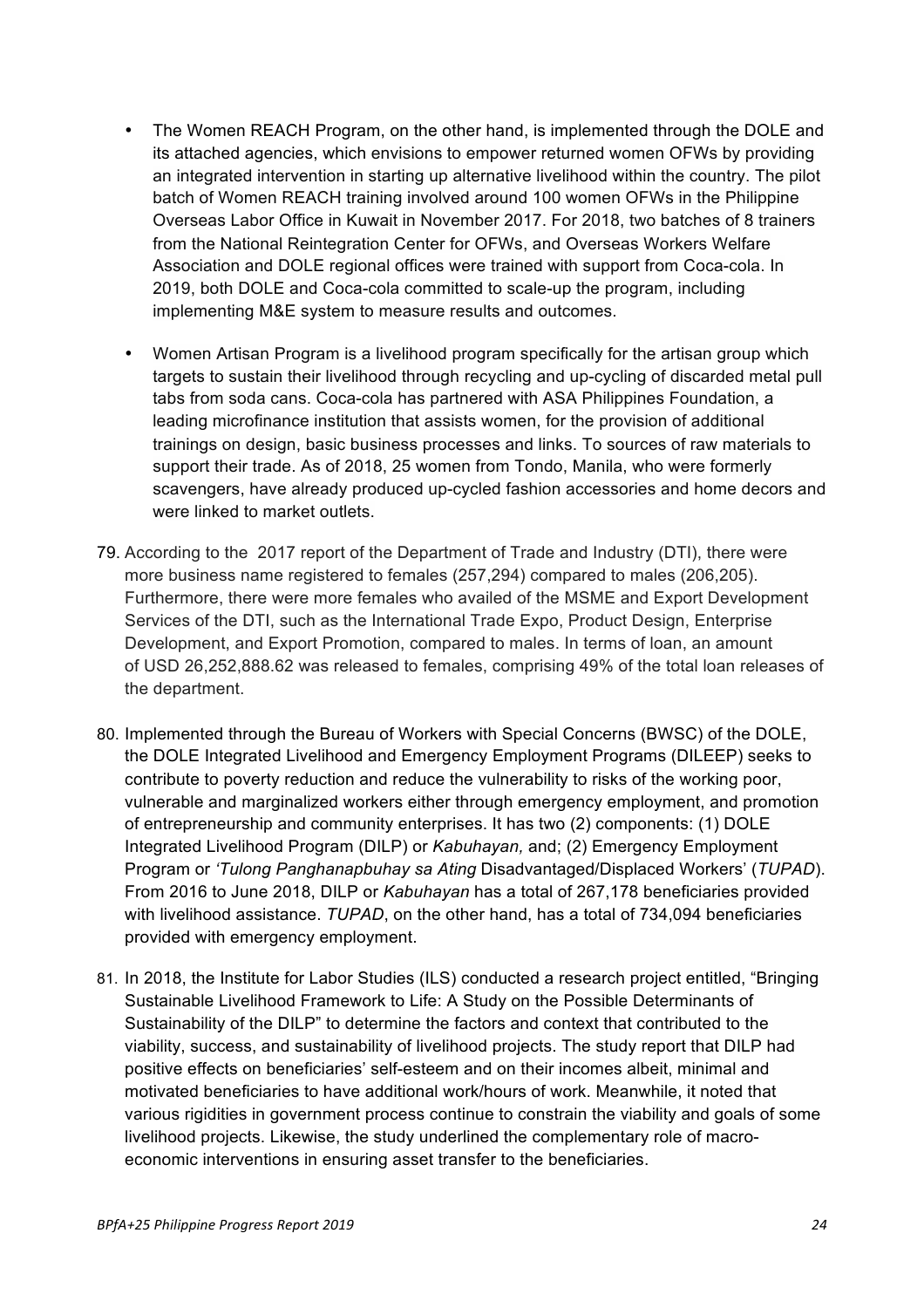- The Women REACH Program, on the other hand, is implemented through the DOLE and its attached agencies, which envisions to empower returned women OFWs by providing an integrated intervention in starting up alternative livelihood within the country. The pilot batch of Women REACH training involved around 100 women OFWs in the Philippine Overseas Labor Office in Kuwait in November 2017. For 2018, two batches of 8 trainers from the National Reintegration Center for OFWs, and Overseas Workers Welfare Association and DOLE regional offices were trained with support from Coca-cola. In 2019, both DOLE and Coca-cola committed to scale-up the program, including implementing M&E system to measure results and outcomes.

- Women Artisan Program is a livelihood program specifically for the artisan group which targets to sustain their livelihood through recycling and up-cycling of discarded metal pull tabs from soda cans. Coca-cola has partnered with ASA Philippines Foundation, a leading microfinance institution that assists women, for the provision of additional trainings on design, basic business processes and links. To sources of raw materials to support their trade. As of 2018, 25 women from Tondo, Manila, who were formerly scavengers, have already produced up-cycled fashion accessories and home decors and were linked to market outlets.

79. According to the 2017 report of the Department of Trade and Industry (DTI), there were more business name registered to females (257,294) compared to males (206,205). Furthermore, there were more females who availed of the MSME and Export Development Services of the DTI, such as the International Trade Expo, Product Design, Enterprise Development, and Export Promotion, compared to males. In terms of loan, an amount of USD 26,252,888.62 was released to females, comprising 49% of the total loan releases of the department.

80. Implemented through the Bureau of Workers with Special Concerns (BWSC) of the DOLE, the DOLE Integrated Livelihood and Emergency Employment Programs (DILEEP) seeks to contribute to poverty reduction and reduce the vulnerability to risks of the working poor, vulnerable and marginalized workers either through emergency employment, and promotion of entrepreneurship and community enterprises. It has two (2) components: (1) DOLE Integrated Livelihood Program (DILP) or *Kabuhayan,* and; (2) Emergency Employment Program or *'Tulong Panghanapbuhay sa Ating* Disadvantaged/Displaced Workers' (*TUPAD*). From 2016 to June 2018, DILP or *Kabuhayan* has a total of 267,178 beneficiaries provided with livelihood assistance. *TUPAD*, on the other hand, has a total of 734,094 beneficiaries provided with emergency employment.

81. In 2018, the Institute for Labor Studies (ILS) conducted a research project entitled, "Bringing Sustainable Livelihood Framework to Life: A Study on the Possible Determinants of Sustainability of the DILP" to determine the factors and context that contributed to the viability, success, and sustainability of livelihood projects. The study report that DILP had positive effects on beneficiaries' self-esteem and on their incomes albeit, minimal and motivated beneficiaries to have additional work/hours of work. Meanwhile, it noted that various rigidities in government process continue to constrain the viability and goals of some livelihood projects. Likewise, the study underlined the complementary role of macro-economic interventions in ensuring asset transfer to the beneficiaries.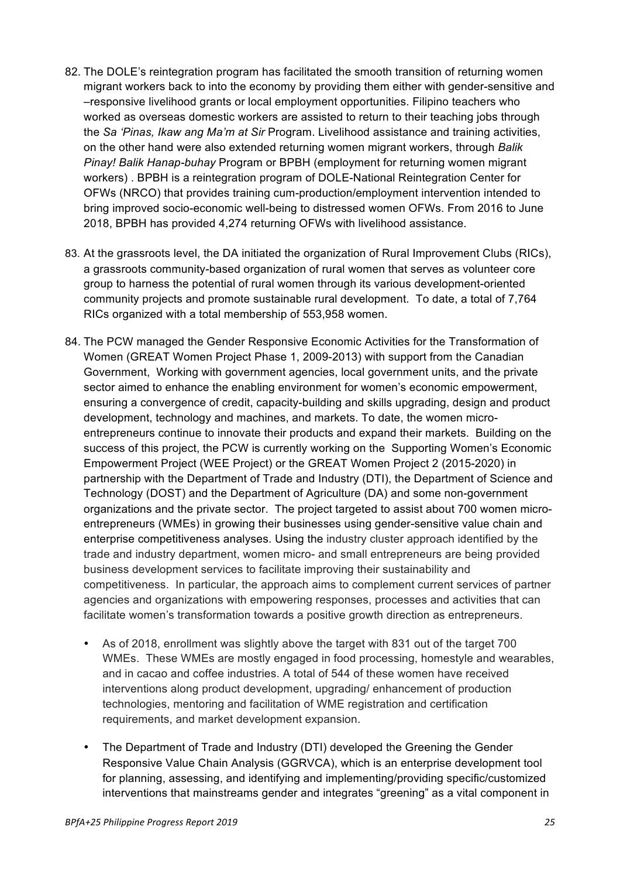82. The DOLE's reintegration program has facilitated the smooth transition of returning women migrant workers back to into the economy by providing them either with gender-sensitive and –responsive livelihood grants or local employment opportunities. Filipino teachers who worked as overseas domestic workers are assisted to return to their teaching jobs through the *Sa 'Pinas, Ikaw ang Ma'm at Sir* Program. Livelihood assistance and training activities, on the other hand were also extended returning women migrant workers, through *Balik Pinay! Balik Hanap-buhay* Program or BPBH (employment for returning women migrant workers) . BPBH is a reintegration program of DOLE-National Reintegration Center for OFWs (NRCO) that provides training cum-production/employment intervention intended to bring improved socio-economic well-being to distressed women OFWs. From 2016 to June 2018, BPBH has provided 4,274 returning OFWs with livelihood assistance.

83. At the grassroots level, the DA initiated the organization of Rural Improvement Clubs (RICs), a grassroots community-based organization of rural women that serves as volunteer core group to harness the potential of rural women through its various development-oriented community projects and promote sustainable rural development. To date, a total of 7,764 RICs organized with a total membership of 553,958 women.

84. The PCW managed the Gender Responsive Economic Activities for the Transformation of Women (GREAT Women Project Phase 1, 2009-2013) with support from the Canadian Government, Working with government agencies, local government units, and the private sector aimed to enhance the enabling environment for women's economic empowerment, ensuring a convergence of credit, capacity-building and skills upgrading, design and product development, technology and machines, and markets. To date, the women micro-entrepreneurs continue to innovate their products and expand their markets. Building on the success of this project, the PCW is currently working on the Supporting Women's Economic Empowerment Project (WEE Project) or the GREAT Women Project 2 (2015-2020) in partnership with the Department of Trade and Industry (DTI), the Department of Science and Technology (DOST) and the Department of Agriculture (DA) and some non-government organizations and the private sector. The project targeted to assist about 700 women micro-entrepreneurs (WMEs) in growing their businesses using gender-sensitive value chain and enterprise competitiveness analyses. Using the industry cluster approach identified by the trade and industry department, women micro- and small entrepreneurs are being provided business development services to facilitate improving their sustainability and competitiveness. In particular, the approach aims to complement current services of partner agencies and organizations with empowering responses, processes and activities that can facilitate women's transformation towards a positive growth direction as entrepreneurs.

   - As of 2018, enrollment was slightly above the target with 831 out of the target 700 WMEs. These WMEs are mostly engaged in food processing, homestyle and wearables, and in cacao and coffee industries. A total of 544 of these women have received interventions along product development, upgrading/ enhancement of production technologies, mentoring and facilitation of WME registration and certification requirements, and market development expansion.

   - The Department of Trade and Industry (DTI) developed the Greening the Gender Responsive Value Chain Analysis (GGRVCA), which is an enterprise development tool for planning, assessing, and identifying and implementing/providing specific/customized interventions that mainstreams gender and integrates "greening" as a vital component in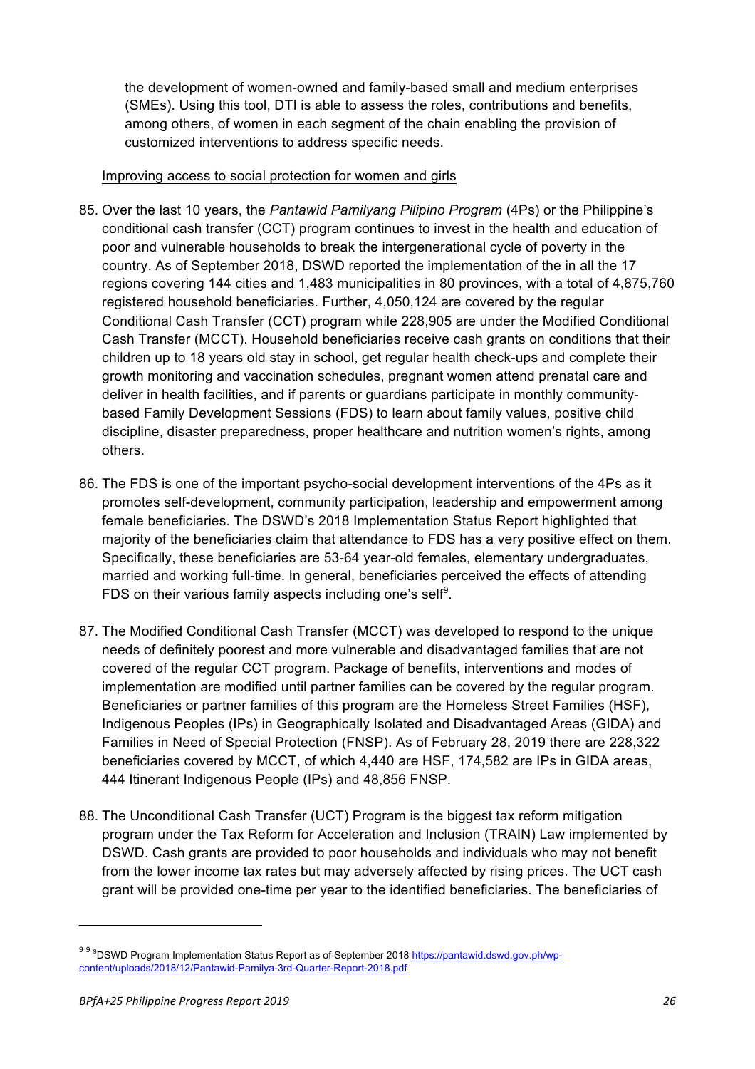the development of women-owned and family-based small and medium enterprises (SMEs). Using this tool, DTI is able to assess the roles, contributions and benefits, among others, of women in each segment of the chain enabling the provision of customized interventions to address specific needs.

Improving access to social protection for women and girls

85. Over the last 10 years, the *Pantawid Pamilyang Pilipino Program* (4Ps) or the Philippine's conditional cash transfer (CCT) program continues to invest in the health and education of poor and vulnerable households to break the intergenerational cycle of poverty in the country. As of September 2018, DSWD reported the implementation of the in all the 17 regions covering 144 cities and 1,483 municipalities in 80 provinces, with a total of 4,875,760 registered household beneficiaries. Further, 4,050,124 are covered by the regular Conditional Cash Transfer (CCT) program while 228,905 are under the Modified Conditional Cash Transfer (MCCT). Household beneficiaries receive cash grants on conditions that their children up to 18 years old stay in school, get regular health check-ups and complete their growth monitoring and vaccination schedules, pregnant women attend prenatal care and deliver in health facilities, and if parents or guardians participate in monthly community-based Family Development Sessions (FDS) to learn about family values, positive child discipline, disaster preparedness, proper healthcare and nutrition women's rights, among others.

86. The FDS is one of the important psycho-social development interventions of the 4Ps as it promotes self-development, community participation, leadership and empowerment among female beneficiaries. The DSWD's 2018 Implementation Status Report highlighted that majority of the beneficiaries claim that attendance to FDS has a very positive effect on them. Specifically, these beneficiaries are 53-64 year-old females, elementary undergraduates, married and working full-time. In general, beneficiaries perceived the effects of attending FDS on their various family aspects including one's self[9].

87. The Modified Conditional Cash Transfer (MCCT) was developed to respond to the unique needs of definitely poorest and more vulnerable and disadvantaged families that are not covered of the regular CCT program. Package of benefits, interventions and modes of implementation are modified until partner families can be covered by the regular program. Beneficiaries or partner families of this program are the Homeless Street Families (HSF), Indigenous Peoples (IPs) in Geographically Isolated and Disadvantaged Areas (GIDA) and Families in Need of Special Protection (FNSP). As of February 28, 2019 there are 228,322 beneficiaries covered by MCCT, of which 4,440 are HSF, 174,582 are IPs in GIDA areas, 444 Itinerant Indigenous People (IPs) and 48,856 FNSP.

88. The Unconditional Cash Transfer (UCT) Program is the biggest tax reform mitigation program under the Tax Reform for Acceleration and Inclusion (TRAIN) Law implemented by DSWD. Cash grants are provided to poor households and individuals who may not benefit from the lower income tax rates but may adversely affected by rising prices. The UCT cash grant will be provided one-time per year to the identified beneficiaries. The beneficiaries of

---

[9] [9] [9]DSWD Program Implementation Status Report as of September 2018 https://pantawid.dswd.gov.ph/wp-content/uploads/2018/12/Pantawid-Pamilya-3rd-Quarter-Report-2018.pdf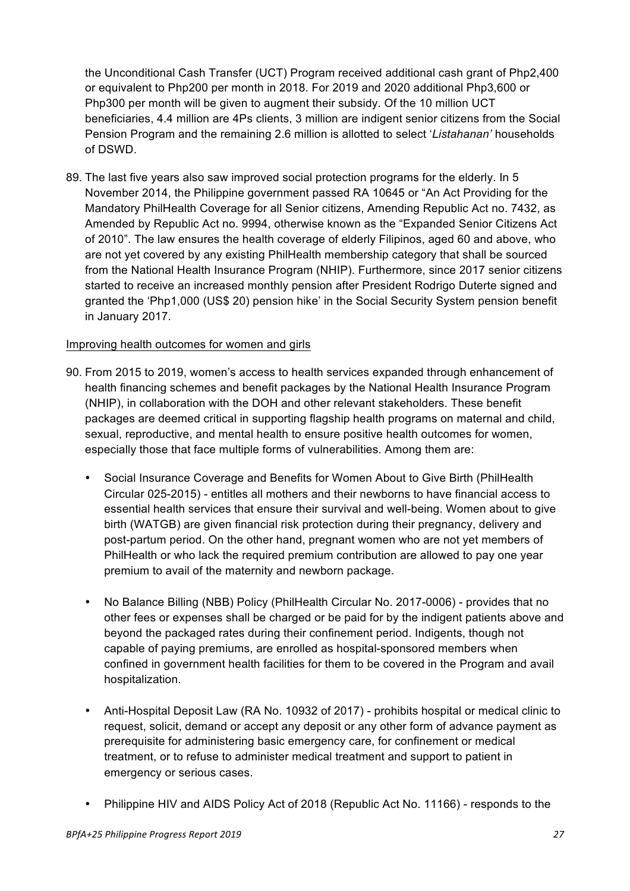the Unconditional Cash Transfer (UCT) Program received additional cash grant of Php2,400 or equivalent to Php200 per month in 2018. For 2019 and 2020 additional Php3,600 or Php300 per month will be given to augment their subsidy. Of the 10 million UCT beneficiaries, 4.4 million are 4Ps clients, 3 million are indigent senior citizens from the Social Pension Program and the remaining 2.6 million is allotted to select '*Listahanan'* households of DSWD.

89. The last five years also saw improved social protection programs for the elderly. In 5 November 2014, the Philippine government passed RA 10645 or "An Act Providing for the Mandatory PhilHealth Coverage for all Senior citizens, Amending Republic Act no. 7432, as Amended by Republic Act no. 9994, otherwise known as the "Expanded Senior Citizens Act of 2010". The law ensures the health coverage of elderly Filipinos, aged 60 and above, who are not yet covered by any existing PhilHealth membership category that shall be sourced from the National Health Insurance Program (NHIP). Furthermore, since 2017 senior citizens started to receive an increased monthly pension after President Rodrigo Duterte signed and granted the 'Php1,000 (US$ 20) pension hike' in the Social Security System pension benefit in January 2017.

<u>Improving health outcomes for women and girls</u>

90. From 2015 to 2019, women's access to health services expanded through enhancement of health financing schemes and benefit packages by the National Health Insurance Program (NHIP), in collaboration with the DOH and other relevant stakeholders. These benefit packages are deemed critical in supporting flagship health programs on maternal and child, sexual, reproductive, and mental health to ensure positive health outcomes for women, especially those that face multiple forms of vulnerabilities. Among them are:

   - Social Insurance Coverage and Benefits for Women About to Give Birth (PhilHealth Circular 025-2015) - entitles all mothers and their newborns to have financial access to essential health services that ensure their survival and well-being. Women about to give birth (WATGB) are given financial risk protection during their pregnancy, delivery and post-partum period. On the other hand, pregnant women who are not yet members of PhilHealth or who lack the required premium contribution are allowed to pay one year premium to avail of the maternity and newborn package.

   - No Balance Billing (NBB) Policy (PhilHealth Circular No. 2017-0006) - provides that no other fees or expenses shall be charged or be paid for by the indigent patients above and beyond the packaged rates during their confinement period. Indigents, though not capable of paying premiums, are enrolled as hospital-sponsored members when confined in government health facilities for them to be covered in the Program and avail hospitalization.

   - Anti-Hospital Deposit Law (RA No. 10932 of 2017) - prohibits hospital or medical clinic to request, solicit, demand or accept any deposit or any other form of advance payment as prerequisite for administering basic emergency care, for confinement or medical treatment, or to refuse to administer medical treatment and support to patient in emergency or serious cases.

   - Philippine HIV and AIDS Policy Act of 2018 (Republic Act No. 11166) - responds to the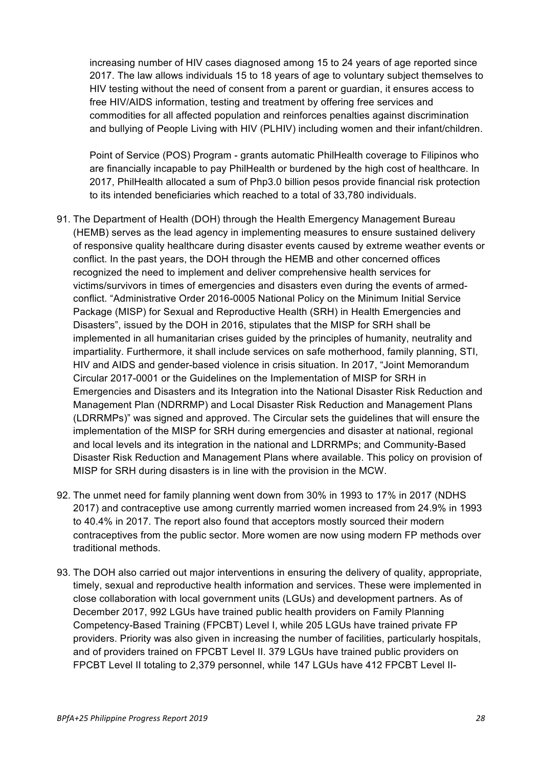increasing number of HIV cases diagnosed among 15 to 24 years of age reported since 2017. The law allows individuals 15 to 18 years of age to voluntary subject themselves to HIV testing without the need of consent from a parent or guardian, it ensures access to free HIV/AIDS information, testing and treatment by offering free services and commodities for all affected population and reinforces penalties against discrimination and bullying of People Living with HIV (PLHIV) including women and their infant/children.

Point of Service (POS) Program - grants automatic PhilHealth coverage to Filipinos who are financially incapable to pay PhilHealth or burdened by the high cost of healthcare. In 2017, PhilHealth allocated a sum of Php3.0 billion pesos provide financial risk protection to its intended beneficiaries which reached to a total of 33,780 individuals.

91. The Department of Health (DOH) through the Health Emergency Management Bureau (HEMB) serves as the lead agency in implementing measures to ensure sustained delivery of responsive quality healthcare during disaster events caused by extreme weather events or conflict. In the past years, the DOH through the HEMB and other concerned offices recognized the need to implement and deliver comprehensive health services for victims/survivors in times of emergencies and disasters even during the events of armed-conflict. "Administrative Order 2016-0005 National Policy on the Minimum Initial Service Package (MISP) for Sexual and Reproductive Health (SRH) in Health Emergencies and Disasters", issued by the DOH in 2016, stipulates that the MISP for SRH shall be implemented in all humanitarian crises guided by the principles of humanity, neutrality and impartiality. Furthermore, it shall include services on safe motherhood, family planning, STI, HIV and AIDS and gender-based violence in crisis situation. In 2017, "Joint Memorandum Circular 2017-0001 or the Guidelines on the Implementation of MISP for SRH in Emergencies and Disasters and its Integration into the National Disaster Risk Reduction and Management Plan (NDRRMP) and Local Disaster Risk Reduction and Management Plans (LDRRMPs)" was signed and approved. The Circular sets the guidelines that will ensure the implementation of the MISP for SRH during emergencies and disaster at national, regional and local levels and its integration in the national and LDRRMPs; and Community-Based Disaster Risk Reduction and Management Plans where available. This policy on provision of MISP for SRH during disasters is in line with the provision in the MCW.

92. The unmet need for family planning went down from 30% in 1993 to 17% in 2017 (NDHS 2017) and contraceptive use among currently married women increased from 24.9% in 1993 to 40.4% in 2017. The report also found that acceptors mostly sourced their modern contraceptives from the public sector. More women are now using modern FP methods over traditional methods.

93. The DOH also carried out major interventions in ensuring the delivery of quality, appropriate, timely, sexual and reproductive health information and services. These were implemented in close collaboration with local government units (LGUs) and development partners. As of December 2017, 992 LGUs have trained public health providers on Family Planning Competency-Based Training (FPCBT) Level I, while 205 LGUs have trained private FP providers. Priority was also given in increasing the number of facilities, particularly hospitals, and of providers trained on FPCBT Level II. 379 LGUs have trained public providers on FPCBT Level II totaling to 2,379 personnel, while 147 LGUs have 412 FPCBT Level II-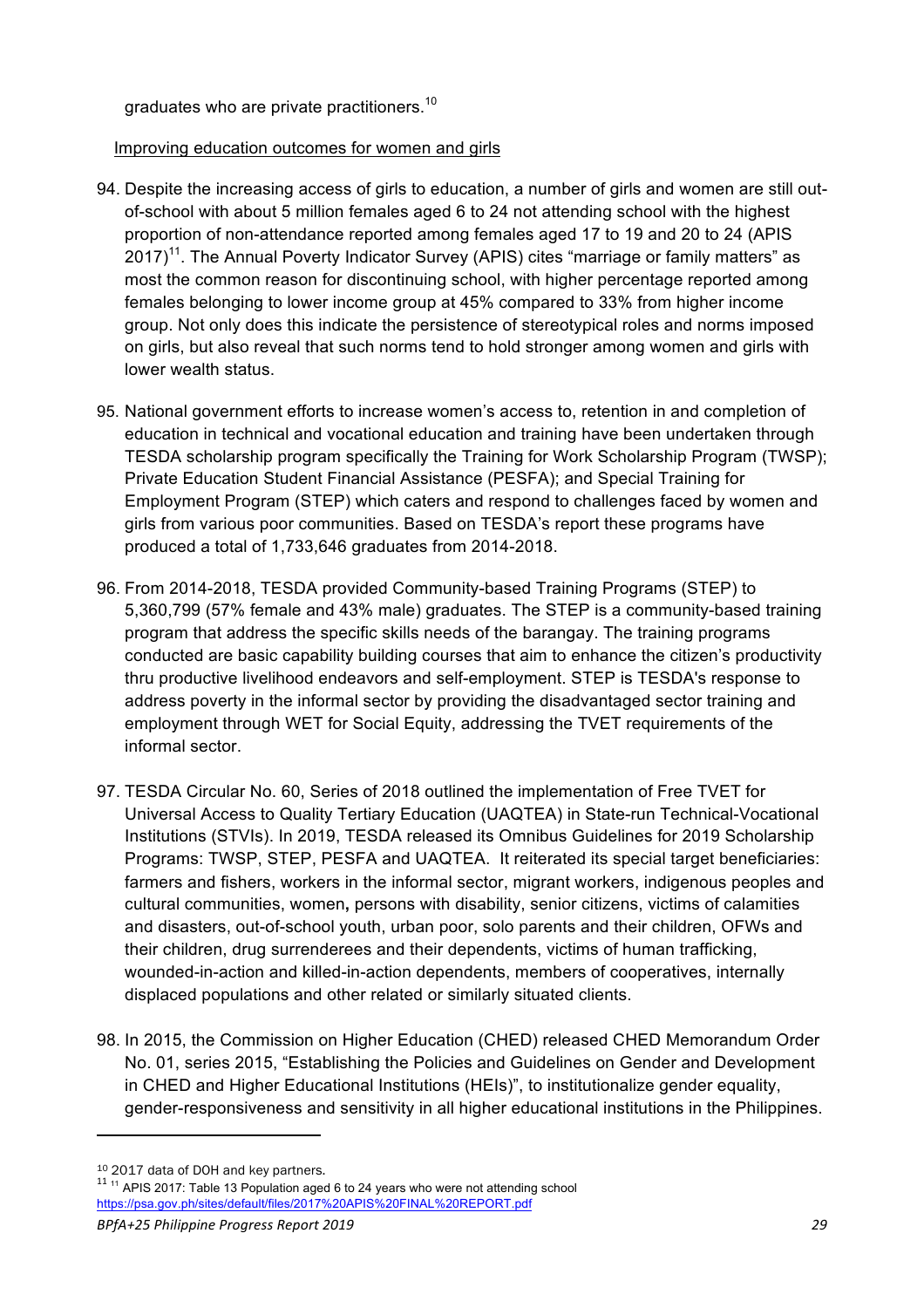graduates who are private practitioners.[10]

Improving education outcomes for women and girls

94. Despite the increasing access of girls to education, a number of girls and women are still out-of-school with about 5 million females aged 6 to 24 not attending school with the highest proportion of non-attendance reported among females aged 17 to 19 and 20 to 24 (APIS 2017)[11]. The Annual Poverty Indicator Survey (APIS) cites "marriage or family matters" as most the common reason for discontinuing school, with higher percentage reported among females belonging to lower income group at 45% compared to 33% from higher income group. Not only does this indicate the persistence of stereotypical roles and norms imposed on girls, but also reveal that such norms tend to hold stronger among women and girls with lower wealth status.

95. National government efforts to increase women's access to, retention in and completion of education in technical and vocational education and training have been undertaken through TESDA scholarship program specifically the Training for Work Scholarship Program (TWSP); Private Education Student Financial Assistance (PESFA); and Special Training for Employment Program (STEP) which caters and respond to challenges faced by women and girls from various poor communities. Based on TESDA's report these programs have produced a total of 1,733,646 graduates from 2014-2018.

96. From 2014-2018, TESDA provided Community-based Training Programs (STEP) to 5,360,799 (57% female and 43% male) graduates. The STEP is a community-based training program that address the specific skills needs of the barangay. The training programs conducted are basic capability building courses that aim to enhance the citizen's productivity thru productive livelihood endeavors and self-employment. STEP is TESDA's response to address poverty in the informal sector by providing the disadvantaged sector training and employment through WET for Social Equity, addressing the TVET requirements of the informal sector.

97. TESDA Circular No. 60, Series of 2018 outlined the implementation of Free TVET for Universal Access to Quality Tertiary Education (UAQTEA) in State-run Technical-Vocational Institutions (STVIs). In 2019, TESDA released its Omnibus Guidelines for 2019 Scholarship Programs: TWSP, STEP, PESFA and UAQTEA. It reiterated its special target beneficiaries: farmers and fishers, workers in the informal sector, migrant workers, indigenous peoples and cultural communities, women**,** persons with disability, senior citizens, victims of calamities and disasters, out-of-school youth, urban poor, solo parents and their children, OFWs and their children, drug surrenderees and their dependents, victims of human trafficking, wounded-in-action and killed-in-action dependents, members of cooperatives, internally displaced populations and other related or similarly situated clients.

98. In 2015, the Commission on Higher Education (CHED) released CHED Memorandum Order No. 01, series 2015, "Establishing the Policies and Guidelines on Gender and Development in CHED and Higher Educational Institutions (HEIs)", to institutionalize gender equality, gender-responsiveness and sensitivity in all higher educational institutions in the Philippines.

---

[10] 2017 data of DOH and key partners.

[11] [11] APIS 2017: Table 13 Population aged 6 to 24 years who were not attending school https://psa.gov.ph/sites/default/files/2017%20APIS%20FINAL%20REPORT.pdf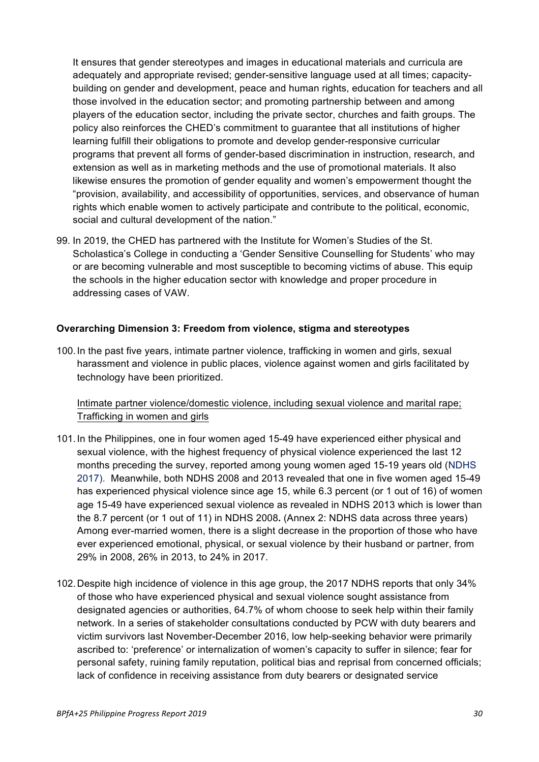It ensures that gender stereotypes and images in educational materials and curricula are adequately and appropriate revised; gender-sensitive language used at all times; capacity-building on gender and development, peace and human rights, education for teachers and all those involved in the education sector; and promoting partnership between and among players of the education sector, including the private sector, churches and faith groups. The policy also reinforces the CHED's commitment to guarantee that all institutions of higher learning fulfill their obligations to promote and develop gender-responsive curricular programs that prevent all forms of gender-based discrimination in instruction, research, and extension as well as in marketing methods and the use of promotional materials. It also likewise ensures the promotion of gender equality and women's empowerment thought the "provision, availability, and accessibility of opportunities, services, and observance of human rights which enable women to actively participate and contribute to the political, economic, social and cultural development of the nation."

99. In 2019, the CHED has partnered with the Institute for Women's Studies of the St. Scholastica's College in conducting a 'Gender Sensitive Counselling for Students' who may or are becoming vulnerable and most susceptible to becoming victims of abuse. This equip the schools in the higher education sector with knowledge and proper procedure in addressing cases of VAW.

**Overarching Dimension 3: Freedom from violence, stigma and stereotypes**

100. In the past five years, intimate partner violence, trafficking in women and girls, sexual harassment and violence in public places, violence against women and girls facilitated by technology have been prioritized.

Intimate partner violence/domestic violence, including sexual violence and marital rape; Trafficking in women and girls

101. In the Philippines, one in four women aged 15-49 have experienced either physical and sexual violence, with the highest frequency of physical violence experienced the last 12 months preceding the survey, reported among young women aged 15-19 years old (NDHS 2017). Meanwhile, both NDHS 2008 and 2013 revealed that one in five women aged 15-49 has experienced physical violence since age 15, while 6.3 percent (or 1 out of 16) of women age 15-49 have experienced sexual violence as revealed in NDHS 2013 which is lower than the 8.7 percent (or 1 out of 11) in NDHS 2008**.** (Annex 2: NDHS data across three years) Among ever-married women, there is a slight decrease in the proportion of those who have ever experienced emotional, physical, or sexual violence by their husband or partner, from 29% in 2008, 26% in 2013, to 24% in 2017.

102. Despite high incidence of violence in this age group, the 2017 NDHS reports that only 34% of those who have experienced physical and sexual violence sought assistance from designated agencies or authorities, 64.7% of whom choose to seek help within their family network. In a series of stakeholder consultations conducted by PCW with duty bearers and victim survivors last November-December 2016, low help-seeking behavior were primarily ascribed to: 'preference' or internalization of women's capacity to suffer in silence; fear for personal safety, ruining family reputation, political bias and reprisal from concerned officials; lack of confidence in receiving assistance from duty bearers or designated service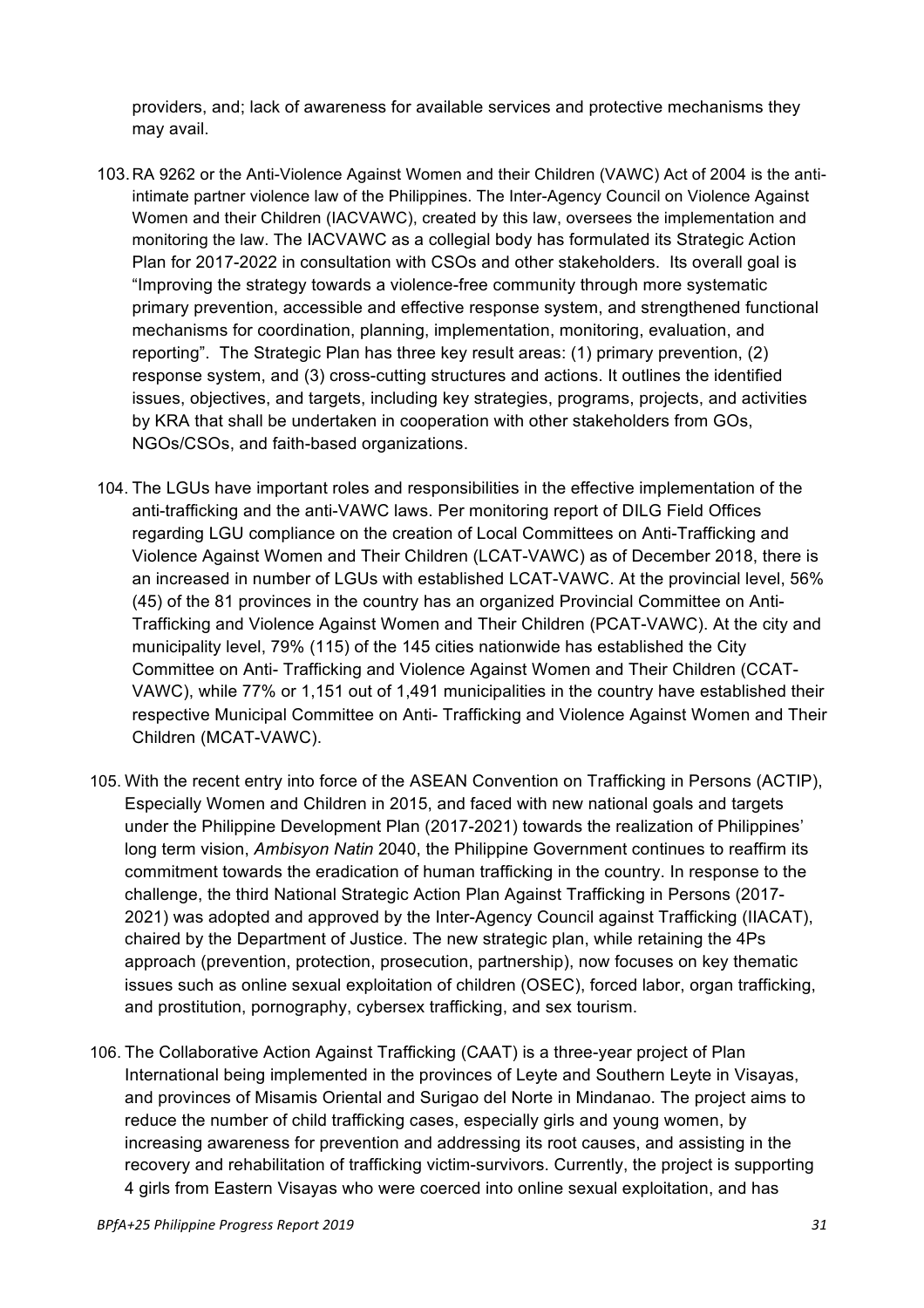providers, and; lack of awareness for available services and protective mechanisms they may avail.

103. RA 9262 or the Anti-Violence Against Women and their Children (VAWC) Act of 2004 is the anti-intimate partner violence law of the Philippines. The Inter-Agency Council on Violence Against Women and their Children (IACVAWC), created by this law, oversees the implementation and monitoring the law. The IACVAWC as a collegial body has formulated its Strategic Action Plan for 2017-2022 in consultation with CSOs and other stakeholders. Its overall goal is "Improving the strategy towards a violence-free community through more systematic primary prevention, accessible and effective response system, and strengthened functional mechanisms for coordination, planning, implementation, monitoring, evaluation, and reporting". The Strategic Plan has three key result areas: (1) primary prevention, (2) response system, and (3) cross-cutting structures and actions. It outlines the identified issues, objectives, and targets, including key strategies, programs, projects, and activities by KRA that shall be undertaken in cooperation with other stakeholders from GOs, NGOs/CSOs, and faith-based organizations.

104. The LGUs have important roles and responsibilities in the effective implementation of the anti-trafficking and the anti-VAWC laws. Per monitoring report of DILG Field Offices regarding LGU compliance on the creation of Local Committees on Anti-Trafficking and Violence Against Women and Their Children (LCAT-VAWC) as of December 2018, there is an increased in number of LGUs with established LCAT-VAWC. At the provincial level, 56% (45) of the 81 provinces in the country has an organized Provincial Committee on Anti-Trafficking and Violence Against Women and Their Children (PCAT-VAWC). At the city and municipality level, 79% (115) of the 145 cities nationwide has established the City Committee on Anti- Trafficking and Violence Against Women and Their Children (CCAT-VAWC), while 77% or 1,151 out of 1,491 municipalities in the country have established their respective Municipal Committee on Anti- Trafficking and Violence Against Women and Their Children (MCAT-VAWC).

105. With the recent entry into force of the ASEAN Convention on Trafficking in Persons (ACTIP), Especially Women and Children in 2015, and faced with new national goals and targets under the Philippine Development Plan (2017-2021) towards the realization of Philippines' long term vision, *Ambisyon Natin* 2040, the Philippine Government continues to reaffirm its commitment towards the eradication of human trafficking in the country. In response to the challenge, the third National Strategic Action Plan Against Trafficking in Persons (2017-2021) was adopted and approved by the Inter-Agency Council against Trafficking (IIACAT), chaired by the Department of Justice. The new strategic plan, while retaining the 4Ps approach (prevention, protection, prosecution, partnership), now focuses on key thematic issues such as online sexual exploitation of children (OSEC), forced labor, organ trafficking, and prostitution, pornography, cybersex trafficking, and sex tourism.

106. The Collaborative Action Against Trafficking (CAAT) is a three-year project of Plan International being implemented in the provinces of Leyte and Southern Leyte in Visayas, and provinces of Misamis Oriental and Surigao del Norte in Mindanao. The project aims to reduce the number of child trafficking cases, especially girls and young women, by increasing awareness for prevention and addressing its root causes, and assisting in the recovery and rehabilitation of trafficking victim-survivors. Currently, the project is supporting 4 girls from Eastern Visayas who were coerced into online sexual exploitation, and has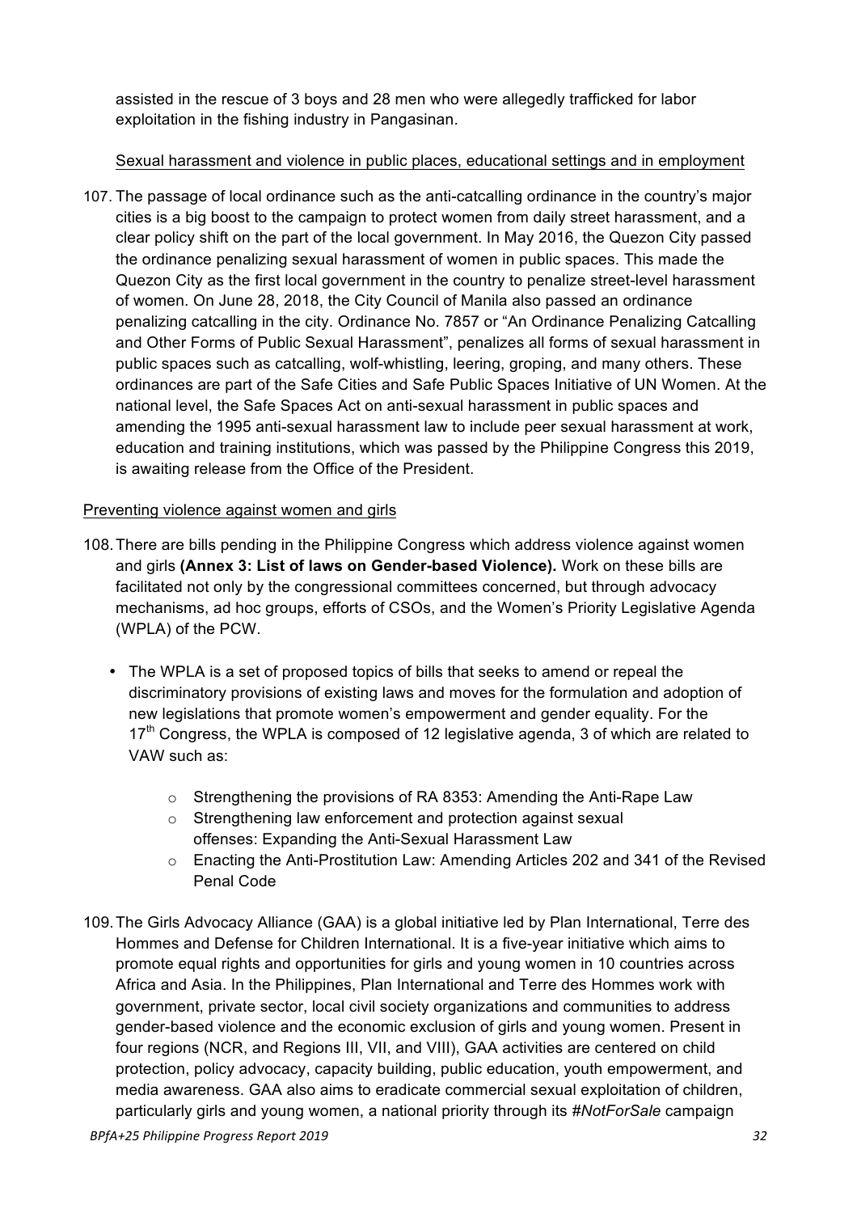assisted in the rescue of 3 boys and 28 men who were allegedly trafficked for labor exploitation in the fishing industry in Pangasinan.

Sexual harassment and violence in public places, educational settings and in employment

107. The passage of local ordinance such as the anti-catcalling ordinance in the country's major cities is a big boost to the campaign to protect women from daily street harassment, and a clear policy shift on the part of the local government. In May 2016, the Quezon City passed the ordinance penalizing sexual harassment of women in public spaces. This made the Quezon City as the first local government in the country to penalize street-level harassment of women. On June 28, 2018, the City Council of Manila also passed an ordinance penalizing catcalling in the city. Ordinance No. 7857 or "An Ordinance Penalizing Catcalling and Other Forms of Public Sexual Harassment", penalizes all forms of sexual harassment in public spaces such as catcalling, wolf-whistling, leering, groping, and many others. These ordinances are part of the Safe Cities and Safe Public Spaces Initiative of UN Women. At the national level, the Safe Spaces Act on anti-sexual harassment in public spaces and amending the 1995 anti-sexual harassment law to include peer sexual harassment at work, education and training institutions, which was passed by the Philippine Congress this 2019, is awaiting release from the Office of the President.

Preventing violence against women and girls

108. There are bills pending in the Philippine Congress which address violence against women and girls **(Annex 3: List of laws on Gender-based Violence).** Work on these bills are facilitated not only by the congressional committees concerned, but through advocacy mechanisms, ad hoc groups, efforts of CSOs, and the Women's Priority Legislative Agenda (WPLA) of the PCW.

- The WPLA is a set of proposed topics of bills that seeks to amend or repeal the discriminatory provisions of existing laws and moves for the formulation and adoption of new legislations that promote women's empowerment and gender equality. For the 17th Congress, the WPLA is composed of 12 legislative agenda, 3 of which are related to VAW such as:
  - Strengthening the provisions of RA 8353: Amending the Anti-Rape Law
  - Strengthening law enforcement and protection against sexual offenses: Expanding the Anti-Sexual Harassment Law
  - Enacting the Anti-Prostitution Law: Amending Articles 202 and 341 of the Revised Penal Code

109. The Girls Advocacy Alliance (GAA) is a global initiative led by Plan International, Terre des Hommes and Defense for Children International. It is a five-year initiative which aims to promote equal rights and opportunities for girls and young women in 10 countries across Africa and Asia. In the Philippines, Plan International and Terre des Hommes work with government, private sector, local civil society organizations and communities to address gender-based violence and the economic exclusion of girls and young women. Present in four regions (NCR, and Regions III, VII, and VIII), GAA activities are centered on child protection, policy advocacy, capacity building, public education, youth empowerment, and media awareness. GAA also aims to eradicate commercial sexual exploitation of children, particularly girls and young women, a national priority through its *#NotForSale* campaign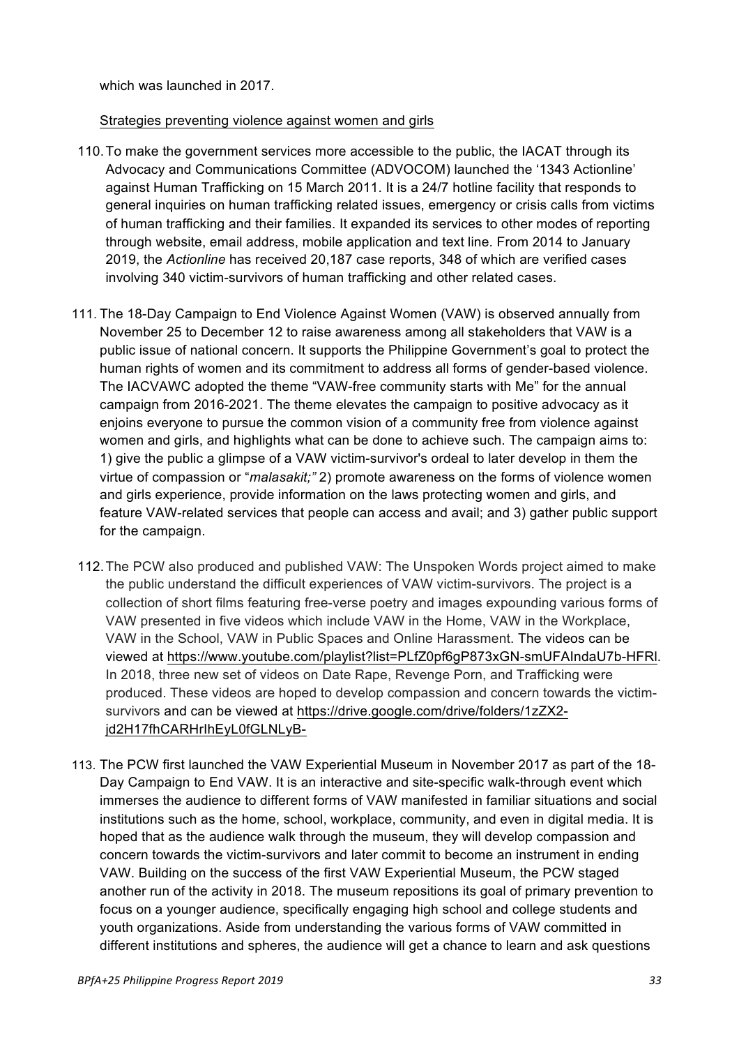which was launched in 2017.

Strategies preventing violence against women and girls

110. To make the government services more accessible to the public, the IACAT through its Advocacy and Communications Committee (ADVOCOM) launched the '1343 Actionline' against Human Trafficking on 15 March 2011. It is a 24/7 hotline facility that responds to general inquiries on human trafficking related issues, emergency or crisis calls from victims of human trafficking and their families. It expanded its services to other modes of reporting through website, email address, mobile application and text line. From 2014 to January 2019, the *Actionline* has received 20,187 case reports, 348 of which are verified cases involving 340 victim-survivors of human trafficking and other related cases.

111. The 18-Day Campaign to End Violence Against Women (VAW) is observed annually from November 25 to December 12 to raise awareness among all stakeholders that VAW is a public issue of national concern. It supports the Philippine Government's goal to protect the human rights of women and its commitment to address all forms of gender-based violence. The IACVAWC adopted the theme "VAW-free community starts with Me" for the annual campaign from 2016-2021. The theme elevates the campaign to positive advocacy as it enjoins everyone to pursue the common vision of a community free from violence against women and girls, and highlights what can be done to achieve such. The campaign aims to: 1) give the public a glimpse of a VAW victim-survivor's ordeal to later develop in them the virtue of compassion or "*malasakit;"* 2) promote awareness on the forms of violence women and girls experience, provide information on the laws protecting women and girls, and feature VAW-related services that people can access and avail; and 3) gather public support for the campaign.

112. The PCW also produced and published VAW: The Unspoken Words project aimed to make the public understand the difficult experiences of VAW victim-survivors. The project is a collection of short films featuring free-verse poetry and images expounding various forms of VAW presented in five videos which include VAW in the Home, VAW in the Workplace, VAW in the School, VAW in Public Spaces and Online Harassment. The videos can be viewed at https://www.youtube.com/playlist?list=PLfZ0pf6gP873xGN-smUFAIndaU7b-HFRl. In 2018, three new set of videos on Date Rape, Revenge Porn, and Trafficking were produced. These videos are hoped to develop compassion and concern towards the victim-survivors and can be viewed at https://drive.google.com/drive/folders/1zZX2-jd2H17fhCARHrIhEyL0fGLNLyB-

113. The PCW first launched the VAW Experiential Museum in November 2017 as part of the 18-Day Campaign to End VAW. It is an interactive and site-specific walk-through event which immerses the audience to different forms of VAW manifested in familiar situations and social institutions such as the home, school, workplace, community, and even in digital media. It is hoped that as the audience walk through the museum, they will develop compassion and concern towards the victim-survivors and later commit to become an instrument in ending VAW. Building on the success of the first VAW Experiential Museum, the PCW staged another run of the activity in 2018. The museum repositions its goal of primary prevention to focus on a younger audience, specifically engaging high school and college students and youth organizations. Aside from understanding the various forms of VAW committed in different institutions and spheres, the audience will get a chance to learn and ask questions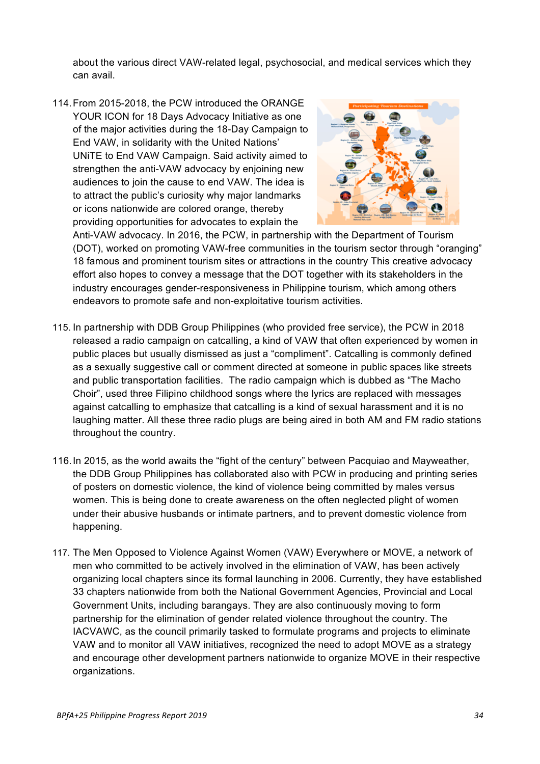about the various direct VAW-related legal, psychosocial, and medical services which they can avail.

114. From 2015-2018, the PCW introduced the ORANGE YOUR ICON for 18 Days Advocacy Initiative as one of the major activities during the 18-Day Campaign to End VAW, in solidarity with the United Nations' UNiTE to End VAW Campaign. Said activity aimed to strengthen the anti-VAW advocacy by enjoining new audiences to join the cause to end VAW. The idea is to attract the public's curiosity why major landmarks or icons nationwide are colored orange, thereby providing opportunities for advocates to explain the Anti-VAW advocacy. In 2016, the PCW, in partnership with the Department of Tourism (DOT), worked on promoting VAW-free communities in the tourism sector through "oranging" 18 famous and prominent tourism sites or attractions in the country This creative advocacy effort also hopes to convey a message that the DOT together with its stakeholders in the industry encourages gender-responsiveness in Philippine tourism, which among others endeavors to promote safe and non-exploitative tourism activities.

115. In partnership with DDB Group Philippines (who provided free service), the PCW in 2018 released a radio campaign on catcalling, a kind of VAW that often experienced by women in public places but usually dismissed as just a "compliment". Catcalling is commonly defined as a sexually suggestive call or comment directed at someone in public spaces like streets and public transportation facilities. The radio campaign which is dubbed as "The Macho Choir", used three Filipino childhood songs where the lyrics are replaced with messages against catcalling to emphasize that catcalling is a kind of sexual harassment and it is no laughing matter. All these three radio plugs are being aired in both AM and FM radio stations throughout the country.

116. In 2015, as the world awaits the "fight of the century" between Pacquiao and Mayweather, the DDB Group Philippines has collaborated also with PCW in producing and printing series of posters on domestic violence, the kind of violence being committed by males versus women. This is being done to create awareness on the often neglected plight of women under their abusive husbands or intimate partners, and to prevent domestic violence from happening.

117. The Men Opposed to Violence Against Women (VAW) Everywhere or MOVE, a network of men who committed to be actively involved in the elimination of VAW, has been actively organizing local chapters since its formal launching in 2006. Currently, they have established 33 chapters nationwide from both the National Government Agencies, Provincial and Local Government Units, including barangays. They are also continuously moving to form partnership for the elimination of gender related violence throughout the country. The IACVAWC, as the council primarily tasked to formulate programs and projects to eliminate VAW and to monitor all VAW initiatives, recognized the need to adopt MOVE as a strategy and encourage other development partners nationwide to organize MOVE in their respective organizations.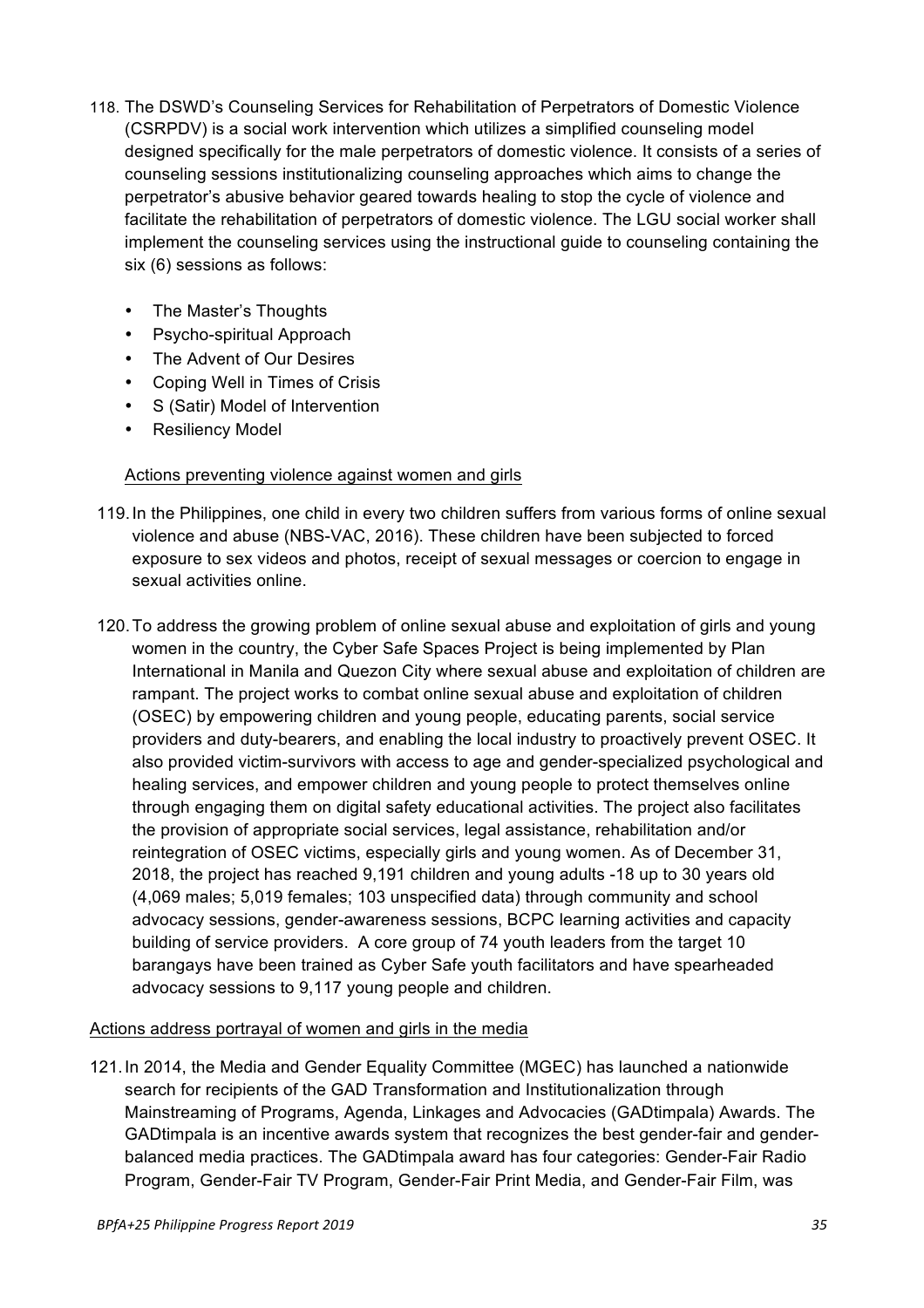118. The DSWD's Counseling Services for Rehabilitation of Perpetrators of Domestic Violence (CSRPDV) is a social work intervention which utilizes a simplified counseling model designed specifically for the male perpetrators of domestic violence. It consists of a series of counseling sessions institutionalizing counseling approaches which aims to change the perpetrator's abusive behavior geared towards healing to stop the cycle of violence and facilitate the rehabilitation of perpetrators of domestic violence. The LGU social worker shall implement the counseling services using the instructional guide to counseling containing the six (6) sessions as follows:

   - The Master's Thoughts
   - Psycho-spiritual Approach
   - The Advent of Our Desires
   - Coping Well in Times of Crisis
   - S (Satir) Model of Intervention
   - Resiliency Model

<u>Actions preventing violence against women and girls</u>

119. In the Philippines, one child in every two children suffers from various forms of online sexual violence and abuse (NBS-VAC, 2016). These children have been subjected to forced exposure to sex videos and photos, receipt of sexual messages or coercion to engage in sexual activities online.

120. To address the growing problem of online sexual abuse and exploitation of girls and young women in the country, the Cyber Safe Spaces Project is being implemented by Plan International in Manila and Quezon City where sexual abuse and exploitation of children are rampant. The project works to combat online sexual abuse and exploitation of children (OSEC) by empowering children and young people, educating parents, social service providers and duty-bearers, and enabling the local industry to proactively prevent OSEC. It also provided victim-survivors with access to age and gender-specialized psychological and healing services, and empower children and young people to protect themselves online through engaging them on digital safety educational activities. The project also facilitates the provision of appropriate social services, legal assistance, rehabilitation and/or reintegration of OSEC victims, especially girls and young women. As of December 31, 2018, the project has reached 9,191 children and young adults -18 up to 30 years old (4,069 males; 5,019 females; 103 unspecified data) through community and school advocacy sessions, gender-awareness sessions, BCPC learning activities and capacity building of service providers. A core group of 74 youth leaders from the target 10 barangays have been trained as Cyber Safe youth facilitators and have spearheaded advocacy sessions to 9,117 young people and children.

<u>Actions address portrayal of women and girls in the media</u>

121. In 2014, the Media and Gender Equality Committee (MGEC) has launched a nationwide search for recipients of the GAD Transformation and Institutionalization through Mainstreaming of Programs, Agenda, Linkages and Advocacies (GADtimpala) Awards. The GADtimpala is an incentive awards system that recognizes the best gender-fair and gender-balanced media practices. The GADtimpala award has four categories: Gender-Fair Radio Program, Gender-Fair TV Program, Gender-Fair Print Media, and Gender-Fair Film, was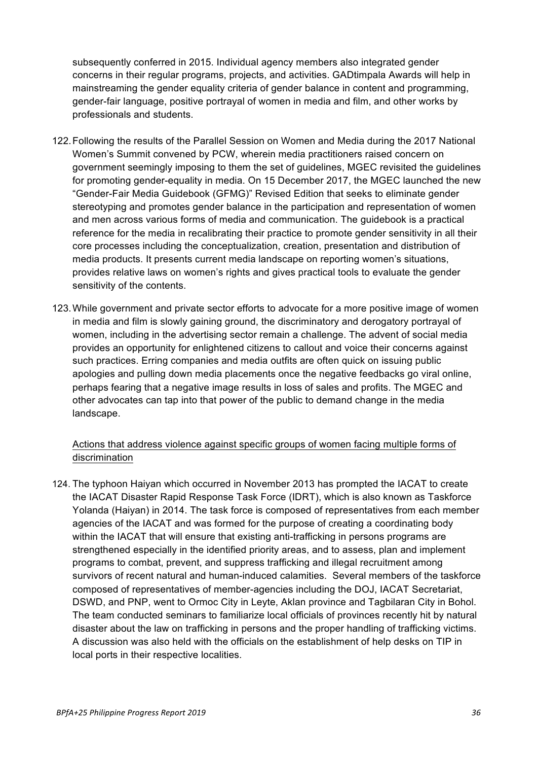subsequently conferred in 2015. Individual agency members also integrated gender concerns in their regular programs, projects, and activities. GADtimpala Awards will help in mainstreaming the gender equality criteria of gender balance in content and programming, gender-fair language, positive portrayal of women in media and film, and other works by professionals and students.

122. Following the results of the Parallel Session on Women and Media during the 2017 National Women's Summit convened by PCW, wherein media practitioners raised concern on government seemingly imposing to them the set of guidelines, MGEC revisited the guidelines for promoting gender-equality in media. On 15 December 2017, the MGEC launched the new "Gender-Fair Media Guidebook (GFMG)" Revised Edition that seeks to eliminate gender stereotyping and promotes gender balance in the participation and representation of women and men across various forms of media and communication. The guidebook is a practical reference for the media in recalibrating their practice to promote gender sensitivity in all their core processes including the conceptualization, creation, presentation and distribution of media products. It presents current media landscape on reporting women's situations, provides relative laws on women's rights and gives practical tools to evaluate the gender sensitivity of the contents.

123. While government and private sector efforts to advocate for a more positive image of women in media and film is slowly gaining ground, the discriminatory and derogatory portrayal of women, including in the advertising sector remain a challenge. The advent of social media provides an opportunity for enlightened citizens to callout and voice their concerns against such practices. Erring companies and media outfits are often quick on issuing public apologies and pulling down media placements once the negative feedbacks go viral online, perhaps fearing that a negative image results in loss of sales and profits. The MGEC and other advocates can tap into that power of the public to demand change in the media landscape.

Actions that address violence against specific groups of women facing multiple forms of discrimination

124. The typhoon Haiyan which occurred in November 2013 has prompted the IACAT to create the IACAT Disaster Rapid Response Task Force (IDRT), which is also known as Taskforce Yolanda (Haiyan) in 2014. The task force is composed of representatives from each member agencies of the IACAT and was formed for the purpose of creating a coordinating body within the IACAT that will ensure that existing anti-trafficking in persons programs are strengthened especially in the identified priority areas, and to assess, plan and implement programs to combat, prevent, and suppress trafficking and illegal recruitment among survivors of recent natural and human-induced calamities. Several members of the taskforce composed of representatives of member-agencies including the DOJ, IACAT Secretariat, DSWD, and PNP, went to Ormoc City in Leyte, Aklan province and Tagbilaran City in Bohol. The team conducted seminars to familiarize local officials of provinces recently hit by natural disaster about the law on trafficking in persons and the proper handling of trafficking victims. A discussion was also held with the officials on the establishment of help desks on TIP in local ports in their respective localities.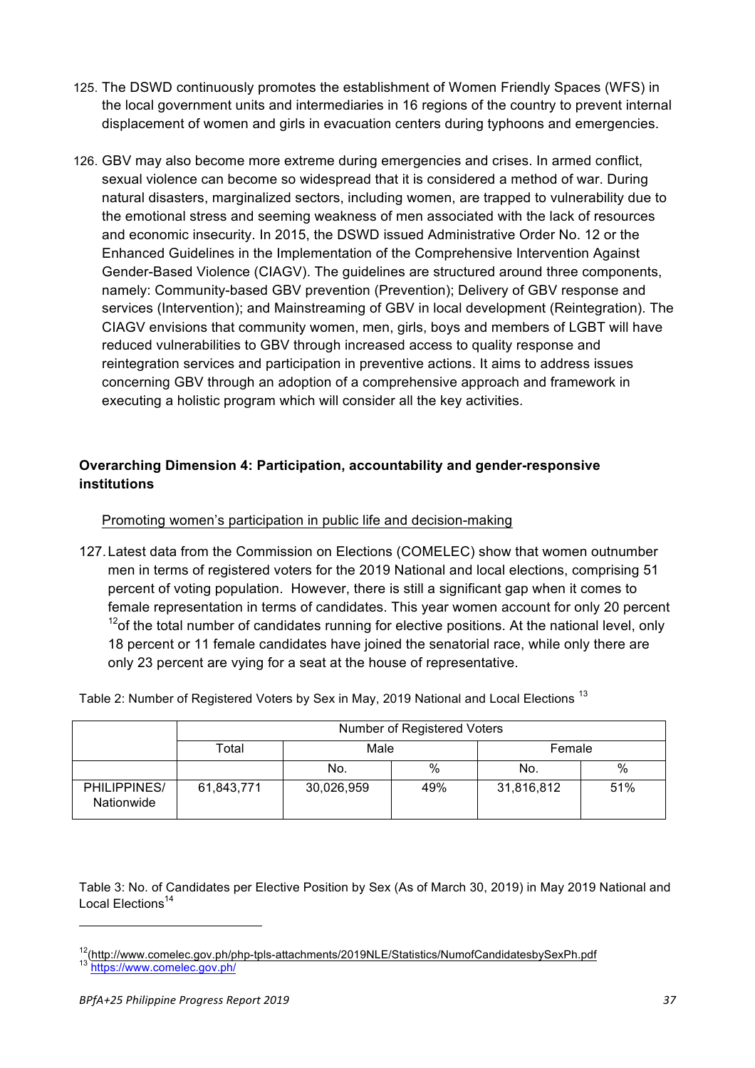125. The DSWD continuously promotes the establishment of Women Friendly Spaces (WFS) in the local government units and intermediaries in 16 regions of the country to prevent internal displacement of women and girls in evacuation centers during typhoons and emergencies.

126. GBV may also become more extreme during emergencies and crises. In armed conflict, sexual violence can become so widespread that it is considered a method of war. During natural disasters, marginalized sectors, including women, are trapped to vulnerability due to the emotional stress and seeming weakness of men associated with the lack of resources and economic insecurity. In 2015, the DSWD issued Administrative Order No. 12 or the Enhanced Guidelines in the Implementation of the Comprehensive Intervention Against Gender-Based Violence (CIAGV). The guidelines are structured around three components, namely: Community-based GBV prevention (Prevention); Delivery of GBV response and services (Intervention); and Mainstreaming of GBV in local development (Reintegration). The CIAGV envisions that community women, men, girls, boys and members of LGBT will have reduced vulnerabilities to GBV through increased access to quality response and reintegration services and participation in preventive actions. It aims to address issues concerning GBV through an adoption of a comprehensive approach and framework in executing a holistic program which will consider all the key activities.

**Overarching Dimension 4: Participation, accountability and gender-responsive institutions**

Promoting women's participation in public life and decision-making

127. Latest data from the Commission on Elections (COMELEC) show that women outnumber men in terms of registered voters for the 2019 National and local elections, comprising 51 percent of voting population. However, there is still a significant gap when it comes to female representation in terms of candidates. This year women account for only 20 percent [12]of the total number of candidates running for elective positions. At the national level, only 18 percent or 11 female candidates have joined the senatorial race, while only there are only 23 percent are vying for a seat at the house of representative.

Table 2: Number of Registered Voters by Sex in May, 2019 National and Local Elections [13]

| | Number of Registered Voters | | | | |
|---|---|---|---|---|---|
| | Total | Male | | Female | |
| | | No. | % | No. | % |
| PHILIPPINES/ Nationwide | 61,843,771 | 30,026,959 | 49% | 31,816,812 | 51% |

Table 3: No. of Candidates per Elective Position by Sex (As of March 30, 2019) in May 2019 National and Local Elections[14]

[12](http://www.comelec.gov.ph/php-tpls-attachments/2019NLE/Statistics/NumofCandidatesbySexPh.pdf

[13] https://www.comelec.gov.ph/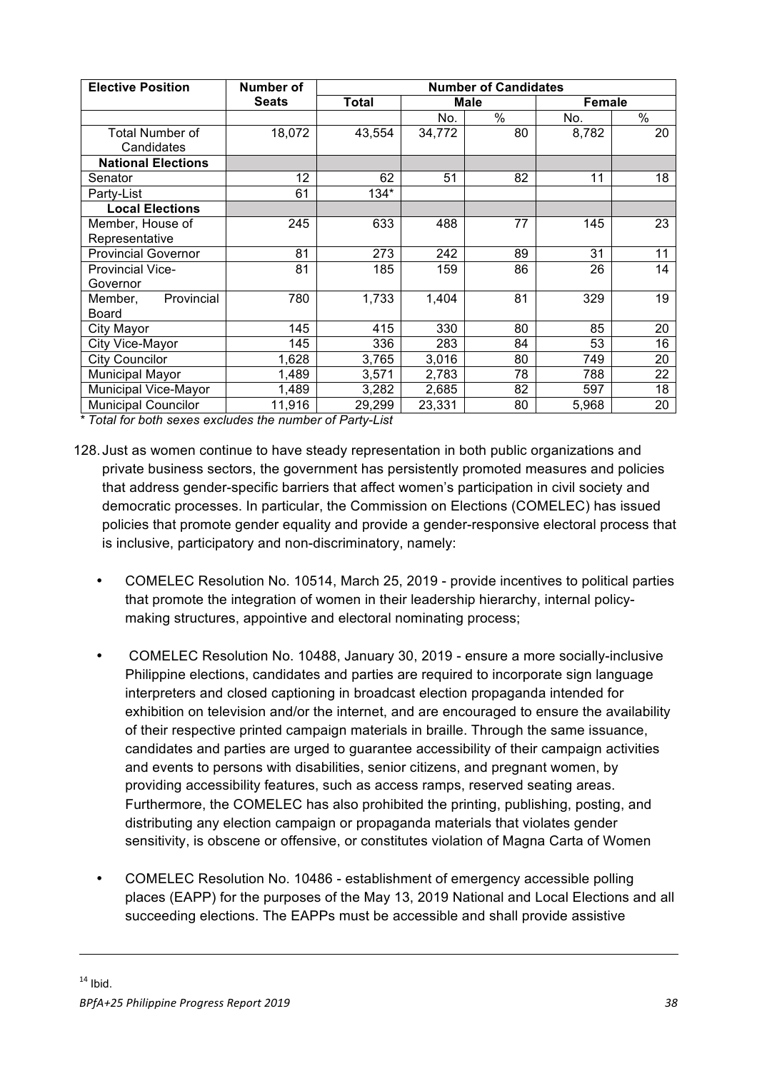| Elective Position | Number of Seats | Number of Candidates | | | | |
|---|---|---|---|---|---|---|
| | | Total | Male | | Female | |
| | | | No. | % | No. | % |
| Total Number of Candidates | 18,072 | 43,554 | 34,772 | 80 | 8,782 | 20 |
| **National Elections** | | | | | | |
| Senator | 12 | 62 | 51 | 82 | 11 | 18 |
| Party-List | 61 | 134* | | | | |
| **Local Elections** | | | | | | |
| Member, House of Representative | 245 | 633 | 488 | 77 | 145 | 23 |
| Provincial Governor | 81 | 273 | 242 | 89 | 31 | 11 |
| Provincial Vice-Governor | 81 | 185 | 159 | 86 | 26 | 14 |
| Member, Provincial Board | 780 | 1,733 | 1,404 | 81 | 329 | 19 |
| City Mayor | 145 | 415 | 330 | 80 | 85 | 20 |
| City Vice-Mayor | 145 | 336 | 283 | 84 | 53 | 16 |
| City Councilor | 1,628 | 3,765 | 3,016 | 80 | 749 | 20 |
| Municipal Mayor | 1,489 | 3,571 | 2,783 | 78 | 788 | 22 |
| Municipal Vice-Mayor | 1,489 | 3,282 | 2,685 | 82 | 597 | 18 |
| Municipal Councilor | 11,916 | 29,299 | 23,331 | 80 | 5,968 | 20 |

*\* Total for both sexes excludes the number of Party-List*

128. Just as women continue to have steady representation in both public organizations and private business sectors, the government has persistently promoted measures and policies that address gender-specific barriers that affect women's participation in civil society and democratic processes. In particular, the Commission on Elections (COMELEC) has issued policies that promote gender equality and provide a gender-responsive electoral process that is inclusive, participatory and non-discriminatory, namely:

- COMELEC Resolution No. 10514, March 25, 2019 - provide incentives to political parties that promote the integration of women in their leadership hierarchy, internal policy-making structures, appointive and electoral nominating process;

- COMELEC Resolution No. 10488, January 30, 2019 - ensure a more socially-inclusive Philippine elections, candidates and parties are required to incorporate sign language interpreters and closed captioning in broadcast election propaganda intended for exhibition on television and/or the internet, and are encouraged to ensure the availability of their respective printed campaign materials in braille. Through the same issuance, candidates and parties are urged to guarantee accessibility of their campaign activities and events to persons with disabilities, senior citizens, and pregnant women, by providing accessibility features, such as access ramps, reserved seating areas. Furthermore, the COMELEC has also prohibited the printing, publishing, posting, and distributing any election campaign or propaganda materials that violates gender sensitivity, is obscene or offensive, or constitutes violation of Magna Carta of Women

- COMELEC Resolution No. 10486 - establishment of emergency accessible polling places (EAPP) for the purposes of the May 13, 2019 National and Local Elections and all succeeding elections. The EAPPs must be accessible and shall provide assistive

[14] Ibid.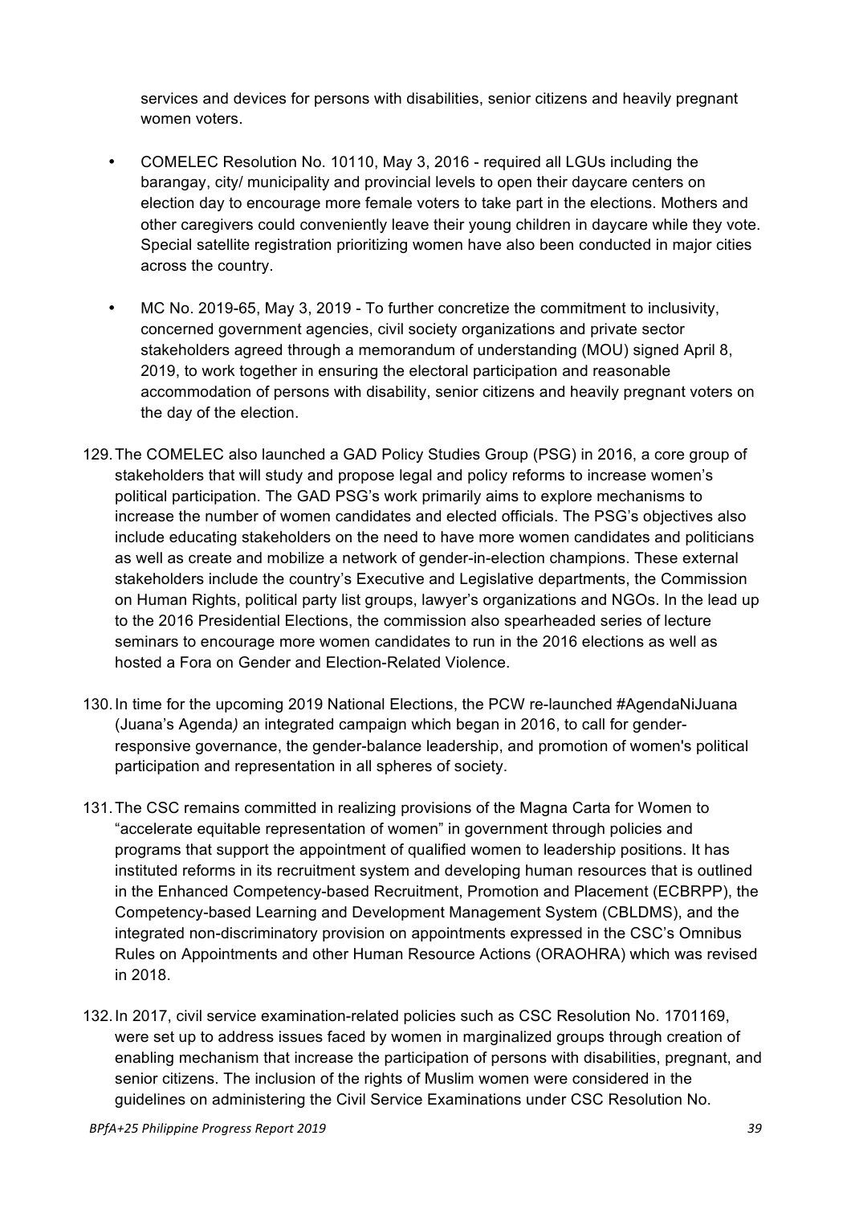services and devices for persons with disabilities, senior citizens and heavily pregnant women voters.

- COMELEC Resolution No. 10110, May 3, 2016 - required all LGUs including the barangay, city/ municipality and provincial levels to open their daycare centers on election day to encourage more female voters to take part in the elections. Mothers and other caregivers could conveniently leave their young children in daycare while they vote. Special satellite registration prioritizing women have also been conducted in major cities across the country.

- MC No. 2019-65, May 3, 2019 - To further concretize the commitment to inclusivity, concerned government agencies, civil society organizations and private sector stakeholders agreed through a memorandum of understanding (MOU) signed April 8, 2019, to work together in ensuring the electoral participation and reasonable accommodation of persons with disability, senior citizens and heavily pregnant voters on the day of the election.

129. The COMELEC also launched a GAD Policy Studies Group (PSG) in 2016, a core group of stakeholders that will study and propose legal and policy reforms to increase women's political participation. The GAD PSG's work primarily aims to explore mechanisms to increase the number of women candidates and elected officials. The PSG's objectives also include educating stakeholders on the need to have more women candidates and politicians as well as create and mobilize a network of gender-in-election champions. These external stakeholders include the country's Executive and Legislative departments, the Commission on Human Rights, political party list groups, lawyer's organizations and NGOs. In the lead up to the 2016 Presidential Elections, the commission also spearheaded series of lecture seminars to encourage more women candidates to run in the 2016 elections as well as hosted a Fora on Gender and Election-Related Violence.

130. In time for the upcoming 2019 National Elections, the PCW re-launched #AgendaNiJuana (Juana's Agenda*)* an integrated campaign which began in 2016, to call for gender-responsive governance, the gender-balance leadership, and promotion of women's political participation and representation in all spheres of society.

131. The CSC remains committed in realizing provisions of the Magna Carta for Women to "accelerate equitable representation of women" in government through policies and programs that support the appointment of qualified women to leadership positions. It has instituted reforms in its recruitment system and developing human resources that is outlined in the Enhanced Competency-based Recruitment, Promotion and Placement (ECBRPP), the Competency-based Learning and Development Management System (CBLDMS), and the integrated non-discriminatory provision on appointments expressed in the CSC's Omnibus Rules on Appointments and other Human Resource Actions (ORAOHRA) which was revised in 2018.

132. In 2017, civil service examination-related policies such as CSC Resolution No. 1701169, were set up to address issues faced by women in marginalized groups through creation of enabling mechanism that increase the participation of persons with disabilities, pregnant, and senior citizens. The inclusion of the rights of Muslim women were considered in the guidelines on administering the Civil Service Examinations under CSC Resolution No.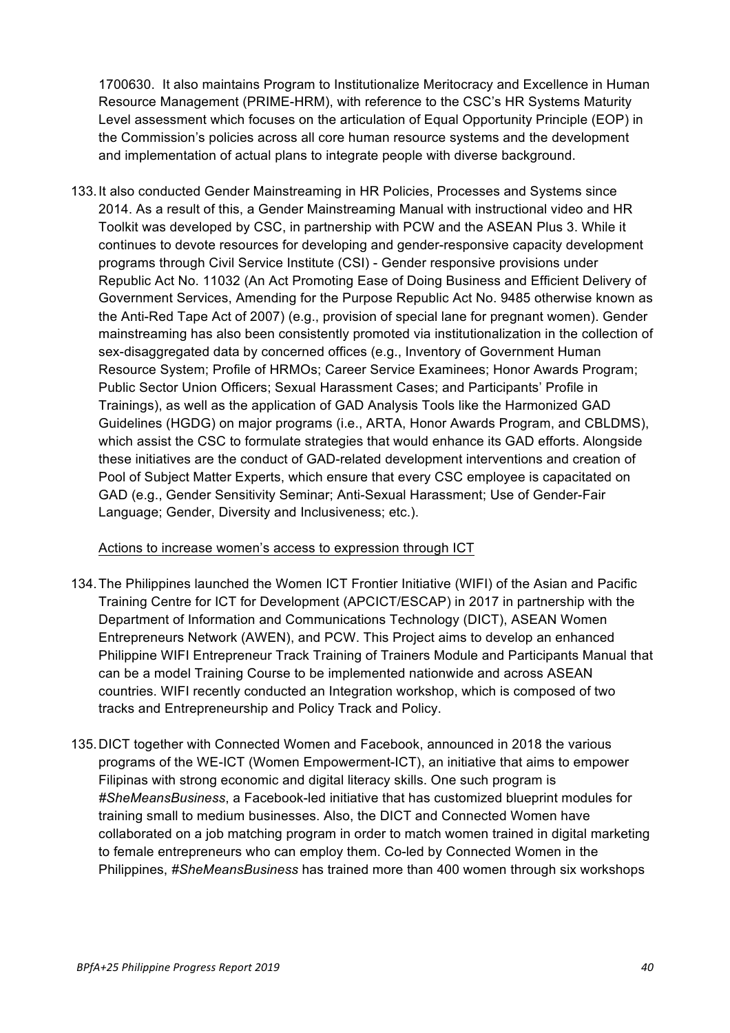1700630. It also maintains Program to Institutionalize Meritocracy and Excellence in Human Resource Management (PRIME-HRM), with reference to the CSC's HR Systems Maturity Level assessment which focuses on the articulation of Equal Opportunity Principle (EOP) in the Commission's policies across all core human resource systems and the development and implementation of actual plans to integrate people with diverse background.

133. It also conducted Gender Mainstreaming in HR Policies, Processes and Systems since 2014. As a result of this, a Gender Mainstreaming Manual with instructional video and HR Toolkit was developed by CSC, in partnership with PCW and the ASEAN Plus 3. While it continues to devote resources for developing and gender-responsive capacity development programs through Civil Service Institute (CSI) - Gender responsive provisions under Republic Act No. 11032 (An Act Promoting Ease of Doing Business and Efficient Delivery of Government Services, Amending for the Purpose Republic Act No. 9485 otherwise known as the Anti-Red Tape Act of 2007) (e.g., provision of special lane for pregnant women). Gender mainstreaming has also been consistently promoted via institutionalization in the collection of sex-disaggregated data by concerned offices (e.g., Inventory of Government Human Resource System; Profile of HRMOs; Career Service Examinees; Honor Awards Program; Public Sector Union Officers; Sexual Harassment Cases; and Participants' Profile in Trainings), as well as the application of GAD Analysis Tools like the Harmonized GAD Guidelines (HGDG) on major programs (i.e., ARTA, Honor Awards Program, and CBLDMS), which assist the CSC to formulate strategies that would enhance its GAD efforts. Alongside these initiatives are the conduct of GAD-related development interventions and creation of Pool of Subject Matter Experts, which ensure that every CSC employee is capacitated on GAD (e.g., Gender Sensitivity Seminar; Anti-Sexual Harassment; Use of Gender-Fair Language; Gender, Diversity and Inclusiveness; etc.).

Actions to increase women's access to expression through ICT

134. The Philippines launched the Women ICT Frontier Initiative (WIFI) of the Asian and Pacific Training Centre for ICT for Development (APCICT/ESCAP) in 2017 in partnership with the Department of Information and Communications Technology (DICT), ASEAN Women Entrepreneurs Network (AWEN), and PCW. This Project aims to develop an enhanced Philippine WIFI Entrepreneur Track Training of Trainers Module and Participants Manual that can be a model Training Course to be implemented nationwide and across ASEAN countries. WIFI recently conducted an Integration workshop, which is composed of two tracks and Entrepreneurship and Policy Track and Policy.

135. DICT together with Connected Women and Facebook, announced in 2018 the various programs of the WE-ICT (Women Empowerment-ICT), an initiative that aims to empower Filipinas with strong economic and digital literacy skills. One such program is *#SheMeansBusiness*, a Facebook-led initiative that has customized blueprint modules for training small to medium businesses. Also, the DICT and Connected Women have collaborated on a job matching program in order to match women trained in digital marketing to female entrepreneurs who can employ them. Co-led by Connected Women in the Philippines, *#SheMeansBusiness* has trained more than 400 women through six workshops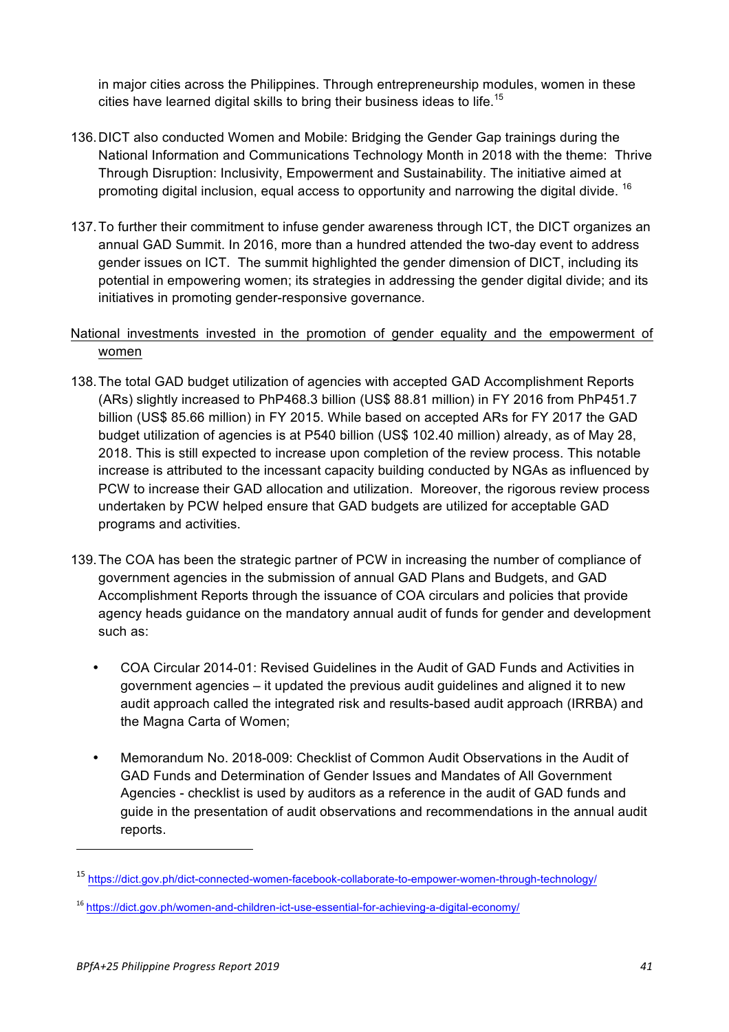in major cities across the Philippines. Through entrepreneurship modules, women in these cities have learned digital skills to bring their business ideas to life.[15]

136. DICT also conducted Women and Mobile: Bridging the Gender Gap trainings during the National Information and Communications Technology Month in 2018 with the theme: Thrive Through Disruption: Inclusivity, Empowerment and Sustainability. The initiative aimed at promoting digital inclusion, equal access to opportunity and narrowing the digital divide. [16]

137. To further their commitment to infuse gender awareness through ICT, the DICT organizes an annual GAD Summit. In 2016, more than a hundred attended the two-day event to address gender issues on ICT. The summit highlighted the gender dimension of DICT, including its potential in empowering women; its strategies in addressing the gender digital divide; and its initiatives in promoting gender-responsive governance.

National investments invested in the promotion of gender equality and the empowerment of women

138. The total GAD budget utilization of agencies with accepted GAD Accomplishment Reports (ARs) slightly increased to PhP468.3 billion (US$ 88.81 million) in FY 2016 from PhP451.7 billion (US$ 85.66 million) in FY 2015. While based on accepted ARs for FY 2017 the GAD budget utilization of agencies is at P540 billion (US$ 102.40 million) already, as of May 28, 2018. This is still expected to increase upon completion of the review process. This notable increase is attributed to the incessant capacity building conducted by NGAs as influenced by PCW to increase their GAD allocation and utilization. Moreover, the rigorous review process undertaken by PCW helped ensure that GAD budgets are utilized for acceptable GAD programs and activities.

139. The COA has been the strategic partner of PCW in increasing the number of compliance of government agencies in the submission of annual GAD Plans and Budgets, and GAD Accomplishment Reports through the issuance of COA circulars and policies that provide agency heads guidance on the mandatory annual audit of funds for gender and development such as:

- COA Circular 2014-01: Revised Guidelines in the Audit of GAD Funds and Activities in government agencies – it updated the previous audit guidelines and aligned it to new audit approach called the integrated risk and results-based audit approach (IRRBA) and the Magna Carta of Women;

- Memorandum No. 2018-009: Checklist of Common Audit Observations in the Audit of GAD Funds and Determination of Gender Issues and Mandates of All Government Agencies - checklist is used by auditors as a reference in the audit of GAD funds and guide in the presentation of audit observations and recommendations in the annual audit reports.

---

[15] https://dict.gov.ph/dict-connected-women-facebook-collaborate-to-empower-women-through-technology/

[16] https://dict.gov.ph/women-and-children-ict-use-essential-for-achieving-a-digital-economy/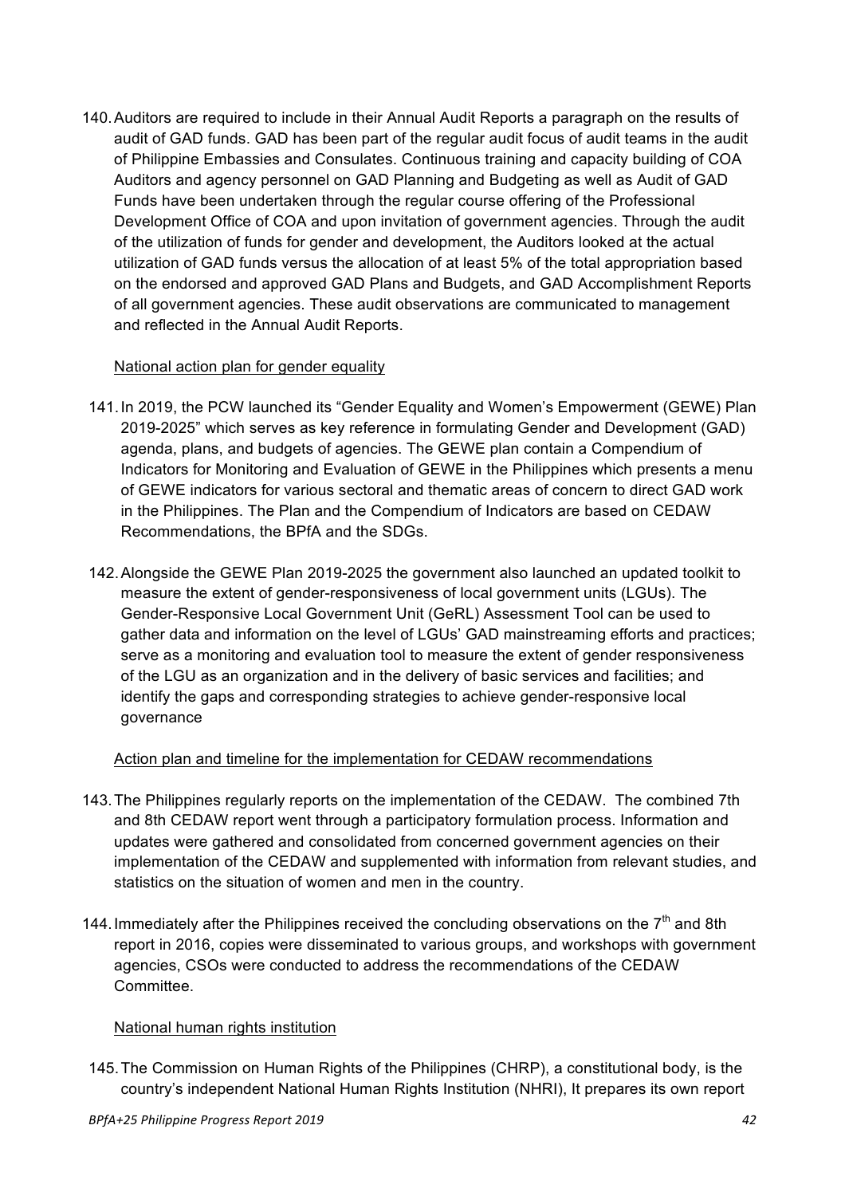140. Auditors are required to include in their Annual Audit Reports a paragraph on the results of audit of GAD funds. GAD has been part of the regular audit focus of audit teams in the audit of Philippine Embassies and Consulates. Continuous training and capacity building of COA Auditors and agency personnel on GAD Planning and Budgeting as well as Audit of GAD Funds have been undertaken through the regular course offering of the Professional Development Office of COA and upon invitation of government agencies. Through the audit of the utilization of funds for gender and development, the Auditors looked at the actual utilization of GAD funds versus the allocation of at least 5% of the total appropriation based on the endorsed and approved GAD Plans and Budgets, and GAD Accomplishment Reports of all government agencies. These audit observations are communicated to management and reflected in the Annual Audit Reports.

National action plan for gender equality

141. In 2019, the PCW launched its "Gender Equality and Women's Empowerment (GEWE) Plan 2019-2025" which serves as key reference in formulating Gender and Development (GAD) agenda, plans, and budgets of agencies. The GEWE plan contain a Compendium of Indicators for Monitoring and Evaluation of GEWE in the Philippines which presents a menu of GEWE indicators for various sectoral and thematic areas of concern to direct GAD work in the Philippines. The Plan and the Compendium of Indicators are based on CEDAW Recommendations, the BPfA and the SDGs.

142. Alongside the GEWE Plan 2019-2025 the government also launched an updated toolkit to measure the extent of gender-responsiveness of local government units (LGUs). The Gender-Responsive Local Government Unit (GeRL) Assessment Tool can be used to gather data and information on the level of LGUs' GAD mainstreaming efforts and practices; serve as a monitoring and evaluation tool to measure the extent of gender responsiveness of the LGU as an organization and in the delivery of basic services and facilities; and identify the gaps and corresponding strategies to achieve gender-responsive local governance

Action plan and timeline for the implementation for CEDAW recommendations

143. The Philippines regularly reports on the implementation of the CEDAW. The combined 7th and 8th CEDAW report went through a participatory formulation process. Information and updates were gathered and consolidated from concerned government agencies on their implementation of the CEDAW and supplemented with information from relevant studies, and statistics on the situation of women and men in the country.

144. Immediately after the Philippines received the concluding observations on the 7th and 8th report in 2016, copies were disseminated to various groups, and workshops with government agencies, CSOs were conducted to address the recommendations of the CEDAW Committee.

National human rights institution

145. The Commission on Human Rights of the Philippines (CHRP), a constitutional body, is the country's independent National Human Rights Institution (NHRI), It prepares its own report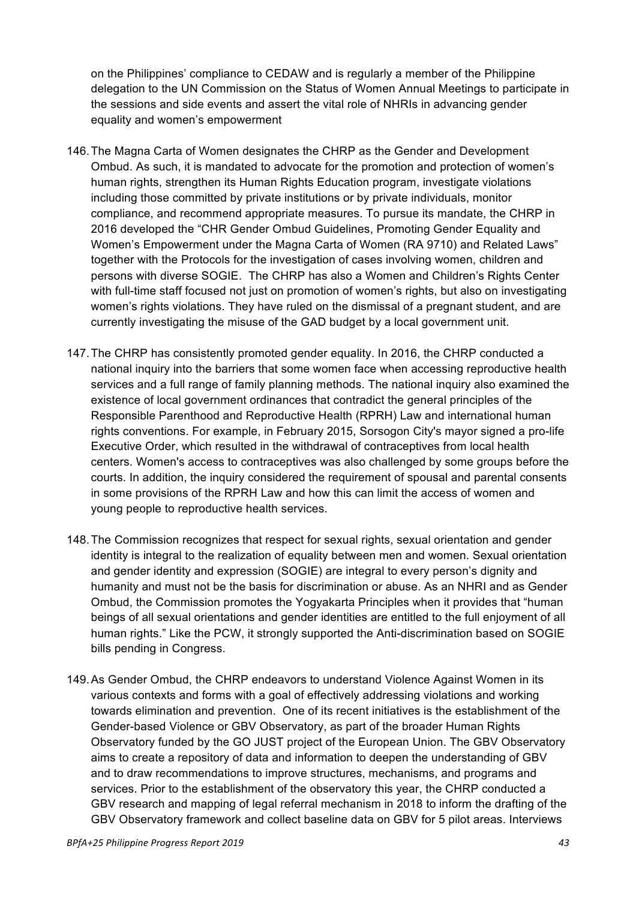on the Philippines' compliance to CEDAW and is regularly a member of the Philippine delegation to the UN Commission on the Status of Women Annual Meetings to participate in the sessions and side events and assert the vital role of NHRIs in advancing gender equality and women's empowerment

146. The Magna Carta of Women designates the CHRP as the Gender and Development Ombud. As such, it is mandated to advocate for the promotion and protection of women's human rights, strengthen its Human Rights Education program, investigate violations including those committed by private institutions or by private individuals, monitor compliance, and recommend appropriate measures. To pursue its mandate, the CHRP in 2016 developed the "CHR Gender Ombud Guidelines, Promoting Gender Equality and Women's Empowerment under the Magna Carta of Women (RA 9710) and Related Laws" together with the Protocols for the investigation of cases involving women, children and persons with diverse SOGIE. The CHRP has also a Women and Children's Rights Center with full-time staff focused not just on promotion of women's rights, but also on investigating women's rights violations. They have ruled on the dismissal of a pregnant student, and are currently investigating the misuse of the GAD budget by a local government unit.

147. The CHRP has consistently promoted gender equality. In 2016, the CHRP conducted a national inquiry into the barriers that some women face when accessing reproductive health services and a full range of family planning methods. The national inquiry also examined the existence of local government ordinances that contradict the general principles of the Responsible Parenthood and Reproductive Health (RPRH) Law and international human rights conventions. For example, in February 2015, Sorsogon City's mayor signed a pro-life Executive Order, which resulted in the withdrawal of contraceptives from local health centers. Women's access to contraceptives was also challenged by some groups before the courts. In addition, the inquiry considered the requirement of spousal and parental consents in some provisions of the RPRH Law and how this can limit the access of women and young people to reproductive health services.

148. The Commission recognizes that respect for sexual rights, sexual orientation and gender identity is integral to the realization of equality between men and women. Sexual orientation and gender identity and expression (SOGIE) are integral to every person's dignity and humanity and must not be the basis for discrimination or abuse. As an NHRI and as Gender Ombud, the Commission promotes the Yogyakarta Principles when it provides that "human beings of all sexual orientations and gender identities are entitled to the full enjoyment of all human rights." Like the PCW, it strongly supported the Anti-discrimination based on SOGIE bills pending in Congress.

149. As Gender Ombud, the CHRP endeavors to understand Violence Against Women in its various contexts and forms with a goal of effectively addressing violations and working towards elimination and prevention. One of its recent initiatives is the establishment of the Gender-based Violence or GBV Observatory, as part of the broader Human Rights Observatory funded by the GO JUST project of the European Union. The GBV Observatory aims to create a repository of data and information to deepen the understanding of GBV and to draw recommendations to improve structures, mechanisms, and programs and services. Prior to the establishment of the observatory this year, the CHRP conducted a GBV research and mapping of legal referral mechanism in 2018 to inform the drafting of the GBV Observatory framework and collect baseline data on GBV for 5 pilot areas. Interviews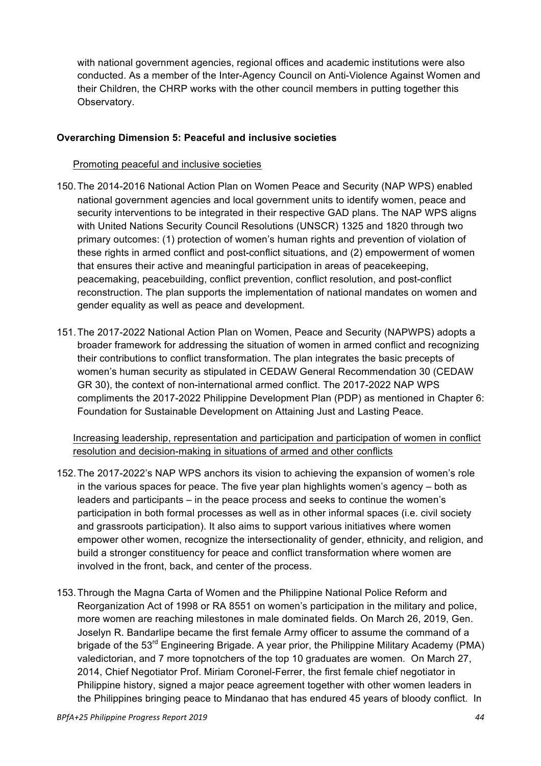with national government agencies, regional offices and academic institutions were also conducted. As a member of the Inter-Agency Council on Anti-Violence Against Women and their Children, the CHRP works with the other council members in putting together this Observatory.

**Overarching Dimension 5: Peaceful and inclusive societies**

Promoting peaceful and inclusive societies

150. The 2014-2016 National Action Plan on Women Peace and Security (NAP WPS) enabled national government agencies and local government units to identify women, peace and security interventions to be integrated in their respective GAD plans. The NAP WPS aligns with United Nations Security Council Resolutions (UNSCR) 1325 and 1820 through two primary outcomes: (1) protection of women's human rights and prevention of violation of these rights in armed conflict and post-conflict situations, and (2) empowerment of women that ensures their active and meaningful participation in areas of peacekeeping, peacemaking, peacebuilding, conflict prevention, conflict resolution, and post-conflict reconstruction. The plan supports the implementation of national mandates on women and gender equality as well as peace and development.

151. The 2017-2022 National Action Plan on Women, Peace and Security (NAPWPS) adopts a broader framework for addressing the situation of women in armed conflict and recognizing their contributions to conflict transformation. The plan integrates the basic precepts of women's human security as stipulated in CEDAW General Recommendation 30 (CEDAW GR 30), the context of non-international armed conflict. The 2017-2022 NAP WPS compliments the 2017-2022 Philippine Development Plan (PDP) as mentioned in Chapter 6: Foundation for Sustainable Development on Attaining Just and Lasting Peace.

Increasing leadership, representation and participation and participation of women in conflict resolution and decision-making in situations of armed and other conflicts

152. The 2017-2022's NAP WPS anchors its vision to achieving the expansion of women's role in the various spaces for peace. The five year plan highlights women's agency – both as leaders and participants – in the peace process and seeks to continue the women's participation in both formal processes as well as in other informal spaces (i.e. civil society and grassroots participation). It also aims to support various initiatives where women empower other women, recognize the intersectionality of gender, ethnicity, and religion, and build a stronger constituency for peace and conflict transformation where women are involved in the front, back, and center of the process.

153. Through the Magna Carta of Women and the Philippine National Police Reform and Reorganization Act of 1998 or RA 8551 on women's participation in the military and police, more women are reaching milestones in male dominated fields. On March 26, 2019, Gen. Joselyn R. Bandarlipe became the first female Army officer to assume the command of a brigade of the 53rd Engineering Brigade. A year prior, the Philippine Military Academy (PMA) valedictorian, and 7 more topnotchers of the top 10 graduates are women. On March 27, 2014, Chief Negotiator Prof. Miriam Coronel-Ferrer, the first female chief negotiator in Philippine history, signed a major peace agreement together with other women leaders in the Philippines bringing peace to Mindanao that has endured 45 years of bloody conflict. In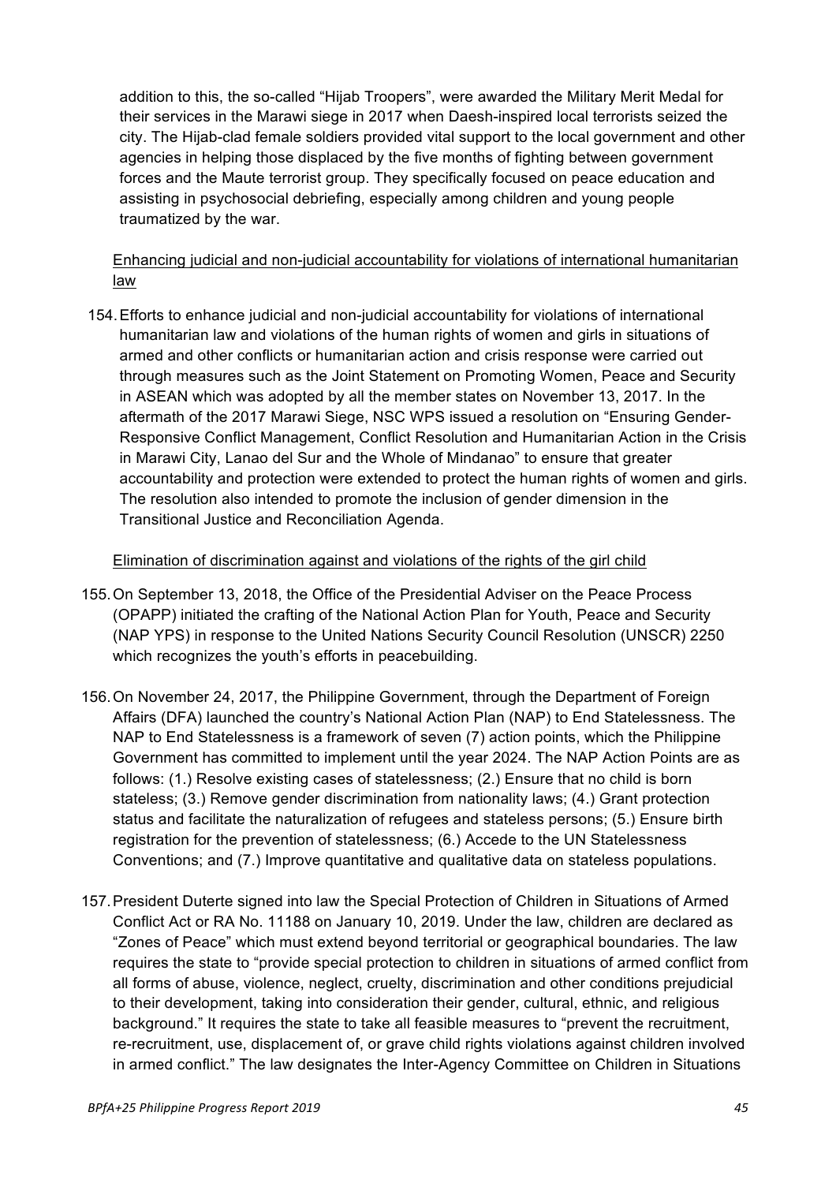addition to this, the so-called “Hijab Troopers”, were awarded the Military Merit Medal for their services in the Marawi siege in 2017 when Daesh-inspired local terrorists seized the city. The Hijab-clad female soldiers provided vital support to the local government and other agencies in helping those displaced by the five months of fighting between government forces and the Maute terrorist group. They specifically focused on peace education and assisting in psychosocial debriefing, especially among children and young people traumatized by the war.

Enhancing judicial and non-judicial accountability for violations of international humanitarian law

154. Efforts to enhance judicial and non-judicial accountability for violations of international humanitarian law and violations of the human rights of women and girls in situations of armed and other conflicts or humanitarian action and crisis response were carried out through measures such as the Joint Statement on Promoting Women, Peace and Security in ASEAN which was adopted by all the member states on November 13, 2017. In the aftermath of the 2017 Marawi Siege, NSC WPS issued a resolution on “Ensuring Gender-Responsive Conflict Management, Conflict Resolution and Humanitarian Action in the Crisis in Marawi City, Lanao del Sur and the Whole of Mindanao” to ensure that greater accountability and protection were extended to protect the human rights of women and girls. The resolution also intended to promote the inclusion of gender dimension in the Transitional Justice and Reconciliation Agenda.

Elimination of discrimination against and violations of the rights of the girl child

155. On September 13, 2018, the Office of the Presidential Adviser on the Peace Process (OPAPP) initiated the crafting of the National Action Plan for Youth, Peace and Security (NAP YPS) in response to the United Nations Security Council Resolution (UNSCR) 2250 which recognizes the youth’s efforts in peacebuilding.

156. On November 24, 2017, the Philippine Government, through the Department of Foreign Affairs (DFA) launched the country’s National Action Plan (NAP) to End Statelessness. The NAP to End Statelessness is a framework of seven (7) action points, which the Philippine Government has committed to implement until the year 2024. The NAP Action Points are as follows: (1.) Resolve existing cases of statelessness; (2.) Ensure that no child is born stateless; (3.) Remove gender discrimination from nationality laws; (4.) Grant protection status and facilitate the naturalization of refugees and stateless persons; (5.) Ensure birth registration for the prevention of statelessness; (6.) Accede to the UN Statelessness Conventions; and (7.) Improve quantitative and qualitative data on stateless populations.

157. President Duterte signed into law the Special Protection of Children in Situations of Armed Conflict Act or RA No. 11188 on January 10, 2019. Under the law, children are declared as “Zones of Peace” which must extend beyond territorial or geographical boundaries. The law requires the state to “provide special protection to children in situations of armed conflict from all forms of abuse, violence, neglect, cruelty, discrimination and other conditions prejudicial to their development, taking into consideration their gender, cultural, ethnic, and religious background.” It requires the state to take all feasible measures to “prevent the recruitment, re-recruitment, use, displacement of, or grave child rights violations against children involved in armed conflict.” The law designates the Inter-Agency Committee on Children in Situations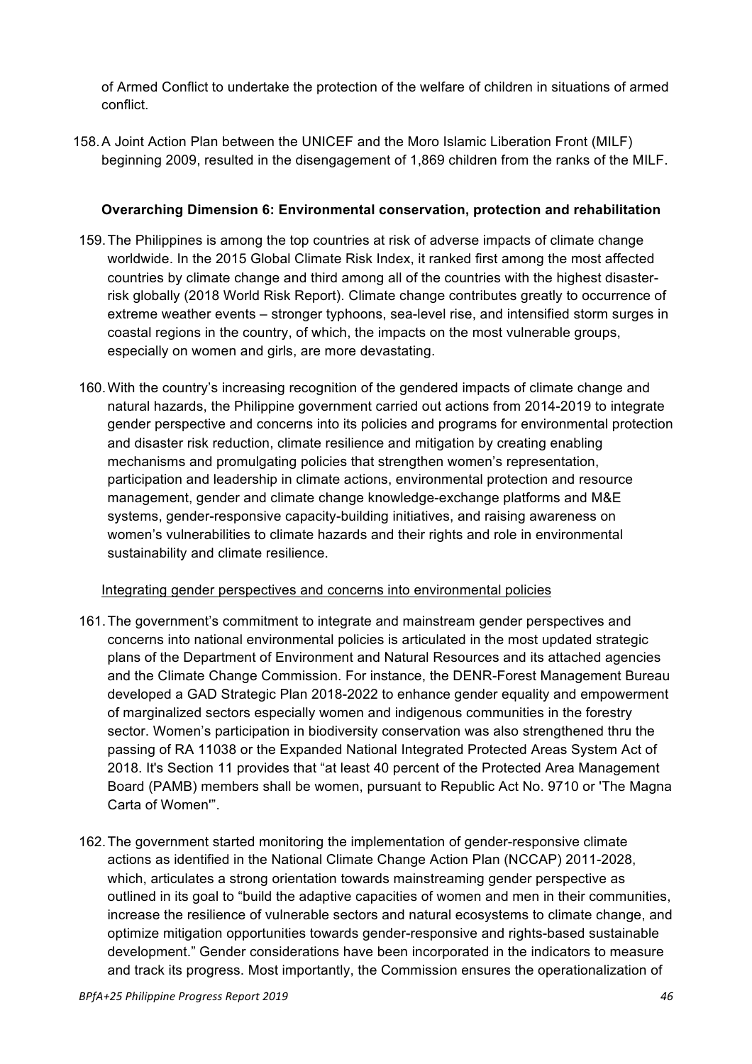of Armed Conflict to undertake the protection of the welfare of children in situations of armed conflict.

158. A Joint Action Plan between the UNICEF and the Moro Islamic Liberation Front (MILF) beginning 2009, resulted in the disengagement of 1,869 children from the ranks of the MILF.

**Overarching Dimension 6: Environmental conservation, protection and rehabilitation**

159. The Philippines is among the top countries at risk of adverse impacts of climate change worldwide. In the 2015 Global Climate Risk Index, it ranked first among the most affected countries by climate change and third among all of the countries with the highest disaster-risk globally (2018 World Risk Report). Climate change contributes greatly to occurrence of extreme weather events – stronger typhoons, sea-level rise, and intensified storm surges in coastal regions in the country, of which, the impacts on the most vulnerable groups, especially on women and girls, are more devastating.

160. With the country's increasing recognition of the gendered impacts of climate change and natural hazards, the Philippine government carried out actions from 2014-2019 to integrate gender perspective and concerns into its policies and programs for environmental protection and disaster risk reduction, climate resilience and mitigation by creating enabling mechanisms and promulgating policies that strengthen women's representation, participation and leadership in climate actions, environmental protection and resource management, gender and climate change knowledge-exchange platforms and M&E systems, gender-responsive capacity-building initiatives, and raising awareness on women's vulnerabilities to climate hazards and their rights and role in environmental sustainability and climate resilience.

Integrating gender perspectives and concerns into environmental policies

161. The government's commitment to integrate and mainstream gender perspectives and concerns into national environmental policies is articulated in the most updated strategic plans of the Department of Environment and Natural Resources and its attached agencies and the Climate Change Commission. For instance, the DENR-Forest Management Bureau developed a GAD Strategic Plan 2018-2022 to enhance gender equality and empowerment of marginalized sectors especially women and indigenous communities in the forestry sector. Women's participation in biodiversity conservation was also strengthened thru the passing of RA 11038 or the Expanded National Integrated Protected Areas System Act of 2018. It's Section 11 provides that "at least 40 percent of the Protected Area Management Board (PAMB) members shall be women, pursuant to Republic Act No. 9710 or 'The Magna Carta of Women'".

162. The government started monitoring the implementation of gender-responsive climate actions as identified in the National Climate Change Action Plan (NCCAP) 2011-2028, which, articulates a strong orientation towards mainstreaming gender perspective as outlined in its goal to "build the adaptive capacities of women and men in their communities, increase the resilience of vulnerable sectors and natural ecosystems to climate change, and optimize mitigation opportunities towards gender-responsive and rights-based sustainable development." Gender considerations have been incorporated in the indicators to measure and track its progress. Most importantly, the Commission ensures the operationalization of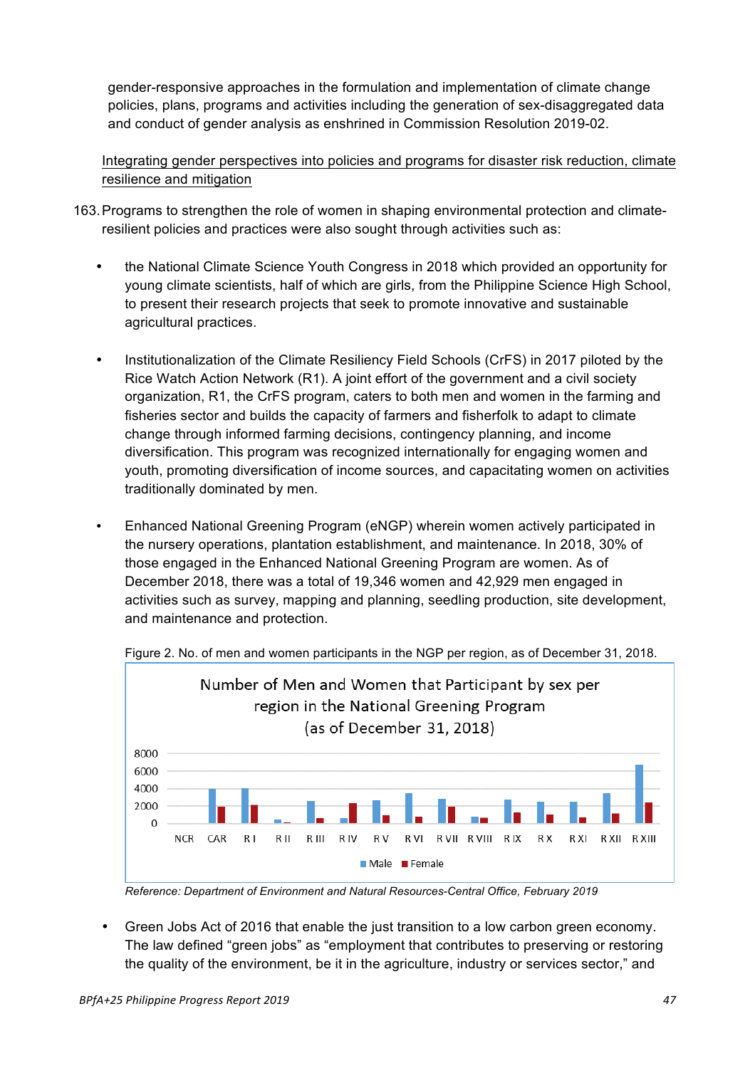gender-responsive approaches in the formulation and implementation of climate change policies, plans, programs and activities including the generation of sex-disaggregated data and conduct of gender analysis as enshrined in Commission Resolution 2019-02.

Integrating gender perspectives into policies and programs for disaster risk reduction, climate resilience and mitigation

163. Programs to strengthen the role of women in shaping environmental protection and climate-resilient policies and practices were also sought through activities such as:

- the National Climate Science Youth Congress in 2018 which provided an opportunity for young climate scientists, half of which are girls, from the Philippine Science High School, to present their research projects that seek to promote innovative and sustainable agricultural practices.

- Institutionalization of the Climate Resiliency Field Schools (CrFS) in 2017 piloted by the Rice Watch Action Network (R1). A joint effort of the government and a civil society organization, R1, the CrFS program, caters to both men and women in the farming and fisheries sector and builds the capacity of farmers and fisherfolk to adapt to climate change through informed farming decisions, contingency planning, and income diversification. This program was recognized internationally for engaging women and youth, promoting diversification of income sources, and capacitating women on activities traditionally dominated by men.

- Enhanced National Greening Program (eNGP) wherein women actively participated in the nursery operations, plantation establishment, and maintenance. In 2018, 30% of those engaged in the Enhanced National Greening Program are women. As of December 2018, there was a total of 19,346 women and 42,929 men engaged in activities such as survey, mapping and planning, seedling production, site development, and maintenance and protection.

Figure 2. No. of men and women participants in the NGP per region, as of December 31, 2018.

Number of Men and Women that Participant by sex per region in the National Greening Program (as of December 31, 2018)

*Reference: Department of Environment and Natural Resources-Central Office, February 2019*

- Green Jobs Act of 2016 that enable the just transition to a low carbon green economy. The law defined "green jobs" as "employment that contributes to preserving or restoring the quality of the environment, be it in the agriculture, industry or services sector," and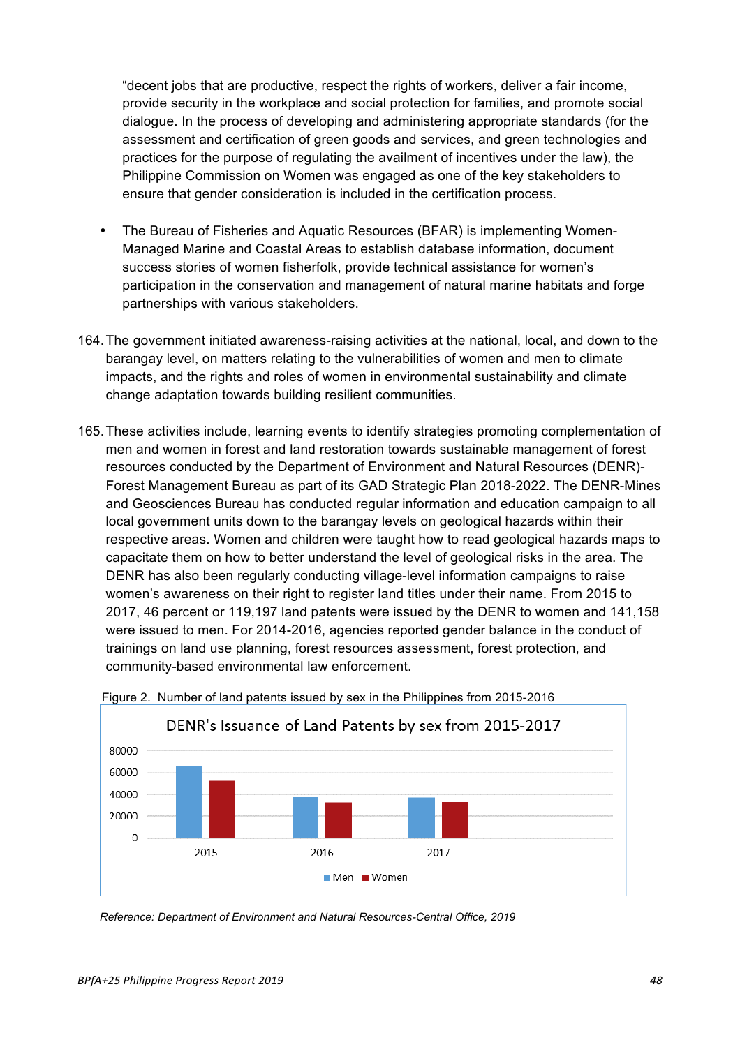"decent jobs that are productive, respect the rights of workers, deliver a fair income, provide security in the workplace and social protection for families, and promote social dialogue. In the process of developing and administering appropriate standards (for the assessment and certification of green goods and services, and green technologies and practices for the purpose of regulating the availment of incentives under the law), the Philippine Commission on Women was engaged as one of the key stakeholders to ensure that gender consideration is included in the certification process.

- The Bureau of Fisheries and Aquatic Resources (BFAR) is implementing Women-Managed Marine and Coastal Areas to establish database information, document success stories of women fisherfolk, provide technical assistance for women's participation in the conservation and management of natural marine habitats and forge partnerships with various stakeholders.

164. The government initiated awareness-raising activities at the national, local, and down to the barangay level, on matters relating to the vulnerabilities of women and men to climate impacts, and the rights and roles of women in environmental sustainability and climate change adaptation towards building resilient communities.

165. These activities include, learning events to identify strategies promoting complementation of men and women in forest and land restoration towards sustainable management of forest resources conducted by the Department of Environment and Natural Resources (DENR)-Forest Management Bureau as part of its GAD Strategic Plan 2018-2022. The DENR-Mines and Geosciences Bureau has conducted regular information and education campaign to all local government units down to the barangay levels on geological hazards within their respective areas. Women and children were taught how to read geological hazards maps to capacitate them on how to better understand the level of geological risks in the area. The DENR has also been regularly conducting village-level information campaigns to raise women's awareness on their right to register land titles under their name. From 2015 to 2017, 46 percent or 119,197 land patents were issued by the DENR to women and 141,158 were issued to men. For 2014-2016, agencies reported gender balance in the conduct of trainings on land use planning, forest resources assessment, forest protection, and community-based environmental law enforcement.

Figure 2. Number of land patents issued by sex in the Philippines from 2015-2016

DENR's Issuance of Land Patents by sex from 2015-2017

(Bar chart: Men and Women, 2015, 2016, 2017; y-axis 0–80000)

*Reference: Department of Environment and Natural Resources-Central Office, 2019*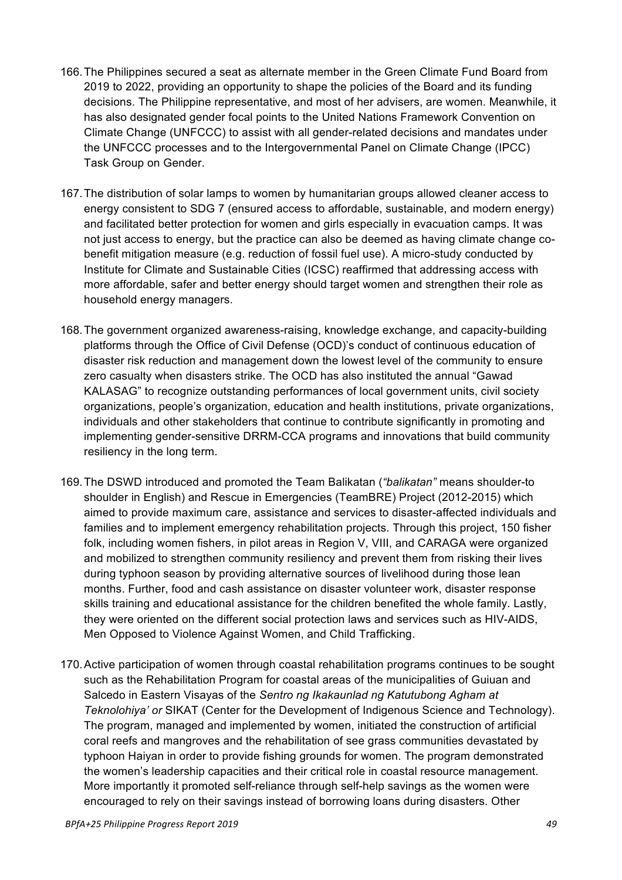166. The Philippines secured a seat as alternate member in the Green Climate Fund Board from 2019 to 2022, providing an opportunity to shape the policies of the Board and its funding decisions. The Philippine representative, and most of her advisers, are women. Meanwhile, it has also designated gender focal points to the United Nations Framework Convention on Climate Change (UNFCCC) to assist with all gender-related decisions and mandates under the UNFCCC processes and to the Intergovernmental Panel on Climate Change (IPCC) Task Group on Gender.

167. The distribution of solar lamps to women by humanitarian groups allowed cleaner access to energy consistent to SDG 7 (ensured access to affordable, sustainable, and modern energy) and facilitated better protection for women and girls especially in evacuation camps. It was not just access to energy, but the practice can also be deemed as having climate change co-benefit mitigation measure (e.g. reduction of fossil fuel use). A micro-study conducted by Institute for Climate and Sustainable Cities (ICSC) reaffirmed that addressing access with more affordable, safer and better energy should target women and strengthen their role as household energy managers.

168. The government organized awareness-raising, knowledge exchange, and capacity-building platforms through the Office of Civil Defense (OCD)'s conduct of continuous education of disaster risk reduction and management down the lowest level of the community to ensure zero casualty when disasters strike. The OCD has also instituted the annual "Gawad KALASAG" to recognize outstanding performances of local government units, civil society organizations, people's organization, education and health institutions, private organizations, individuals and other stakeholders that continue to contribute significantly in promoting and implementing gender-sensitive DRRM-CCA programs and innovations that build community resiliency in the long term.

169. The DSWD introduced and promoted the Team Balikatan (*"balikatan"* means shoulder-to shoulder in English) and Rescue in Emergencies (TeamBRE) Project (2012-2015) which aimed to provide maximum care, assistance and services to disaster-affected individuals and families and to implement emergency rehabilitation projects. Through this project, 150 fisher folk, including women fishers, in pilot areas in Region V, VIII, and CARAGA were organized and mobilized to strengthen community resiliency and prevent them from risking their lives during typhoon season by providing alternative sources of livelihood during those lean months. Further, food and cash assistance on disaster volunteer work, disaster response skills training and educational assistance for the children benefited the whole family. Lastly, they were oriented on the different social protection laws and services such as HIV-AIDS, Men Opposed to Violence Against Women, and Child Trafficking.

170. Active participation of women through coastal rehabilitation programs continues to be sought such as the Rehabilitation Program for coastal areas of the municipalities of Guiuan and Salcedo in Eastern Visayas of the *Sentro ng Ikakaunlad ng Katutubong Agham at Teknolohiya' or* SIKAT (Center for the Development of Indigenous Science and Technology). The program, managed and implemented by women, initiated the construction of artificial coral reefs and mangroves and the rehabilitation of see grass communities devastated by typhoon Haiyan in order to provide fishing grounds for women. The program demonstrated the women's leadership capacities and their critical role in coastal resource management. More importantly it promoted self-reliance through self-help savings as the women were encouraged to rely on their savings instead of borrowing loans during disasters. Other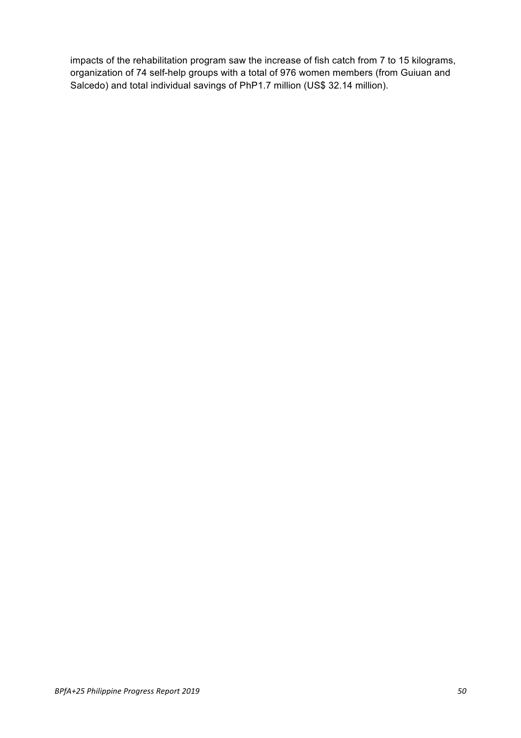impacts of the rehabilitation program saw the increase of fish catch from 7 to 15 kilograms, organization of 74 self-help groups with a total of 976 women members (from Guiuan and Salcedo) and total individual savings of PhP1.7 million (US$ 32.14 million).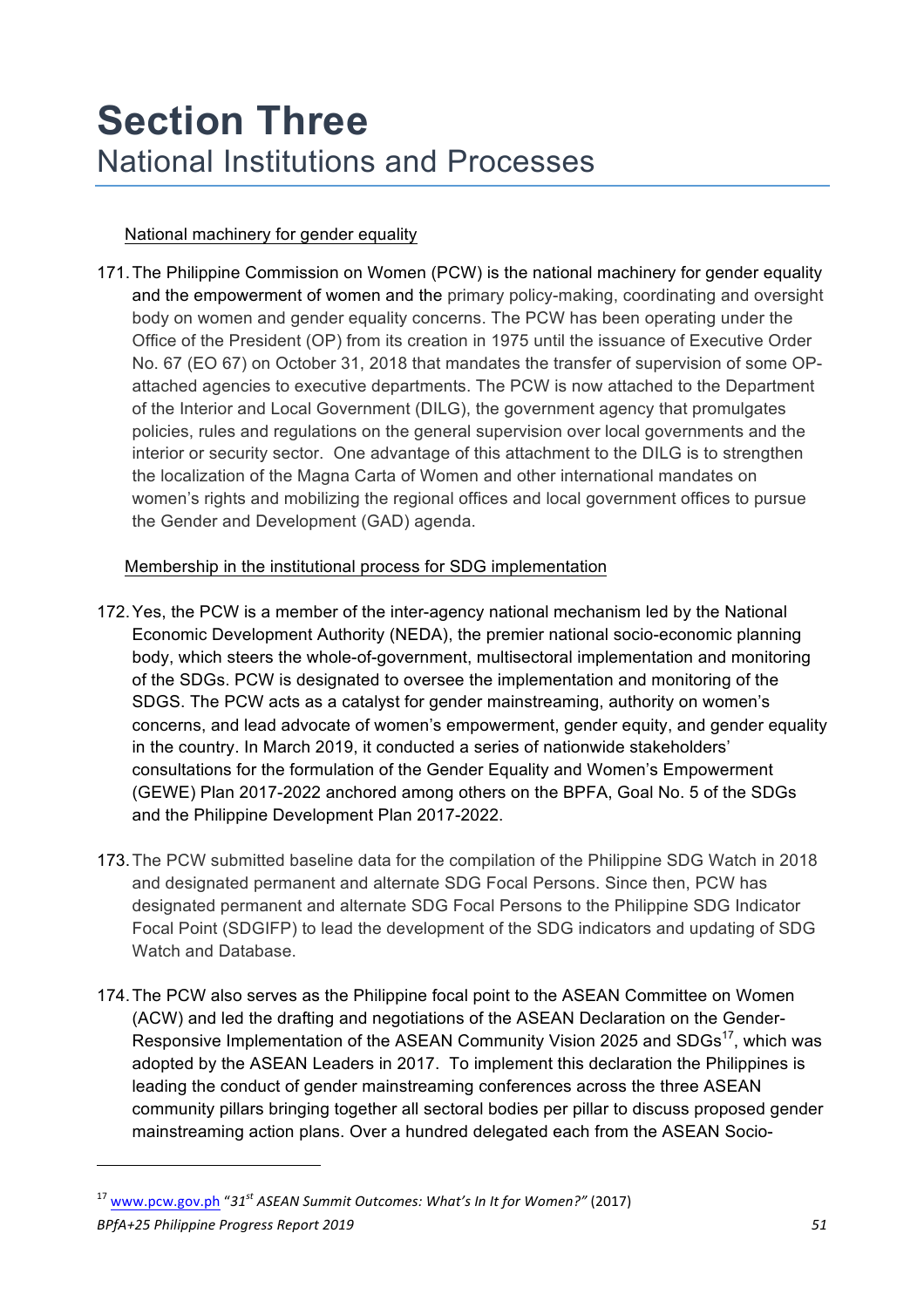# Section Three

## National Institutions and Processes

National machinery for gender equality

171. The Philippine Commission on Women (PCW) is the national machinery for gender equality and the empowerment of women and the primary policy-making, coordinating and oversight body on women and gender equality concerns. The PCW has been operating under the Office of the President (OP) from its creation in 1975 until the issuance of Executive Order No. 67 (EO 67) on October 31, 2018 that mandates the transfer of supervision of some OP-attached agencies to executive departments. The PCW is now attached to the Department of the Interior and Local Government (DILG), the government agency that promulgates policies, rules and regulations on the general supervision over local governments and the interior or security sector. One advantage of this attachment to the DILG is to strengthen the localization of the Magna Carta of Women and other international mandates on women's rights and mobilizing the regional offices and local government offices to pursue the Gender and Development (GAD) agenda.

Membership in the institutional process for SDG implementation

172. Yes, the PCW is a member of the inter-agency national mechanism led by the National Economic Development Authority (NEDA), the premier national socio-economic planning body, which steers the whole-of-government, multisectoral implementation and monitoring of the SDGs. PCW is designated to oversee the implementation and monitoring of the SDGS. The PCW acts as a catalyst for gender mainstreaming, authority on women's concerns, and lead advocate of women's empowerment, gender equity, and gender equality in the country. In March 2019, it conducted a series of nationwide stakeholders' consultations for the formulation of the Gender Equality and Women's Empowerment (GEWE) Plan 2017-2022 anchored among others on the BPFA, Goal No. 5 of the SDGs and the Philippine Development Plan 2017-2022.

173. The PCW submitted baseline data for the compilation of the Philippine SDG Watch in 2018 and designated permanent and alternate SDG Focal Persons. Since then, PCW has designated permanent and alternate SDG Focal Persons to the Philippine SDG Indicator Focal Point (SDGIFP) to lead the development of the SDG indicators and updating of SDG Watch and Database.

174. The PCW also serves as the Philippine focal point to the ASEAN Committee on Women (ACW) and led the drafting and negotiations of the ASEAN Declaration on the Gender-Responsive Implementation of the ASEAN Community Vision 2025 and SDGs[17], which was adopted by the ASEAN Leaders in 2017. To implement this declaration the Philippines is leading the conduct of gender mainstreaming conferences across the three ASEAN community pillars bringing together all sectoral bodies per pillar to discuss proposed gender mainstreaming action plans. Over a hundred delegated each from the ASEAN Socio-

---

[17] www.pcw.gov.ph *"31st ASEAN Summit Outcomes: What's In It for Women?"* (2017)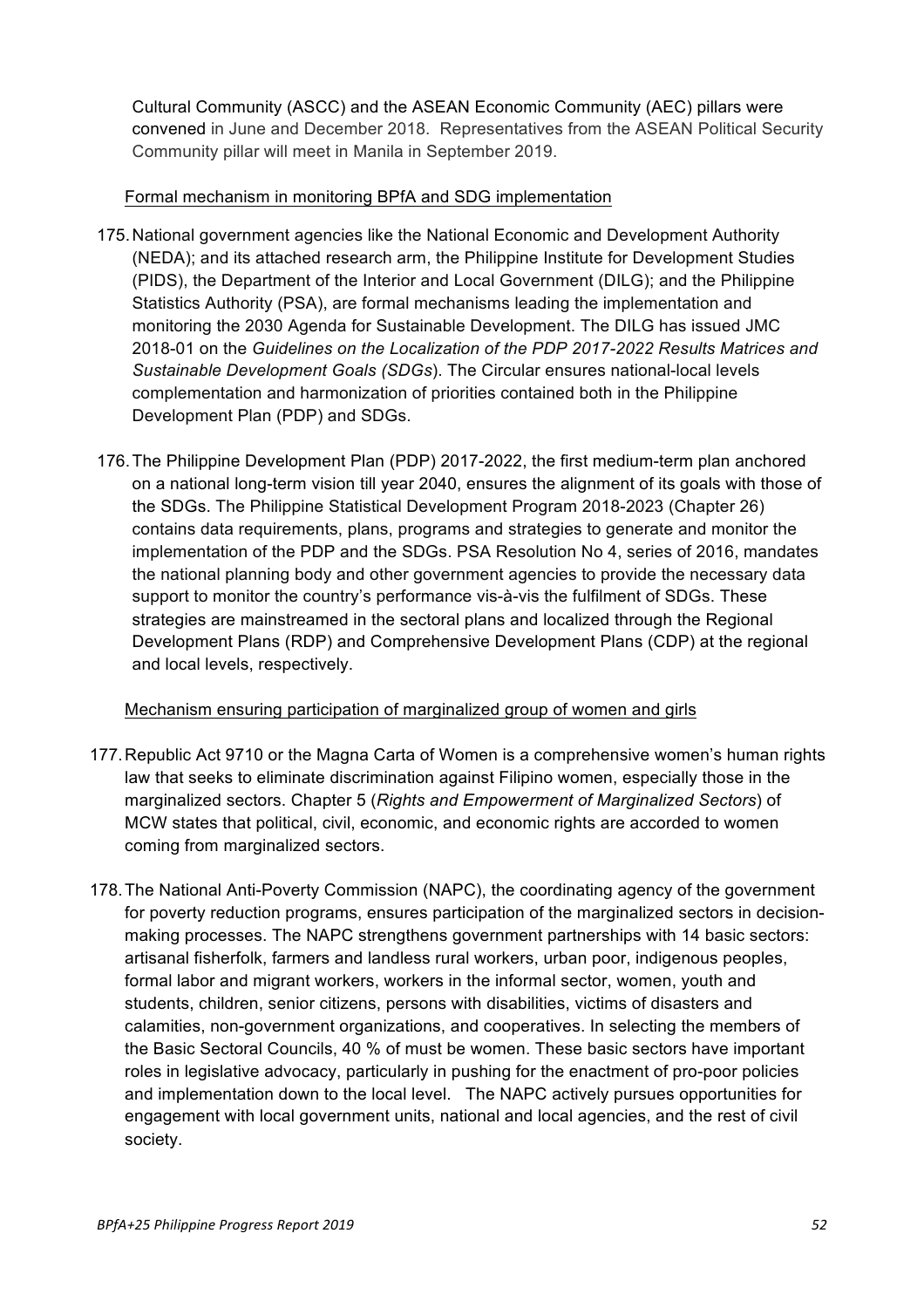Cultural Community (ASCC) and the ASEAN Economic Community (AEC) pillars were convened in June and December 2018. Representatives from the ASEAN Political Security Community pillar will meet in Manila in September 2019.

<u>Formal mechanism in monitoring BPfA and SDG implementation</u>

175. National government agencies like the National Economic and Development Authority (NEDA); and its attached research arm, the Philippine Institute for Development Studies (PIDS), the Department of the Interior and Local Government (DILG); and the Philippine Statistics Authority (PSA), are formal mechanisms leading the implementation and monitoring the 2030 Agenda for Sustainable Development. The DILG has issued JMC 2018-01 on the *Guidelines on the Localization of the PDP 2017-2022 Results Matrices and Sustainable Development Goals (SDGs*). The Circular ensures national-local levels complementation and harmonization of priorities contained both in the Philippine Development Plan (PDP) and SDGs.

176. The Philippine Development Plan (PDP) 2017-2022, the first medium-term plan anchored on a national long-term vision till year 2040, ensures the alignment of its goals with those of the SDGs. The Philippine Statistical Development Program 2018-2023 (Chapter 26) contains data requirements, plans, programs and strategies to generate and monitor the implementation of the PDP and the SDGs. PSA Resolution No 4, series of 2016, mandates the national planning body and other government agencies to provide the necessary data support to monitor the country's performance vis-à-vis the fulfilment of SDGs. These strategies are mainstreamed in the sectoral plans and localized through the Regional Development Plans (RDP) and Comprehensive Development Plans (CDP) at the regional and local levels, respectively.

<u>Mechanism ensuring participation of marginalized group of women and girls</u>

177. Republic Act 9710 or the Magna Carta of Women is a comprehensive women's human rights law that seeks to eliminate discrimination against Filipino women, especially those in the marginalized sectors. Chapter 5 (*Rights and Empowerment of Marginalized Sectors*) of MCW states that political, civil, economic, and economic rights are accorded to women coming from marginalized sectors.

178. The National Anti-Poverty Commission (NAPC), the coordinating agency of the government for poverty reduction programs, ensures participation of the marginalized sectors in decision-making processes. The NAPC strengthens government partnerships with 14 basic sectors: artisanal fisherfolk, farmers and landless rural workers, urban poor, indigenous peoples, formal labor and migrant workers, workers in the informal sector, women, youth and students, children, senior citizens, persons with disabilities, victims of disasters and calamities, non-government organizations, and cooperatives. In selecting the members of the Basic Sectoral Councils, 40 % of must be women. These basic sectors have important roles in legislative advocacy, particularly in pushing for the enactment of pro-poor policies and implementation down to the local level. The NAPC actively pursues opportunities for engagement with local government units, national and local agencies, and the rest of civil society.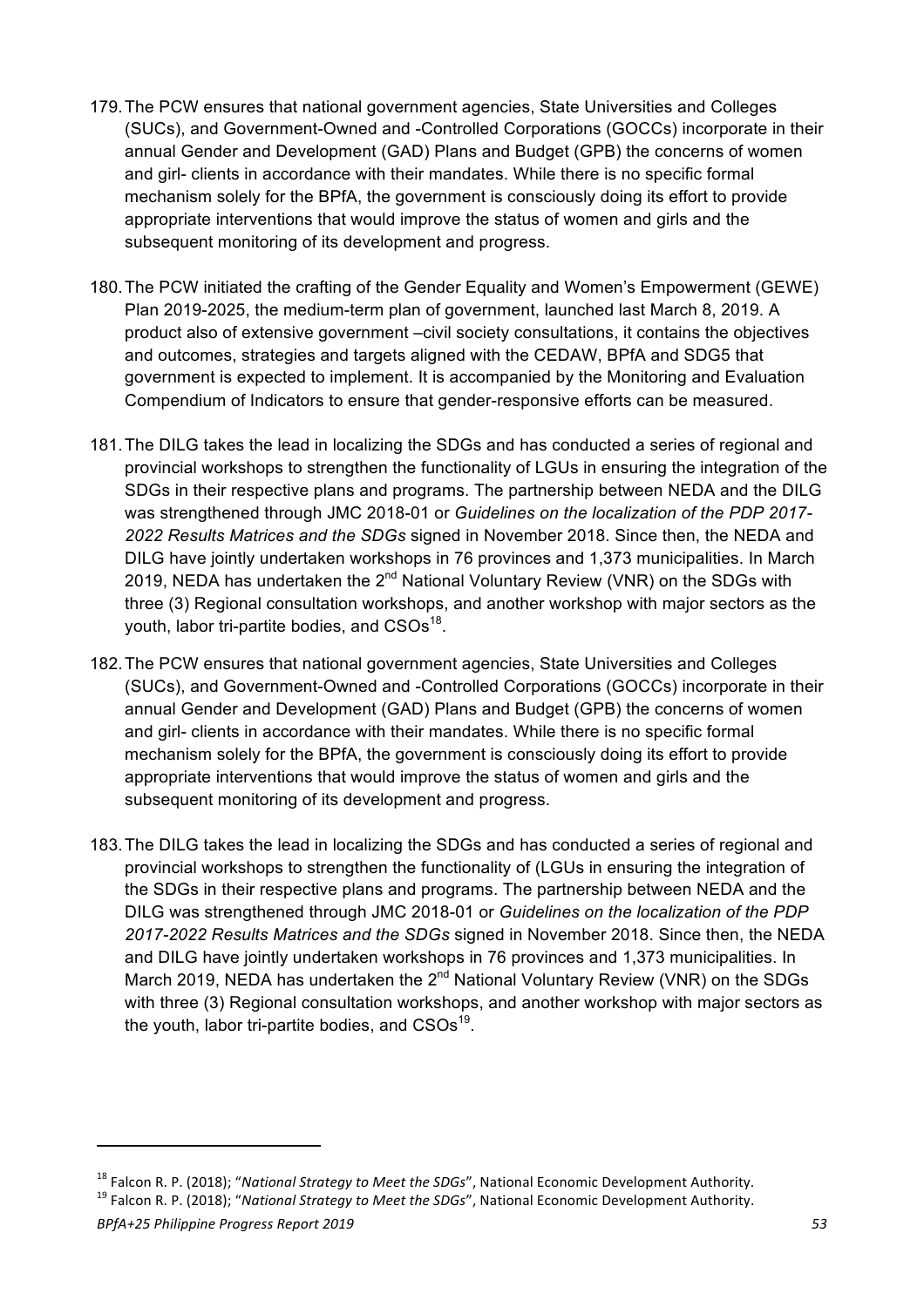179. The PCW ensures that national government agencies, State Universities and Colleges (SUCs), and Government-Owned and -Controlled Corporations (GOCCs) incorporate in their annual Gender and Development (GAD) Plans and Budget (GPB) the concerns of women and girl- clients in accordance with their mandates. While there is no specific formal mechanism solely for the BPfA, the government is consciously doing its effort to provide appropriate interventions that would improve the status of women and girls and the subsequent monitoring of its development and progress.

180. The PCW initiated the crafting of the Gender Equality and Women's Empowerment (GEWE) Plan 2019-2025, the medium-term plan of government, launched last March 8, 2019. A product also of extensive government –civil society consultations, it contains the objectives and outcomes, strategies and targets aligned with the CEDAW, BPfA and SDG5 that government is expected to implement. It is accompanied by the Monitoring and Evaluation Compendium of Indicators to ensure that gender-responsive efforts can be measured.

181. The DILG takes the lead in localizing the SDGs and has conducted a series of regional and provincial workshops to strengthen the functionality of LGUs in ensuring the integration of the SDGs in their respective plans and programs. The partnership between NEDA and the DILG was strengthened through JMC 2018-01 or *Guidelines on the localization of the PDP 2017-2022 Results Matrices and the SDGs* signed in November 2018. Since then, the NEDA and DILG have jointly undertaken workshops in 76 provinces and 1,373 municipalities. In March 2019, NEDA has undertaken the 2nd National Voluntary Review (VNR) on the SDGs with three (3) Regional consultation workshops, and another workshop with major sectors as the youth, labor tri-partite bodies, and CSOs[18].

182. The PCW ensures that national government agencies, State Universities and Colleges (SUCs), and Government-Owned and -Controlled Corporations (GOCCs) incorporate in their annual Gender and Development (GAD) Plans and Budget (GPB) the concerns of women and girl- clients in accordance with their mandates. While there is no specific formal mechanism solely for the BPfA, the government is consciously doing its effort to provide appropriate interventions that would improve the status of women and girls and the subsequent monitoring of its development and progress.

183. The DILG takes the lead in localizing the SDGs and has conducted a series of regional and provincial workshops to strengthen the functionality of (LGUs in ensuring the integration of the SDGs in their respective plans and programs. The partnership between NEDA and the DILG was strengthened through JMC 2018-01 or *Guidelines on the localization of the PDP 2017-2022 Results Matrices and the SDGs* signed in November 2018. Since then, the NEDA and DILG have jointly undertaken workshops in 76 provinces and 1,373 municipalities. In March 2019, NEDA has undertaken the 2nd National Voluntary Review (VNR) on the SDGs with three (3) Regional consultation workshops, and another workshop with major sectors as the youth, labor tri-partite bodies, and CSOs[19].

---

[18] Falcon R. P. (2018); "*National Strategy to Meet the SDGs*", National Economic Development Authority.

[19] Falcon R. P. (2018); "*National Strategy to Meet the SDGs*", National Economic Development Authority.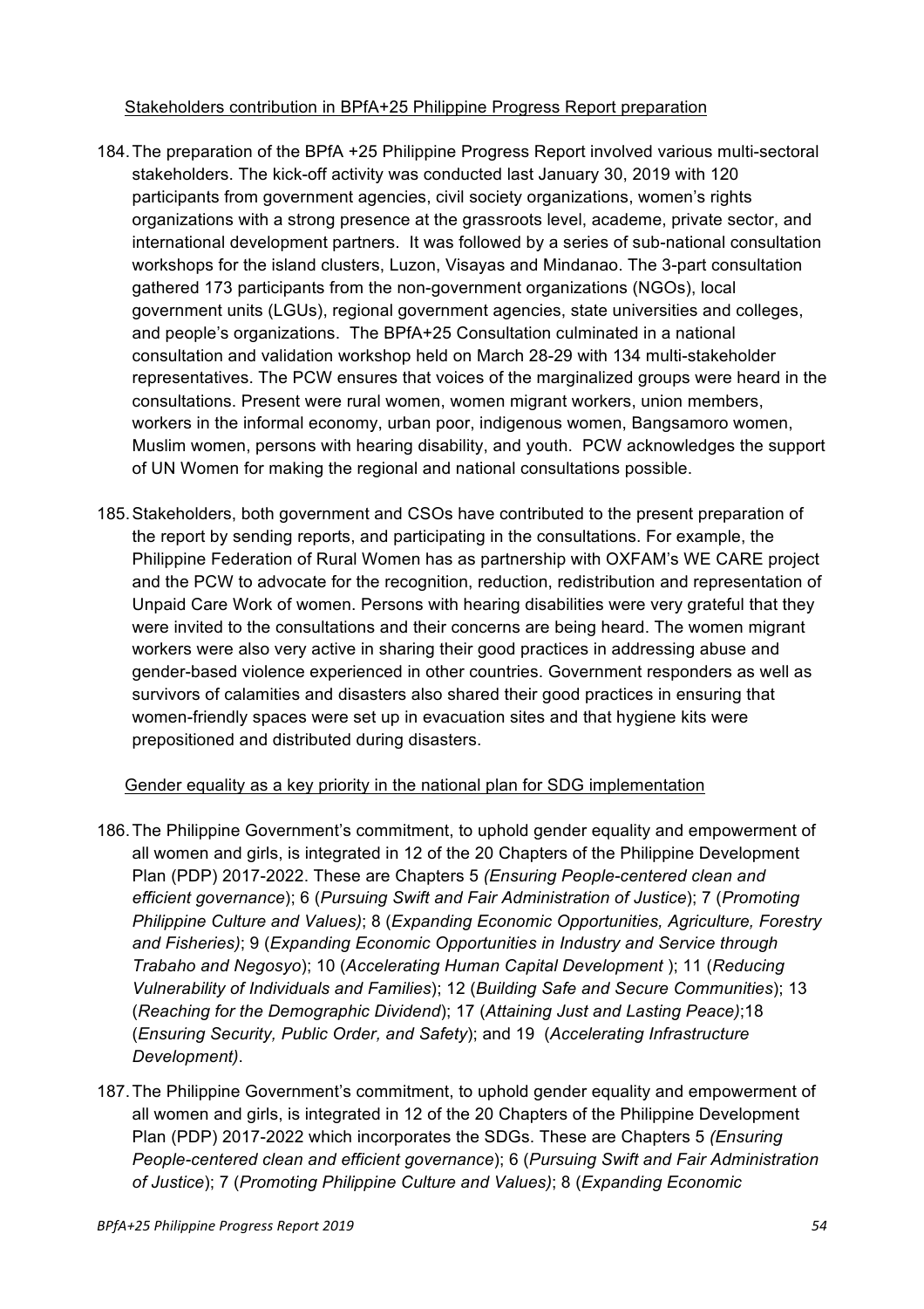Stakeholders contribution in BPfA+25 Philippine Progress Report preparation

184. The preparation of the BPfA +25 Philippine Progress Report involved various multi-sectoral stakeholders. The kick-off activity was conducted last January 30, 2019 with 120 participants from government agencies, civil society organizations, women's rights organizations with a strong presence at the grassroots level, academe, private sector, and international development partners. It was followed by a series of sub-national consultation workshops for the island clusters, Luzon, Visayas and Mindanao. The 3-part consultation gathered 173 participants from the non-government organizations (NGOs), local government units (LGUs), regional government agencies, state universities and colleges, and people's organizations. The BPfA+25 Consultation culminated in a national consultation and validation workshop held on March 28-29 with 134 multi-stakeholder representatives. The PCW ensures that voices of the marginalized groups were heard in the consultations. Present were rural women, women migrant workers, union members, workers in the informal economy, urban poor, indigenous women, Bangsamoro women, Muslim women, persons with hearing disability, and youth. PCW acknowledges the support of UN Women for making the regional and national consultations possible.

185. Stakeholders, both government and CSOs have contributed to the present preparation of the report by sending reports, and participating in the consultations. For example, the Philippine Federation of Rural Women has as partnership with OXFAM's WE CARE project and the PCW to advocate for the recognition, reduction, redistribution and representation of Unpaid Care Work of women. Persons with hearing disabilities were very grateful that they were invited to the consultations and their concerns are being heard. The women migrant workers were also very active in sharing their good practices in addressing abuse and gender-based violence experienced in other countries. Government responders as well as survivors of calamities and disasters also shared their good practices in ensuring that women-friendly spaces were set up in evacuation sites and that hygiene kits were prepositioned and distributed during disasters.

Gender equality as a key priority in the national plan for SDG implementation

186. The Philippine Government's commitment, to uphold gender equality and empowerment of all women and girls, is integrated in 12 of the 20 Chapters of the Philippine Development Plan (PDP) 2017-2022. These are Chapters 5 *(Ensuring People-centered clean and efficient governance*); 6 (*Pursuing Swift and Fair Administration of Justice*); 7 (*Promoting Philippine Culture and Values)*; 8 (*Expanding Economic Opportunities, Agriculture, Forestry and Fisheries)*; 9 (*Expanding Economic Opportunities in Industry and Service through Trabaho and Negosyo*); 10 (*Accelerating Human Capital Development* ); 11 (*Reducing Vulnerability of Individuals and Families*); 12 (*Building Safe and Secure Communities*); 13 (*Reaching for the Demographic Dividend*); 17 (*Attaining Just and Lasting Peace)*;18 (*Ensuring Security, Public Order, and Safety*); and 19 (*Accelerating Infrastructure Development)*.

187. The Philippine Government's commitment, to uphold gender equality and empowerment of all women and girls, is integrated in 12 of the 20 Chapters of the Philippine Development Plan (PDP) 2017-2022 which incorporates the SDGs. These are Chapters 5 *(Ensuring People-centered clean and efficient governance*); 6 (*Pursuing Swift and Fair Administration of Justice*); 7 (*Promoting Philippine Culture and Values)*; 8 (*Expanding Economic*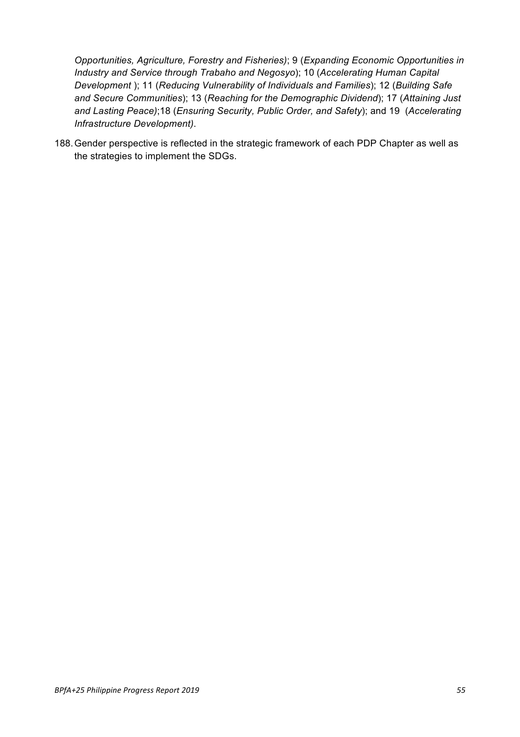*Opportunities, Agriculture, Forestry and Fisheries)*; 9 (*Expanding Economic Opportunities in Industry and Service through Trabaho and Negosyo*); 10 (*Accelerating Human Capital Development* ); 11 (*Reducing Vulnerability of Individuals and Families*); 12 (*Building Safe and Secure Communities*); 13 (*Reaching for the Demographic Dividend*); 17 (*Attaining Just and Lasting Peace)*;18 (*Ensuring Security, Public Order, and Safety*); and 19 (*Accelerating Infrastructure Development)*.

188. Gender perspective is reflected in the strategic framework of each PDP Chapter as well as the strategies to implement the SDGs.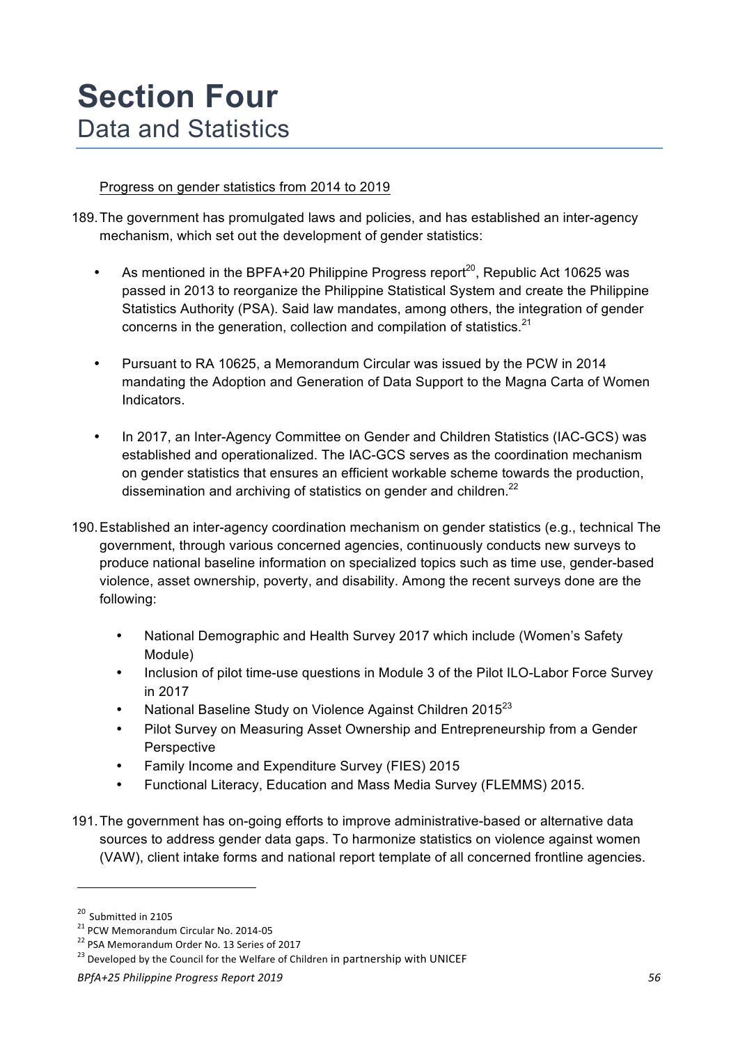# Section Four

## Data and Statistics

Progress on gender statistics from 2014 to 2019

189. The government has promulgated laws and policies, and has established an inter-agency mechanism, which set out the development of gender statistics:

   - As mentioned in the BPFA+20 Philippine Progress report[20], Republic Act 10625 was passed in 2013 to reorganize the Philippine Statistical System and create the Philippine Statistics Authority (PSA). Said law mandates, among others, the integration of gender concerns in the generation, collection and compilation of statistics.[21]

   - Pursuant to RA 10625, a Memorandum Circular was issued by the PCW in 2014 mandating the Adoption and Generation of Data Support to the Magna Carta of Women Indicators.

   - In 2017, an Inter-Agency Committee on Gender and Children Statistics (IAC-GCS) was established and operationalized. The IAC-GCS serves as the coordination mechanism on gender statistics that ensures an efficient workable scheme towards the production, dissemination and archiving of statistics on gender and children.[22]

190. Established an inter-agency coordination mechanism on gender statistics (e.g., technical The government, through various concerned agencies, continuously conducts new surveys to produce national baseline information on specialized topics such as time use, gender-based violence, asset ownership, poverty, and disability. Among the recent surveys done are the following:

   - National Demographic and Health Survey 2017 which include (Women's Safety Module)
   - Inclusion of pilot time-use questions in Module 3 of the Pilot ILO-Labor Force Survey in 2017
   - National Baseline Study on Violence Against Children 2015[23]
   - Pilot Survey on Measuring Asset Ownership and Entrepreneurship from a Gender Perspective
   - Family Income and Expenditure Survey (FIES) 2015
   - Functional Literacy, Education and Mass Media Survey (FLEMMS) 2015.

191. The government has on-going efforts to improve administrative-based or alternative data sources to address gender data gaps. To harmonize statistics on violence against women (VAW), client intake forms and national report template of all concerned frontline agencies.

---

[20] Submitted in 2105

[21] PCW Memorandum Circular No. 2014-05

[22] PSA Memorandum Order No. 13 Series of 2017

[23] Developed by the Council for the Welfare of Children in partnership with UNICEF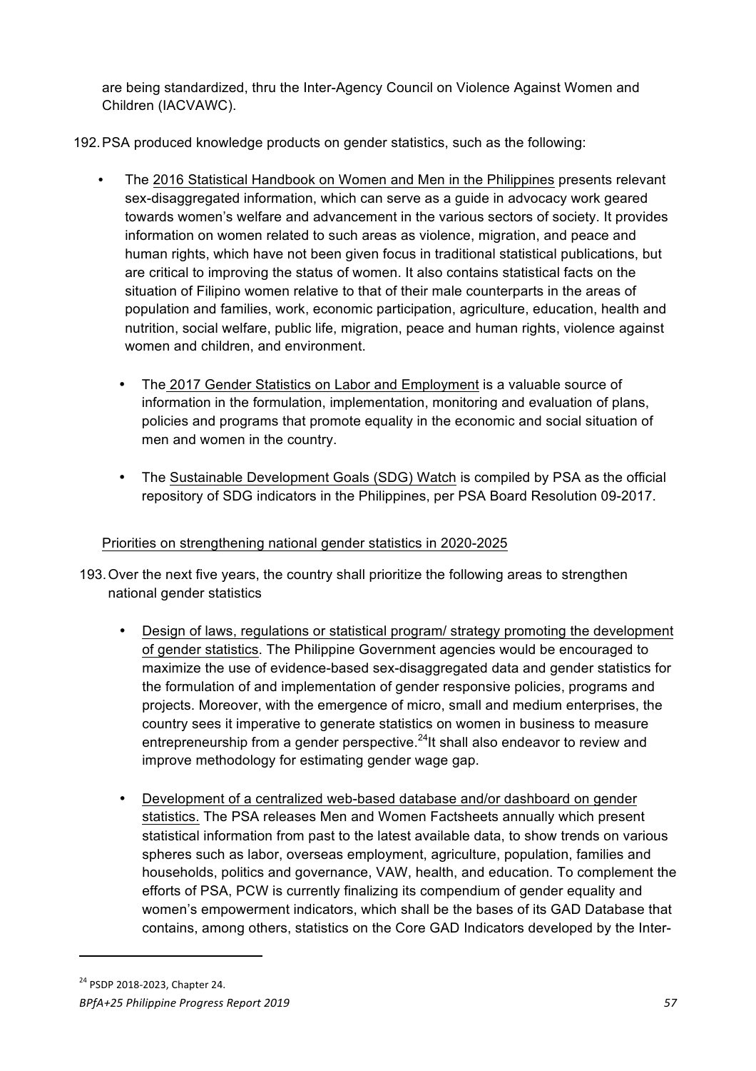are being standardized, thru the Inter-Agency Council on Violence Against Women and Children (IACVAWC).

192. PSA produced knowledge products on gender statistics, such as the following:

- The 2016 Statistical Handbook on Women and Men in the Philippines presents relevant sex-disaggregated information, which can serve as a guide in advocacy work geared towards women's welfare and advancement in the various sectors of society. It provides information on women related to such areas as violence, migration, and peace and human rights, which have not been given focus in traditional statistical publications, but are critical to improving the status of women. It also contains statistical facts on the situation of Filipino women relative to that of their male counterparts in the areas of population and families, work, economic participation, agriculture, education, health and nutrition, social welfare, public life, migration, peace and human rights, violence against women and children, and environment.

- The 2017 Gender Statistics on Labor and Employment is a valuable source of information in the formulation, implementation, monitoring and evaluation of plans, policies and programs that promote equality in the economic and social situation of men and women in the country.

- The Sustainable Development Goals (SDG) Watch is compiled by PSA as the official repository of SDG indicators in the Philippines, per PSA Board Resolution 09-2017.

Priorities on strengthening national gender statistics in 2020-2025

193. Over the next five years, the country shall prioritize the following areas to strengthen national gender statistics

- Design of laws, regulations or statistical program/ strategy promoting the development of gender statistics. The Philippine Government agencies would be encouraged to maximize the use of evidence-based sex-disaggregated data and gender statistics for the formulation of and implementation of gender responsive policies, programs and projects. Moreover, with the emergence of micro, small and medium enterprises, the country sees it imperative to generate statistics on women in business to measure entrepreneurship from a gender perspective.[24] It shall also endeavor to review and improve methodology for estimating gender wage gap.

- Development of a centralized web-based database and/or dashboard on gender statistics. The PSA releases Men and Women Factsheets annually which present statistical information from past to the latest available data, to show trends on various spheres such as labor, overseas employment, agriculture, population, families and households, politics and governance, VAW, health, and education. To complement the efforts of PSA, PCW is currently finalizing its compendium of gender equality and women's empowerment indicators, which shall be the bases of its GAD Database that contains, among others, statistics on the Core GAD Indicators developed by the Inter-

[24] PSDP 2018-2023, Chapter 24.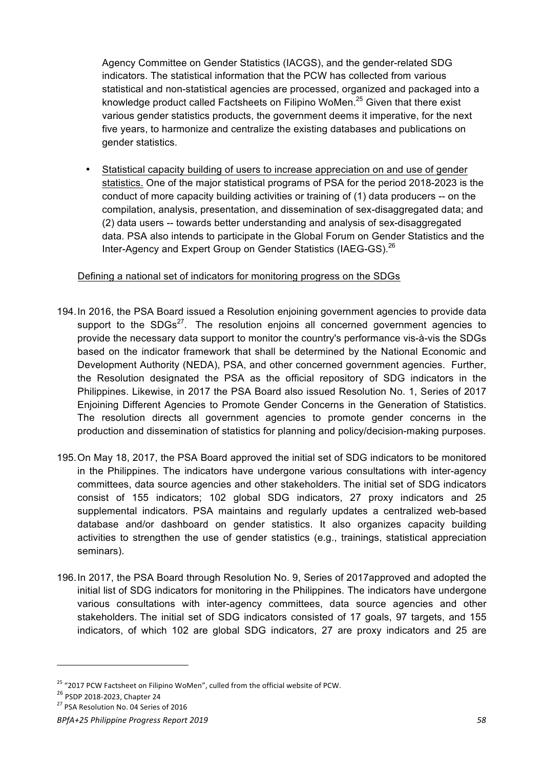Agency Committee on Gender Statistics (IACGS), and the gender-related SDG indicators. The statistical information that the PCW has collected from various statistical and non-statistical agencies are processed, organized and packaged into a knowledge product called Factsheets on Filipino WoMen.[25] Given that there exist various gender statistics products, the government deems it imperative, for the next five years, to harmonize and centralize the existing databases and publications on gender statistics.

- Statistical capacity building of users to increase appreciation on and use of gender statistics. One of the major statistical programs of PSA for the period 2018-2023 is the conduct of more capacity building activities or training of (1) data producers -- on the compilation, analysis, presentation, and dissemination of sex-disaggregated data; and (2) data users -- towards better understanding and analysis of sex-disaggregated data. PSA also intends to participate in the Global Forum on Gender Statistics and the Inter-Agency and Expert Group on Gender Statistics (IAEG-GS).[26]

Defining a national set of indicators for monitoring progress on the SDGs

194. In 2016, the PSA Board issued a Resolution enjoining government agencies to provide data support to the SDGs[27]. The resolution enjoins all concerned government agencies to provide the necessary data support to monitor the country's performance vis-à-vis the SDGs based on the indicator framework that shall be determined by the National Economic and Development Authority (NEDA), PSA, and other concerned government agencies. Further, the Resolution designated the PSA as the official repository of SDG indicators in the Philippines. Likewise, in 2017 the PSA Board also issued Resolution No. 1, Series of 2017 Enjoining Different Agencies to Promote Gender Concerns in the Generation of Statistics. The resolution directs all government agencies to promote gender concerns in the production and dissemination of statistics for planning and policy/decision-making purposes.

195. On May 18, 2017, the PSA Board approved the initial set of SDG indicators to be monitored in the Philippines. The indicators have undergone various consultations with inter-agency committees, data source agencies and other stakeholders. The initial set of SDG indicators consist of 155 indicators; 102 global SDG indicators, 27 proxy indicators and 25 supplemental indicators. PSA maintains and regularly updates a centralized web-based database and/or dashboard on gender statistics. It also organizes capacity building activities to strengthen the use of gender statistics (e.g., trainings, statistical appreciation seminars).

196. In 2017, the PSA Board through Resolution No. 9, Series of 2017approved and adopted the initial list of SDG indicators for monitoring in the Philippines. The indicators have undergone various consultations with inter-agency committees, data source agencies and other stakeholders. The initial set of SDG indicators consisted of 17 goals, 97 targets, and 155 indicators, of which 102 are global SDG indicators, 27 are proxy indicators and 25 are

---

[25] "2017 PCW Factsheet on Filipino WoMen", culled from the official website of PCW.

[26] PSDP 2018-2023, Chapter 24

[27] PSA Resolution No. 04 Series of 2016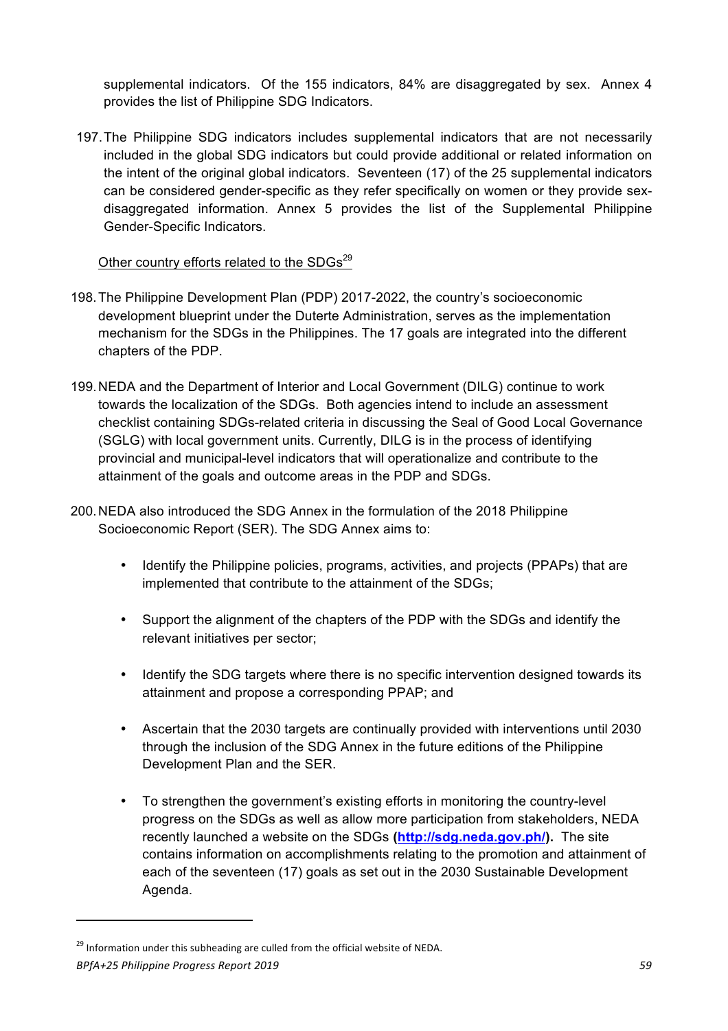supplemental indicators. Of the 155 indicators, 84% are disaggregated by sex. Annex 4 provides the list of Philippine SDG Indicators.

197. The Philippine SDG indicators includes supplemental indicators that are not necessarily included in the global SDG indicators but could provide additional or related information on the intent of the original global indicators. Seventeen (17) of the 25 supplemental indicators can be considered gender-specific as they refer specifically on women or they provide sex-disaggregated information. Annex 5 provides the list of the Supplemental Philippine Gender-Specific Indicators.

Other country efforts related to the SDGs[29]

198. The Philippine Development Plan (PDP) 2017-2022, the country's socioeconomic development blueprint under the Duterte Administration, serves as the implementation mechanism for the SDGs in the Philippines. The 17 goals are integrated into the different chapters of the PDP.

199. NEDA and the Department of Interior and Local Government (DILG) continue to work towards the localization of the SDGs. Both agencies intend to include an assessment checklist containing SDGs-related criteria in discussing the Seal of Good Local Governance (SGLG) with local government units. Currently, DILG is in the process of identifying provincial and municipal-level indicators that will operationalize and contribute to the attainment of the goals and outcome areas in the PDP and SDGs.

200. NEDA also introduced the SDG Annex in the formulation of the 2018 Philippine Socioeconomic Report (SER). The SDG Annex aims to:

- Identify the Philippine policies, programs, activities, and projects (PPAPs) that are implemented that contribute to the attainment of the SDGs;
- Support the alignment of the chapters of the PDP with the SDGs and identify the relevant initiatives per sector;
- Identify the SDG targets where there is no specific intervention designed towards its attainment and propose a corresponding PPAP; and
- Ascertain that the 2030 targets are continually provided with interventions until 2030 through the inclusion of the SDG Annex in the future editions of the Philippine Development Plan and the SER.
- To strengthen the government's existing efforts in monitoring the country-level progress on the SDGs as well as allow more participation from stakeholders, NEDA recently launched a website on the SDGs **(http://sdg.neda.gov.ph/).** The site contains information on accomplishments relating to the promotion and attainment of each of the seventeen (17) goals as set out in the 2030 Sustainable Development Agenda.

[29] Information under this subheading are culled from the official website of NEDA.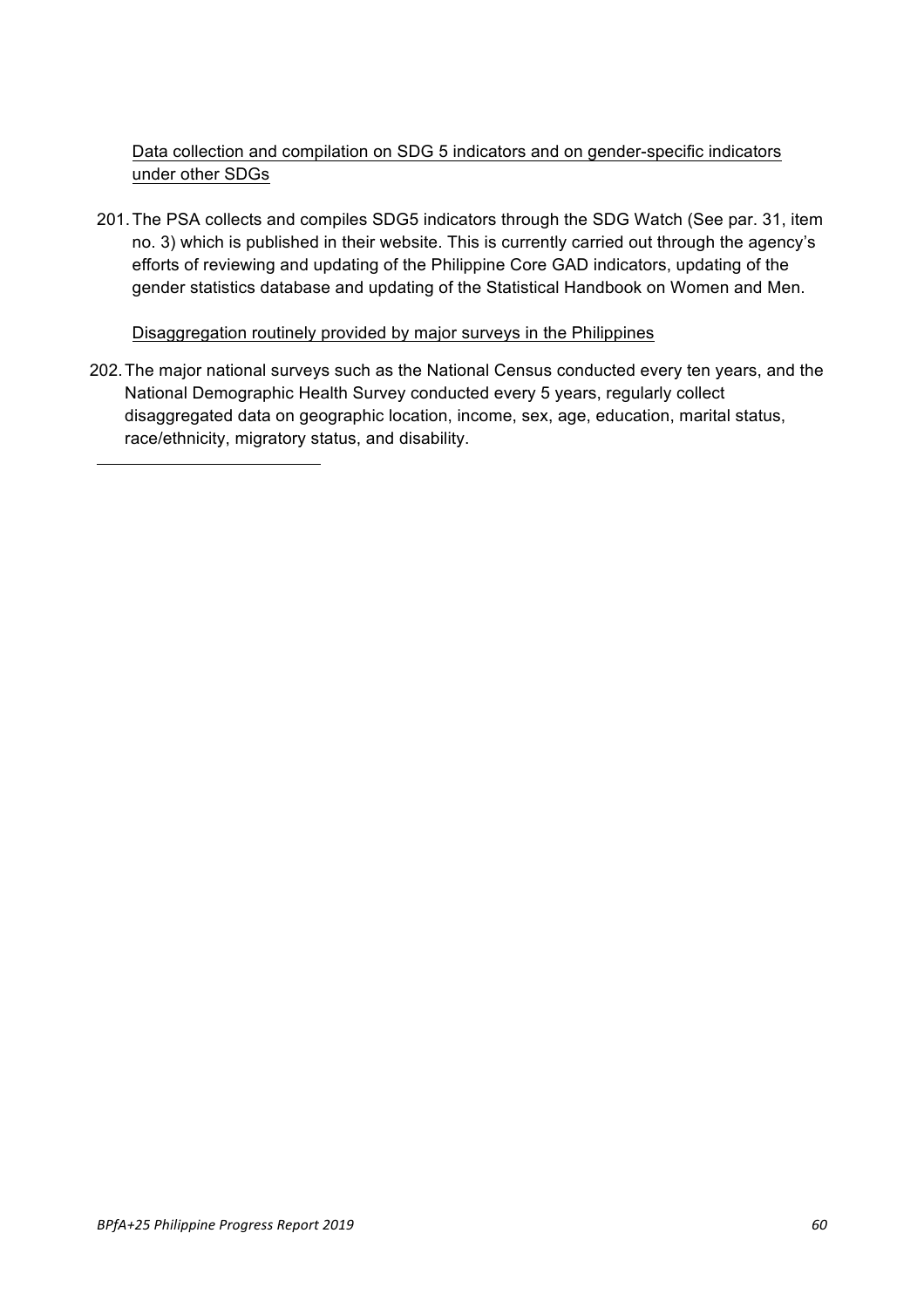Data collection and compilation on SDG 5 indicators and on gender-specific indicators under other SDGs

201. The PSA collects and compiles SDG5 indicators through the SDG Watch (See par. 31, item no. 3) which is published in their website. This is currently carried out through the agency's efforts of reviewing and updating of the Philippine Core GAD indicators, updating of the gender statistics database and updating of the Statistical Handbook on Women and Men.

Disaggregation routinely provided by major surveys in the Philippines

202. The major national surveys such as the National Census conducted every ten years, and the National Demographic Health Survey conducted every 5 years, regularly collect disaggregated data on geographic location, income, sex, age, education, marital status, race/ethnicity, migratory status, and disability.